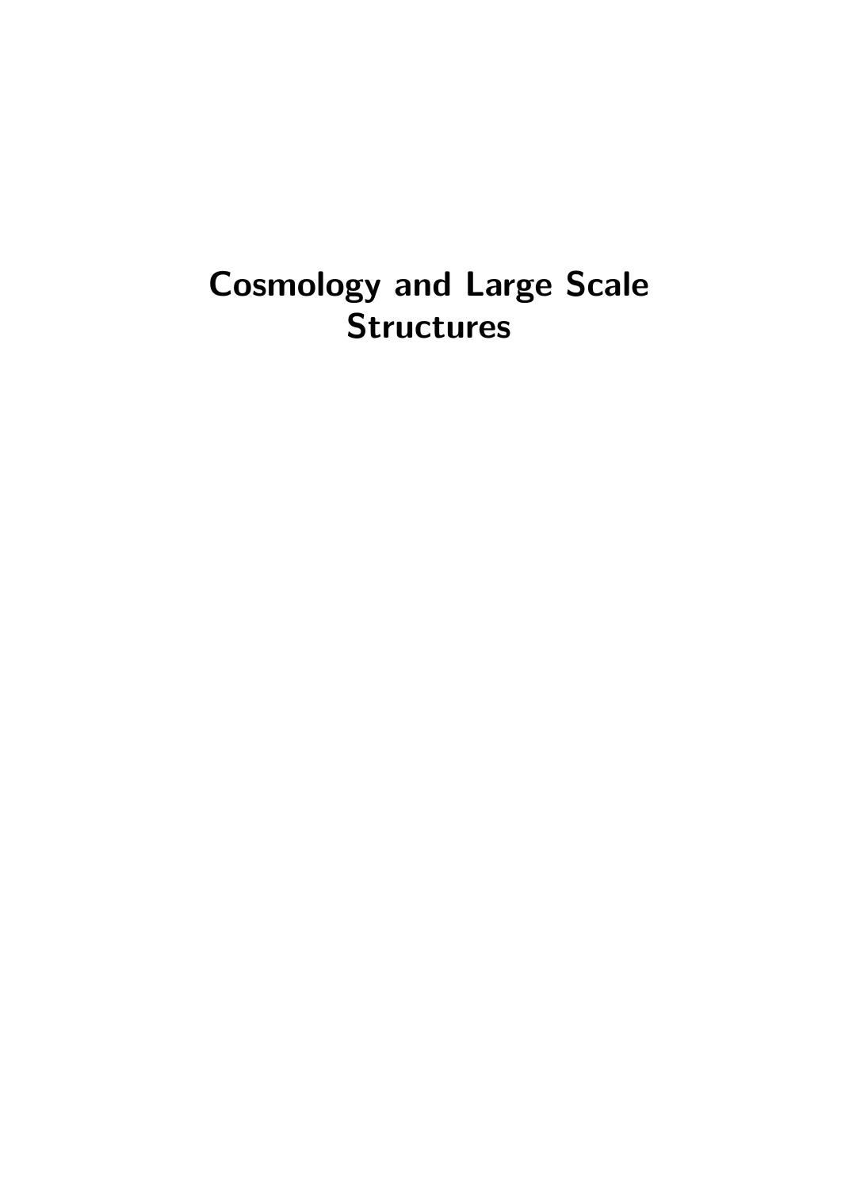# Cosmology and Large Scale Structures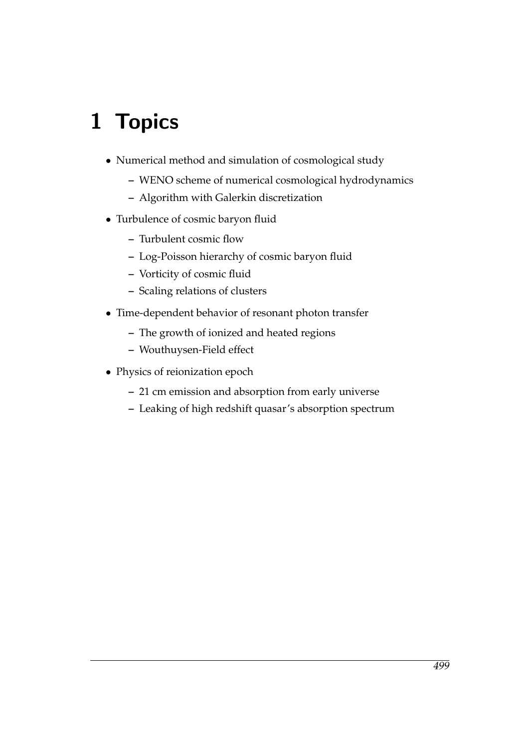# 1 Topics

- Numerical method and simulation of cosmological study
  - WENO scheme of numerical cosmological hydrodynamics
  - Algorithm with Galerkin discretization
- Turbulence of cosmic baryon fluid
  - Turbulent cosmic flow
  - Log-Poisson hierarchy of cosmic baryon fluid
  - Vorticity of cosmic fluid
  - Scaling relations of clusters
- Time-dependent behavior of resonant photon transfer
  - The growth of ionized and heated regions
  - Wouthuysen-Field effect
- Physics of reionization epoch
  - 21 cm emission and absorption from early universe
  - Leaking of high redshift quasar's absorption spectrum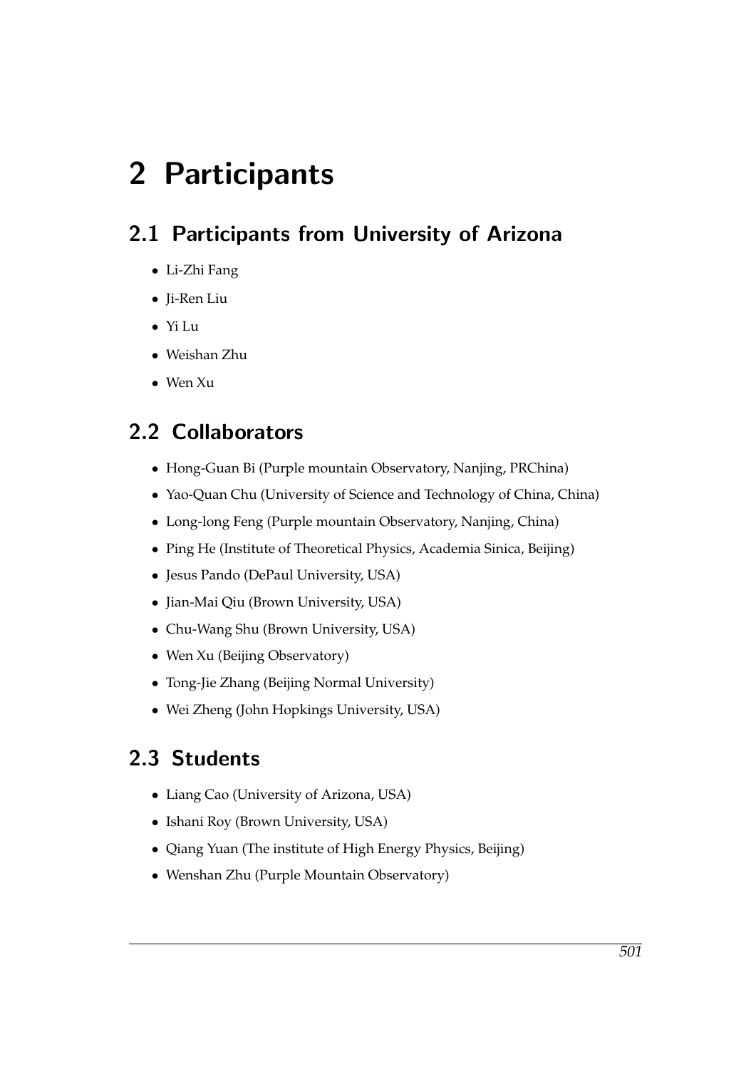# 2 Participants

## 2.1 Participants from University of Arizona

- Li-Zhi Fang
- Ji-Ren Liu
- Yi Lu
- Weishan Zhu
- Wen Xu

## 2.2 Collaborators

- Hong-Guan Bi (Purple mountain Observatory, Nanjing, PRChina)
- Yao-Quan Chu (University of Science and Technology of China, China)
- Long-long Feng (Purple mountain Observatory, Nanjing, China)
- Ping He (Institute of Theoretical Physics, Academia Sinica, Beijing)
- Jesus Pando (DePaul University, USA)
- Jian-Mai Qiu (Brown University, USA)
- Chu-Wang Shu (Brown University, USA)
- Wen Xu (Beijing Observatory)
- Tong-Jie Zhang (Beijing Normal University)
- Wei Zheng (John Hopkings University, USA)

## 2.3 Students

- Liang Cao (University of Arizona, USA)
- Ishani Roy (Brown University, USA)
- Qiang Yuan (The institute of High Energy Physics, Beijing)
- Wenshan Zhu (Purple Mountain Observatory)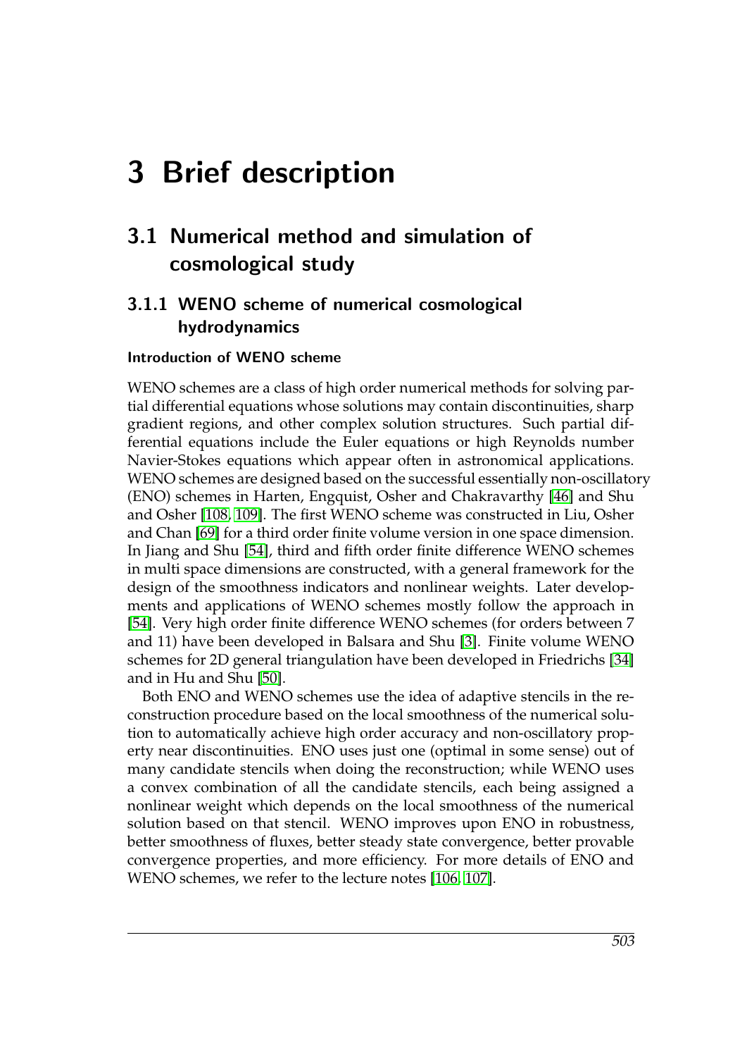# 3 Brief description

## 3.1 Numerical method and simulation of cosmological study

### 3.1.1 WENO scheme of numerical cosmological hydrodynamics

#### Introduction of WENO scheme

WENO schemes are a class of high order numerical methods for solving partial differential equations whose solutions may contain discontinuities, sharp gradient regions, and other complex solution structures. Such partial differential equations include the Euler equations or high Reynolds number Navier-Stokes equations which appear often in astronomical applications. WENO schemes are designed based on the successful essentially non-oscillatory (ENO) schemes in Harten, Engquist, Osher and Chakravarthy [46] and Shu and Osher [108, 109]. The first WENO scheme was constructed in Liu, Osher and Chan [69] for a third order finite volume version in one space dimension. In Jiang and Shu [54], third and fifth order finite difference WENO schemes in multi space dimensions are constructed, with a general framework for the design of the smoothness indicators and nonlinear weights. Later developments and applications of WENO schemes mostly follow the approach in [54]. Very high order finite difference WENO schemes (for orders between 7 and 11) have been developed in Balsara and Shu [3]. Finite volume WENO schemes for 2D general triangulation have been developed in Friedrichs [34] and in Hu and Shu [50].

Both ENO and WENO schemes use the idea of adaptive stencils in the reconstruction procedure based on the local smoothness of the numerical solution to automatically achieve high order accuracy and non-oscillatory property near discontinuities. ENO uses just one (optimal in some sense) out of many candidate stencils when doing the reconstruction; while WENO uses a convex combination of all the candidate stencils, each being assigned a nonlinear weight which depends on the local smoothness of the numerical solution based on that stencil. WENO improves upon ENO in robustness, better smoothness of fluxes, better steady state convergence, better provable convergence properties, and more efficiency. For more details of ENO and WENO schemes, we refer to the lecture notes [106, 107].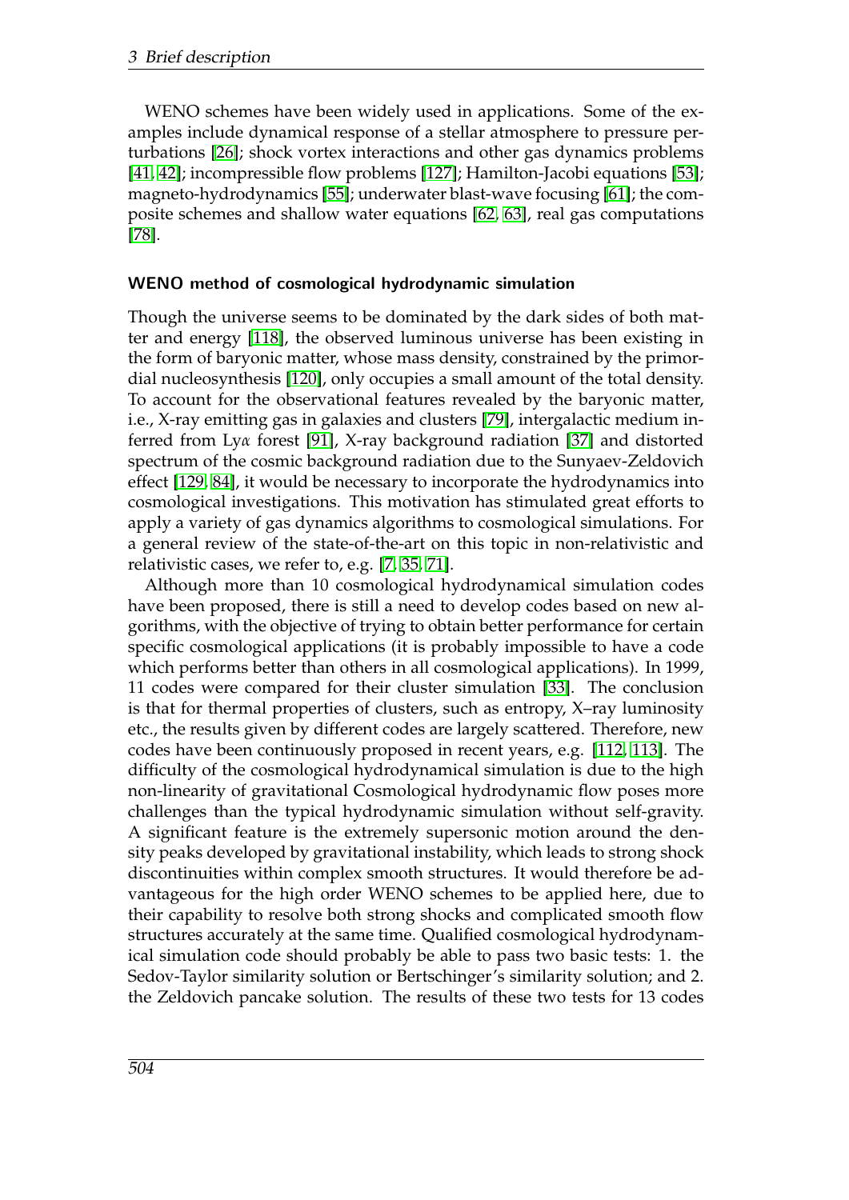WENO schemes have been widely used in applications. Some of the examples include dynamical response of a stellar atmosphere to pressure perturbations [26]; shock vortex interactions and other gas dynamics problems [41, 42]; incompressible flow problems [127]; Hamilton-Jacobi equations [53]; magneto-hydrodynamics [55]; underwater blast-wave focusing [61]; the composite schemes and shallow water equations [62, 63], real gas computations [78].

#### WENO method of cosmological hydrodynamic simulation

Though the universe seems to be dominated by the dark sides of both matter and energy [118], the observed luminous universe has been existing in the form of baryonic matter, whose mass density, constrained by the primordial nucleosynthesis [120], only occupies a small amount of the total density. To account for the observational features revealed by the baryonic matter, i.e., X-ray emitting gas in galaxies and clusters [79], intergalactic medium inferred from Ly$\alpha$ forest [91], X-ray background radiation [37] and distorted spectrum of the cosmic background radiation due to the Sunyaev-Zeldovich effect [129, 84], it would be necessary to incorporate the hydrodynamics into cosmological investigations. This motivation has stimulated great efforts to apply a variety of gas dynamics algorithms to cosmological simulations. For a general review of the state-of-the-art on this topic in non-relativistic and relativistic cases, we refer to, e.g. [7, 35, 71].

Although more than 10 cosmological hydrodynamical simulation codes have been proposed, there is still a need to develop codes based on new algorithms, with the objective of trying to obtain better performance for certain specific cosmological applications (it is probably impossible to have a code which performs better than others in all cosmological applications). In 1999, 11 codes were compared for their cluster simulation [33]. The conclusion is that for thermal properties of clusters, such as entropy, X–ray luminosity etc., the results given by different codes are largely scattered. Therefore, new codes have been continuously proposed in recent years, e.g. [112, 113]. The difficulty of the cosmological hydrodynamical simulation is due to the high non-linearity of gravitational Cosmological hydrodynamic flow poses more challenges than the typical hydrodynamic simulation without self-gravity. A significant feature is the extremely supersonic motion around the density peaks developed by gravitational instability, which leads to strong shock discontinuities within complex smooth structures. It would therefore be advantageous for the high order WENO schemes to be applied here, due to their capability to resolve both strong shocks and complicated smooth flow structures accurately at the same time. Qualified cosmological hydrodynamical simulation code should probably be able to pass two basic tests: 1. the Sedov-Taylor similarity solution or Bertschinger's similarity solution; and 2. the Zeldovich pancake solution. The results of these two tests for 13 codes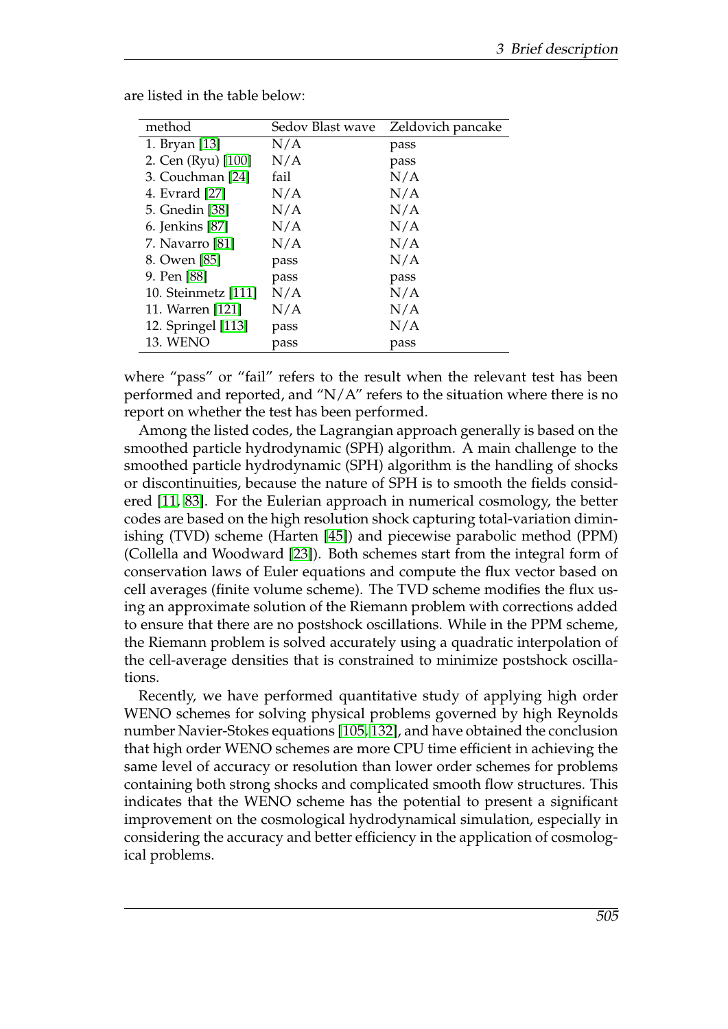are listed in the table below:

| method | Sedov Blast wave | Zeldovich pancake |
|---|---|---|
| 1. Bryan [13] | N/A | pass |
| 2. Cen (Ryu) [100] | N/A | pass |
| 3. Couchman [24] | fail | N/A |
| 4. Evrard [27] | N/A | N/A |
| 5. Gnedin [38] | N/A | N/A |
| 6. Jenkins [87] | N/A | N/A |
| 7. Navarro [81] | N/A | N/A |
| 8. Owen [85] | pass | N/A |
| 9. Pen [88] | pass | pass |
| 10. Steinmetz [111] | N/A | N/A |
| 11. Warren [121] | N/A | N/A |
| 12. Springel [113] | pass | N/A |
| 13. WENO | pass | pass |

where "pass" or "fail" refers to the result when the relevant test has been performed and reported, and "N/A" refers to the situation where there is no report on whether the test has been performed.

Among the listed codes, the Lagrangian approach generally is based on the smoothed particle hydrodynamic (SPH) algorithm. A main challenge to the smoothed particle hydrodynamic (SPH) algorithm is the handling of shocks or discontinuities, because the nature of SPH is to smooth the fields considered [11, 83]. For the Eulerian approach in numerical cosmology, the better codes are based on the high resolution shock capturing total-variation diminishing (TVD) scheme (Harten [45]) and piecewise parabolic method (PPM) (Collella and Woodward [23]). Both schemes start from the integral form of conservation laws of Euler equations and compute the flux vector based on cell averages (finite volume scheme). The TVD scheme modifies the flux using an approximate solution of the Riemann problem with corrections added to ensure that there are no postshock oscillations. While in the PPM scheme, the Riemann problem is solved accurately using a quadratic interpolation of the cell-average densities that is constrained to minimize postshock oscillations.

Recently, we have performed quantitative study of applying high order WENO schemes for solving physical problems governed by high Reynolds number Navier-Stokes equations [105, 132], and have obtained the conclusion that high order WENO schemes are more CPU time efficient in achieving the same level of accuracy or resolution than lower order schemes for problems containing both strong shocks and complicated smooth flow structures. This indicates that the WENO scheme has the potential to present a significant improvement on the cosmological hydrodynamical simulation, especially in considering the accuracy and better efficiency in the application of cosmological problems.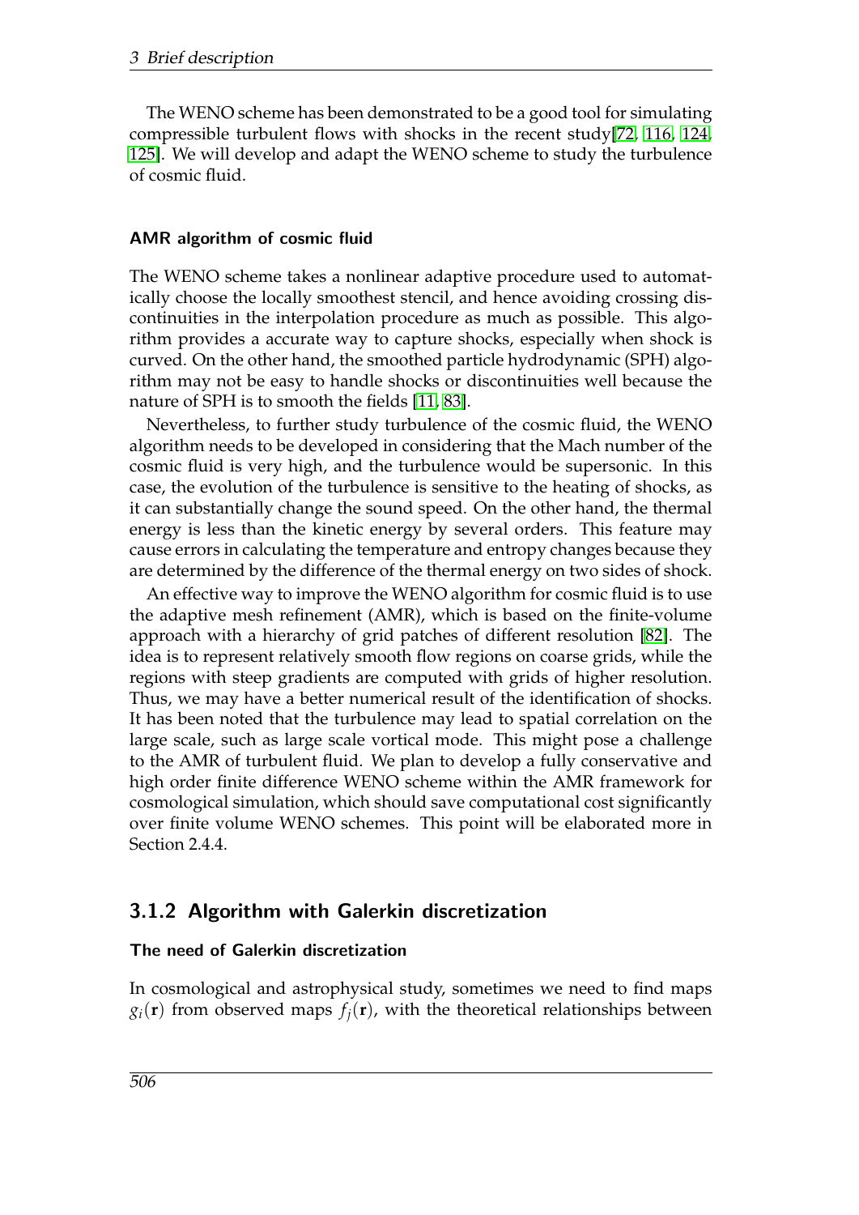The WENO scheme has been demonstrated to be a good tool for simulating compressible turbulent flows with shocks in the recent study[72, 116, 124, 125]. We will develop and adapt the WENO scheme to study the turbulence of cosmic fluid.

#### AMR algorithm of cosmic fluid

The WENO scheme takes a nonlinear adaptive procedure used to automatically choose the locally smoothest stencil, and hence avoiding crossing discontinuities in the interpolation procedure as much as possible. This algorithm provides a accurate way to capture shocks, especially when shock is curved. On the other hand, the smoothed particle hydrodynamic (SPH) algorithm may not be easy to handle shocks or discontinuities well because the nature of SPH is to smooth the fields [11, 83].

Nevertheless, to further study turbulence of the cosmic fluid, the WENO algorithm needs to be developed in considering that the Mach number of the cosmic fluid is very high, and the turbulence would be supersonic. In this case, the evolution of the turbulence is sensitive to the heating of shocks, as it can substantially change the sound speed. On the other hand, the thermal energy is less than the kinetic energy by several orders. This feature may cause errors in calculating the temperature and entropy changes because they are determined by the difference of the thermal energy on two sides of shock.

An effective way to improve the WENO algorithm for cosmic fluid is to use the adaptive mesh refinement (AMR), which is based on the finite-volume approach with a hierarchy of grid patches of different resolution [82]. The idea is to represent relatively smooth flow regions on coarse grids, while the regions with steep gradients are computed with grids of higher resolution. Thus, we may have a better numerical result of the identification of shocks. It has been noted that the turbulence may lead to spatial correlation on the large scale, such as large scale vortical mode. This might pose a challenge to the AMR of turbulent fluid. We plan to develop a fully conservative and high order finite difference WENO scheme within the AMR framework for cosmological simulation, which should save computational cost significantly over finite volume WENO schemes. This point will be elaborated more in Section 2.4.4.

### 3.1.2 Algorithm with Galerkin discretization

#### The need of Galerkin discretization

In cosmological and astrophysical study, sometimes we need to find maps $g_i(\mathbf{r})$ from observed maps $f_j(\mathbf{r})$, with the theoretical relationships between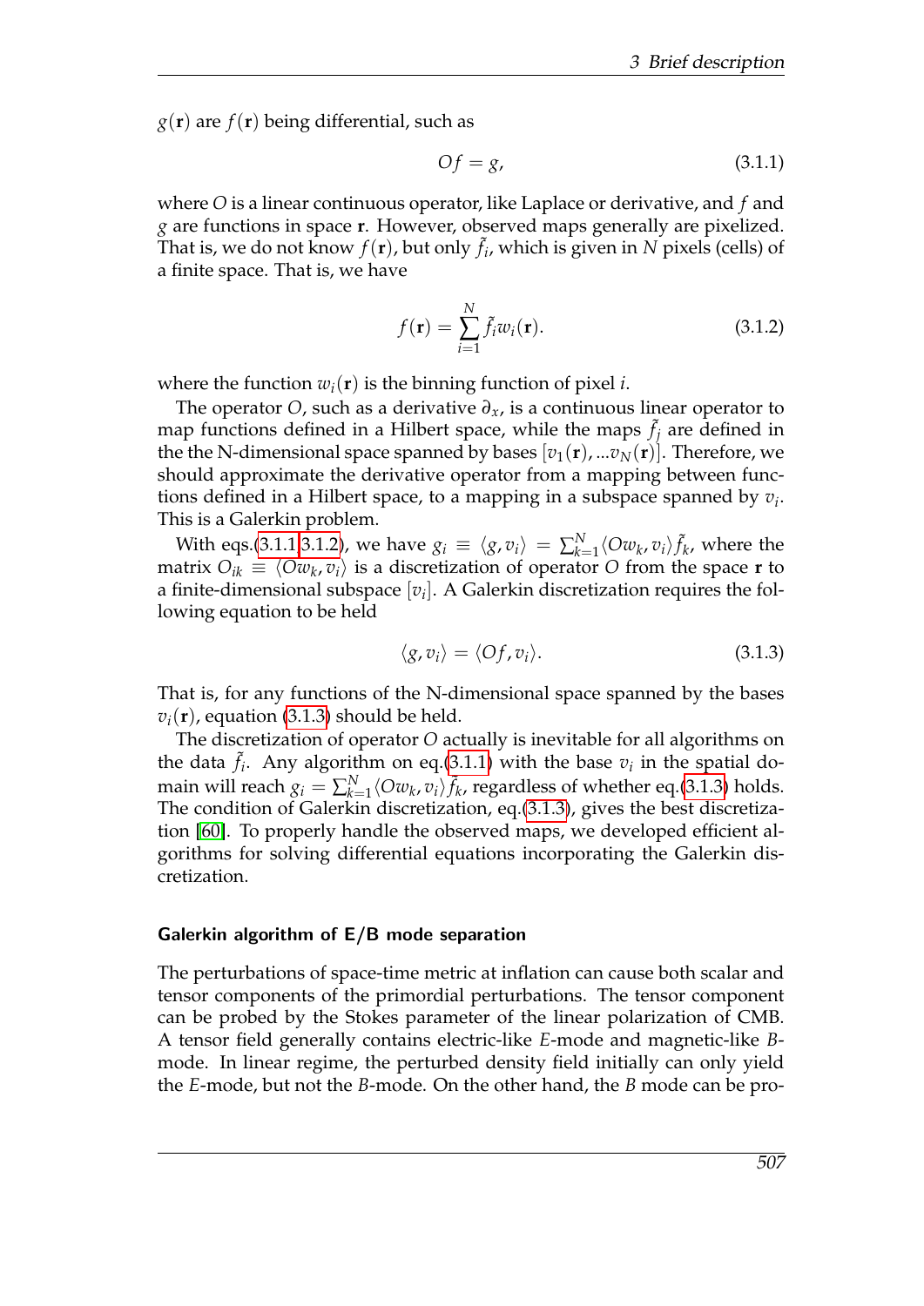$g(\mathbf{r})$ are $f(\mathbf{r})$ being differential, such as

$$Of = g, \tag{3.1.1}$$

where $O$ is a linear continuous operator, like Laplace or derivative, and $f$ and $g$ are functions in space $\mathbf{r}$. However, observed maps generally are pixelized. That is, we do not know $f(\mathbf{r})$, but only $\tilde{f}_i$, which is given in $N$ pixels (cells) of a finite space. That is, we have

$$f(\mathbf{r}) = \sum_{i=1}^{N} \tilde{f}_i w_i(\mathbf{r}). \tag{3.1.2}$$

where the function $w_i(\mathbf{r})$ is the binning function of pixel $i$.

The operator $O$, such as a derivative $\partial_x$, is a continuous linear operator to map functions defined in a Hilbert space, while the maps $\tilde{f}_j$ are defined in the the N-dimensional space spanned by bases $[v_1(\mathbf{r}), ...v_N(\mathbf{r})]$. Therefore, we should approximate the derivative operator from a mapping between functions defined in a Hilbert space, to a mapping in a subspace spanned by $v_i$. This is a Galerkin problem.

With eqs.(3.1.1,3.1.2), we have $g_i \equiv \langle g, v_i \rangle = \sum_{k=1}^{N} \langle O w_k, v_i \rangle \tilde{f}_k$, where the matrix $O_{ik} \equiv \langle O w_k, v_i \rangle$ is a discretization of operator $O$ from the space $\mathbf{r}$ to a finite-dimensional subspace $[v_i]$. A Galerkin discretization requires the following equation to be held

$$\langle g, v_i \rangle = \langle Of, v_i \rangle. \tag{3.1.3}$$

That is, for any functions of the N-dimensional space spanned by the bases $v_i(\mathbf{r})$, equation (3.1.3) should be held.

The discretization of operator $O$ actually is inevitable for all algorithms on the data $\tilde{f}_i$. Any algorithm on eq.(3.1.1) with the base $v_i$ in the spatial domain will reach $g_i = \sum_{k=1}^{N} \langle O w_k, v_i \rangle \tilde{f}_k$, regardless of whether eq.(3.1.3) holds. The condition of Galerkin discretization, eq.(3.1.3), gives the best discretization [60]. To properly handle the observed maps, we developed efficient algorithms for solving differential equations incorporating the Galerkin discretization.

#### Galerkin algorithm of E/B mode separation

The perturbations of space-time metric at inflation can cause both scalar and tensor components of the primordial perturbations. The tensor component can be probed by the Stokes parameter of the linear polarization of CMB. A tensor field generally contains electric-like $E$-mode and magnetic-like $B$-mode. In linear regime, the perturbed density field initially can only yield the $E$-mode, but not the $B$-mode. On the other hand, the $B$ mode can be pro-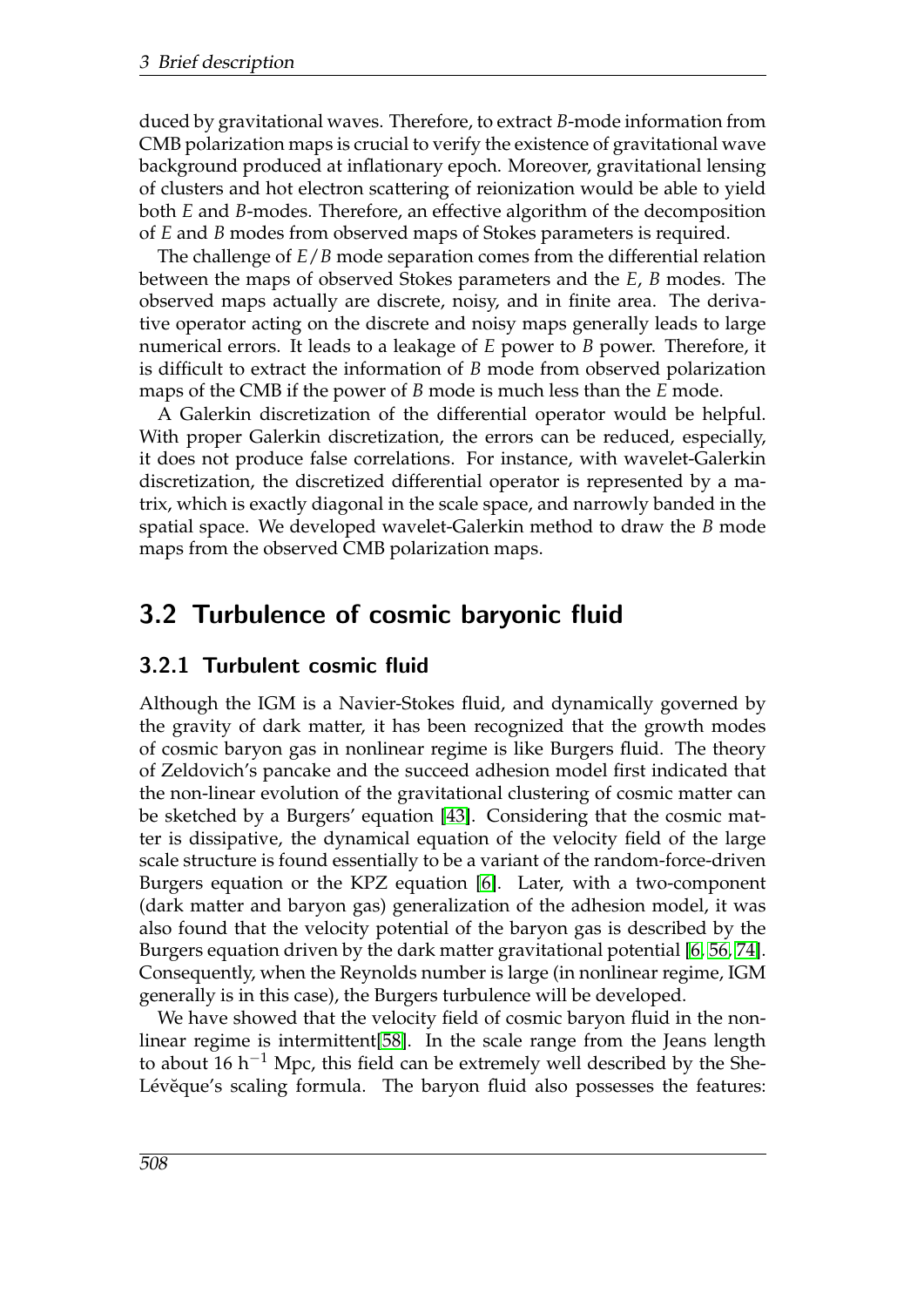duced by gravitational waves. Therefore, to extract *B*-mode information from CMB polarization maps is crucial to verify the existence of gravitational wave background produced at inflationary epoch. Moreover, gravitational lensing of clusters and hot electron scattering of reionization would be able to yield both *E* and *B*-modes. Therefore, an effective algorithm of the decomposition of *E* and *B* modes from observed maps of Stokes parameters is required.

The challenge of $E/B$ mode separation comes from the differential relation between the maps of observed Stokes parameters and the *E*, *B* modes. The observed maps actually are discrete, noisy, and in finite area. The derivative operator acting on the discrete and noisy maps generally leads to large numerical errors. It leads to a leakage of *E* power to *B* power. Therefore, it is difficult to extract the information of *B* mode from observed polarization maps of the CMB if the power of *B* mode is much less than the *E* mode.

A Galerkin discretization of the differential operator would be helpful. With proper Galerkin discretization, the errors can be reduced, especially, it does not produce false correlations. For instance, with wavelet-Galerkin discretization, the discretized differential operator is represented by a matrix, which is exactly diagonal in the scale space, and narrowly banded in the spatial space. We developed wavelet-Galerkin method to draw the *B* mode maps from the observed CMB polarization maps.

## 3.2 Turbulence of cosmic baryonic fluid

### 3.2.1 Turbulent cosmic fluid

Although the IGM is a Navier-Stokes fluid, and dynamically governed by the gravity of dark matter, it has been recognized that the growth modes of cosmic baryon gas in nonlinear regime is like Burgers fluid. The theory of Zeldovich's pancake and the succeed adhesion model first indicated that the non-linear evolution of the gravitational clustering of cosmic matter can be sketched by a Burgers' equation [43]. Considering that the cosmic matter is dissipative, the dynamical equation of the velocity field of the large scale structure is found essentially to be a variant of the random-force-driven Burgers equation or the KPZ equation [6]. Later, with a two-component (dark matter and baryon gas) generalization of the adhesion model, it was also found that the velocity potential of the baryon gas is described by the Burgers equation driven by the dark matter gravitational potential [6, 56, 74]. Consequently, when the Reynolds number is large (in nonlinear regime, IGM generally is in this case), the Burgers turbulence will be developed.

We have showed that the velocity field of cosmic baryon fluid in the nonlinear regime is intermittent[58]. In the scale range from the Jeans length to about 16 $h^{-1}$ Mpc, this field can be extremely well described by the She-Lévěque's scaling formula. The baryon fluid also possesses the features: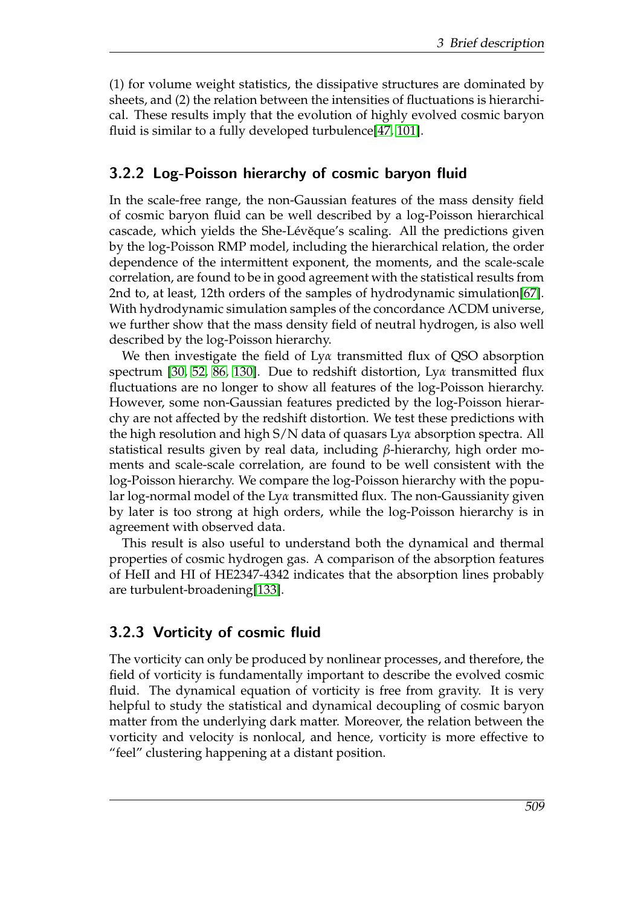(1) for volume weight statistics, the dissipative structures are dominated by sheets, and (2) the relation between the intensities of fluctuations is hierarchical. These results imply that the evolution of highly evolved cosmic baryon fluid is similar to a fully developed turbulence[47, 101].

### 3.2.2 Log-Poisson hierarchy of cosmic baryon fluid

In the scale-free range, the non-Gaussian features of the mass density field of cosmic baryon fluid can be well described by a log-Poisson hierarchical cascade, which yields the She-Lévêque's scaling. All the predictions given by the log-Poisson RMP model, including the hierarchical relation, the order dependence of the intermittent exponent, the moments, and the scale-scale correlation, are found to be in good agreement with the statistical results from 2nd to, at least, 12th orders of the samples of hydrodynamic simulation[67]. With hydrodynamic simulation samples of the concordance $\Lambda$CDM universe, we further show that the mass density field of neutral hydrogen, is also well described by the log-Poisson hierarchy.

We then investigate the field of Ly$\alpha$ transmitted flux of QSO absorption spectrum [30, 52, 86, 130]. Due to redshift distortion, Ly$\alpha$ transmitted flux fluctuations are no longer to show all features of the log-Poisson hierarchy. However, some non-Gaussian features predicted by the log-Poisson hierarchy are not affected by the redshift distortion. We test these predictions with the high resolution and high S/N data of quasars Ly$\alpha$ absorption spectra. All statistical results given by real data, including $\beta$-hierarchy, high order moments and scale-scale correlation, are found to be well consistent with the log-Poisson hierarchy. We compare the log-Poisson hierarchy with the popular log-normal model of the Ly$\alpha$ transmitted flux. The non-Gaussianity given by later is too strong at high orders, while the log-Poisson hierarchy is in agreement with observed data.

This result is also useful to understand both the dynamical and thermal properties of cosmic hydrogen gas. A comparison of the absorption features of HeII and HI of HE2347-4342 indicates that the absorption lines probably are turbulent-broadening[133].

### 3.2.3 Vorticity of cosmic fluid

The vorticity can only be produced by nonlinear processes, and therefore, the field of vorticity is fundamentally important to describe the evolved cosmic fluid. The dynamical equation of vorticity is free from gravity. It is very helpful to study the statistical and dynamical decoupling of cosmic baryon matter from the underlying dark matter. Moreover, the relation between the vorticity and velocity is nonlocal, and hence, vorticity is more effective to "feel" clustering happening at a distant position.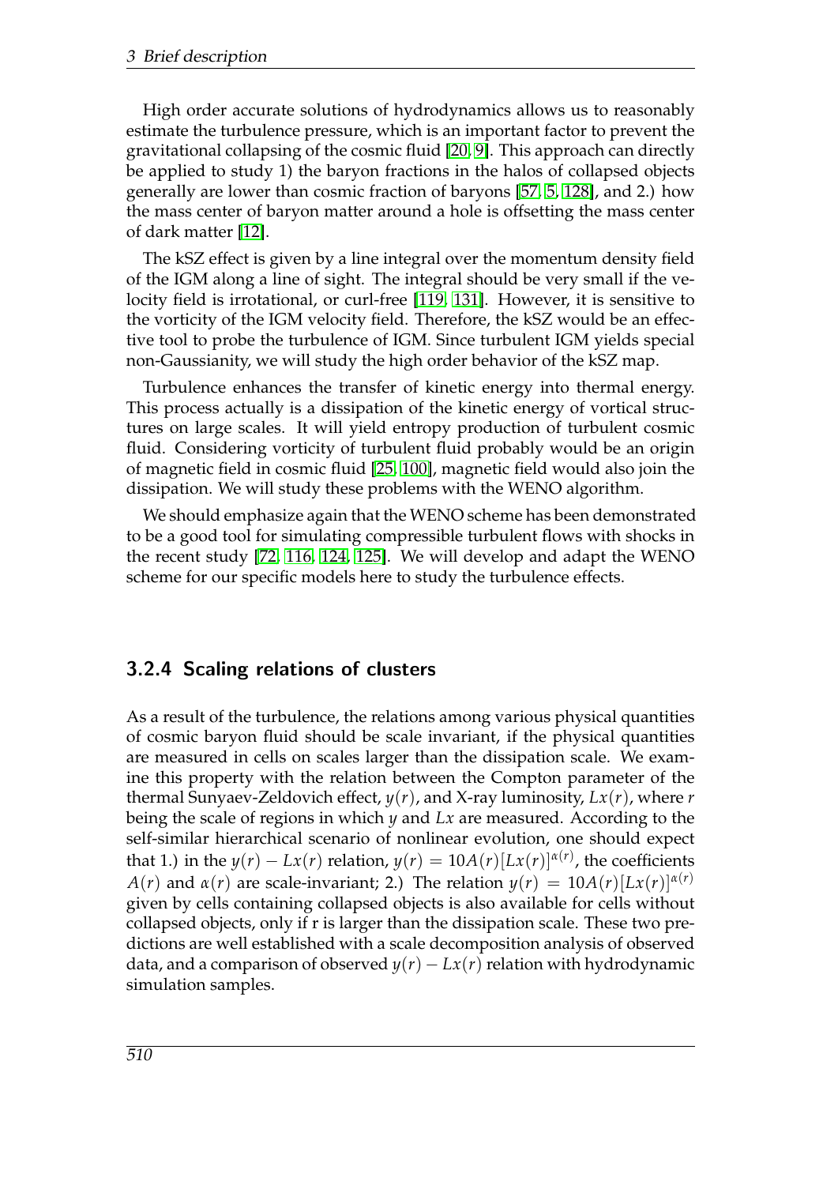High order accurate solutions of hydrodynamics allows us to reasonably estimate the turbulence pressure, which is an important factor to prevent the gravitational collapsing of the cosmic fluid [20, 9]. This approach can directly be applied to study 1) the baryon fractions in the halos of collapsed objects generally are lower than cosmic fraction of baryons [57, 5, 128], and 2.) how the mass center of baryon matter around a hole is offsetting the mass center of dark matter [12].

The kSZ effect is given by a line integral over the momentum density field of the IGM along a line of sight. The integral should be very small if the velocity field is irrotational, or curl-free [119, 131]. However, it is sensitive to the vorticity of the IGM velocity field. Therefore, the kSZ would be an effective tool to probe the turbulence of IGM. Since turbulent IGM yields special non-Gaussianity, we will study the high order behavior of the kSZ map.

Turbulence enhances the transfer of kinetic energy into thermal energy. This process actually is a dissipation of the kinetic energy of vortical structures on large scales. It will yield entropy production of turbulent cosmic fluid. Considering vorticity of turbulent fluid probably would be an origin of magnetic field in cosmic fluid [25, 100], magnetic field would also join the dissipation. We will study these problems with the WENO algorithm.

We should emphasize again that the WENO scheme has been demonstrated to be a good tool for simulating compressible turbulent flows with shocks in the recent study [72, 116, 124, 125]. We will develop and adapt the WENO scheme for our specific models here to study the turbulence effects.

### 3.2.4 Scaling relations of clusters

As a result of the turbulence, the relations among various physical quantities of cosmic baryon fluid should be scale invariant, if the physical quantities are measured in cells on scales larger than the dissipation scale. We examine this property with the relation between the Compton parameter of the thermal Sunyaev-Zeldovich effect, $y(r)$, and X-ray luminosity, $Lx(r)$, where $r$ being the scale of regions in which $y$ and $Lx$ are measured. According to the self-similar hierarchical scenario of nonlinear evolution, one should expect that 1.) in the $y(r) - Lx(r)$ relation, $y(r) = 10A(r)[Lx(r)]^{\alpha(r)}$, the coefficients $A(r)$ and $\alpha(r)$ are scale-invariant; 2.) The relation $y(r) = 10A(r)[Lx(r)]^{\alpha(r)}$ given by cells containing collapsed objects is also available for cells without collapsed objects, only if r is larger than the dissipation scale. These two predictions are well established with a scale decomposition analysis of observed data, and a comparison of observed $y(r) - Lx(r)$ relation with hydrodynamic simulation samples.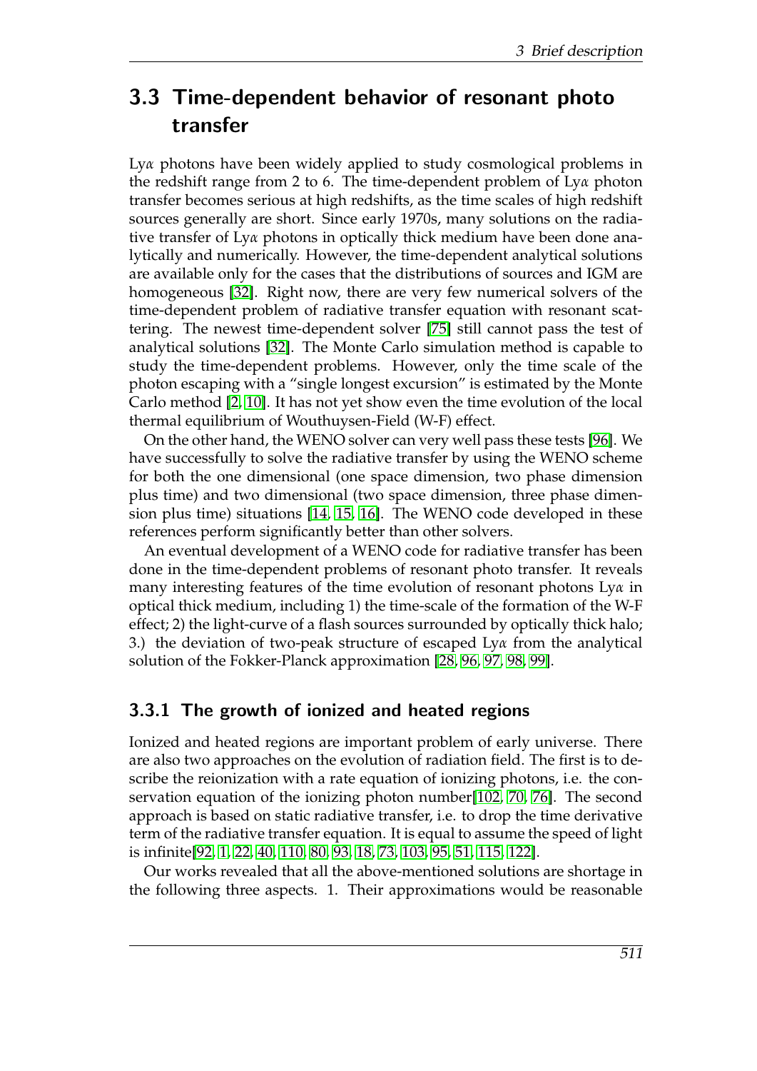## 3.3 Time-dependent behavior of resonant photo transfer

Ly$\alpha$ photons have been widely applied to study cosmological problems in the redshift range from 2 to 6. The time-dependent problem of Ly$\alpha$ photon transfer becomes serious at high redshifts, as the time scales of high redshift sources generally are short. Since early 1970s, many solutions on the radiative transfer of Ly$\alpha$ photons in optically thick medium have been done analytically and numerically. However, the time-dependent analytical solutions are available only for the cases that the distributions of sources and IGM are homogeneous [32]. Right now, there are very few numerical solvers of the time-dependent problem of radiative transfer equation with resonant scattering. The newest time-dependent solver [75] still cannot pass the test of analytical solutions [32]. The Monte Carlo simulation method is capable to study the time-dependent problems. However, only the time scale of the photon escaping with a "single longest excursion" is estimated by the Monte Carlo method [2, 10]. It has not yet show even the time evolution of the local thermal equilibrium of Wouthuysen-Field (W-F) effect.

On the other hand, the WENO solver can very well pass these tests [96]. We have successfully to solve the radiative transfer by using the WENO scheme for both the one dimensional (one space dimension, two phase dimension plus time) and two dimensional (two space dimension, three phase dimension plus time) situations [14, 15, 16]. The WENO code developed in these references perform significantly better than other solvers.

An eventual development of a WENO code for radiative transfer has been done in the time-dependent problems of resonant photo transfer. It reveals many interesting features of the time evolution of resonant photons Ly$\alpha$ in optical thick medium, including 1) the time-scale of the formation of the W-F effect; 2) the light-curve of a flash sources surrounded by optically thick halo; 3.) the deviation of two-peak structure of escaped Ly$\alpha$ from the analytical solution of the Fokker-Planck approximation [28, 96, 97, 98, 99].

### 3.3.1 The growth of ionized and heated regions

Ionized and heated regions are important problem of early universe. There are also two approaches on the evolution of radiation field. The first is to describe the reionization with a rate equation of ionizing photons, i.e. the conservation equation of the ionizing photon number[102, 70, 76]. The second approach is based on static radiative transfer, i.e. to drop the time derivative term of the radiative transfer equation. It is equal to assume the speed of light is infinite[92, 1, 22, 40, 110, 80, 93, 18, 73, 103, 95, 51, 115, 122].

Our works revealed that all the above-mentioned solutions are shortage in the following three aspects. 1. Their approximations would be reasonable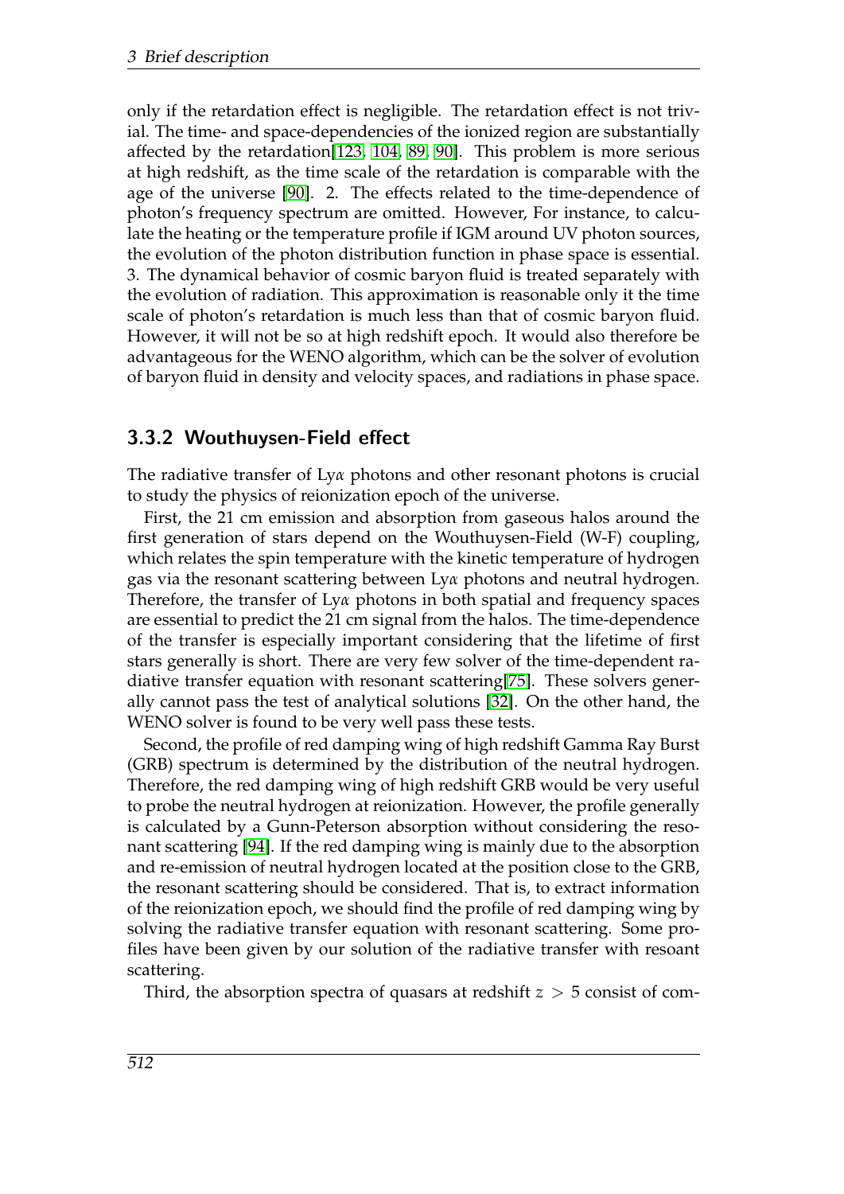only if the retardation effect is negligible. The retardation effect is not trivial. The time- and space-dependencies of the ionized region are substantially affected by the retardation[123, 104, 89, 90]. This problem is more serious at high redshift, as the time scale of the retardation is comparable with the age of the universe [90]. 2. The effects related to the time-dependence of photon's frequency spectrum are omitted. However, For instance, to calculate the heating or the temperature profile if IGM around UV photon sources, the evolution of the photon distribution function in phase space is essential. 3. The dynamical behavior of cosmic baryon fluid is treated separately with the evolution of radiation. This approximation is reasonable only it the time scale of photon's retardation is much less than that of cosmic baryon fluid. However, it will not be so at high redshift epoch. It would also therefore be advantageous for the WENO algorithm, which can be the solver of evolution of baryon fluid in density and velocity spaces, and radiations in phase space.

### 3.3.2 Wouthuysen-Field effect

The radiative transfer of Ly$\alpha$ photons and other resonant photons is crucial to study the physics of reionization epoch of the universe.

First, the 21 cm emission and absorption from gaseous halos around the first generation of stars depend on the Wouthuysen-Field (W-F) coupling, which relates the spin temperature with the kinetic temperature of hydrogen gas via the resonant scattering between Ly$\alpha$ photons and neutral hydrogen. Therefore, the transfer of Ly$\alpha$ photons in both spatial and frequency spaces are essential to predict the 21 cm signal from the halos. The time-dependence of the transfer is especially important considering that the lifetime of first stars generally is short. There are very few solver of the time-dependent radiative transfer equation with resonant scattering[75]. These solvers generally cannot pass the test of analytical solutions [32]. On the other hand, the WENO solver is found to be very well pass these tests.

Second, the profile of red damping wing of high redshift Gamma Ray Burst (GRB) spectrum is determined by the distribution of the neutral hydrogen. Therefore, the red damping wing of high redshift GRB would be very useful to probe the neutral hydrogen at reionization. However, the profile generally is calculated by a Gunn-Peterson absorption without considering the resonant scattering [94]. If the red damping wing is mainly due to the absorption and re-emission of neutral hydrogen located at the position close to the GRB, the resonant scattering should be considered. That is, to extract information of the reionization epoch, we should find the profile of red damping wing by solving the radiative transfer equation with resonant scattering. Some profiles have been given by our solution of the radiative transfer with resoant scattering.

Third, the absorption spectra of quasars at redshift $z > 5$ consist of com-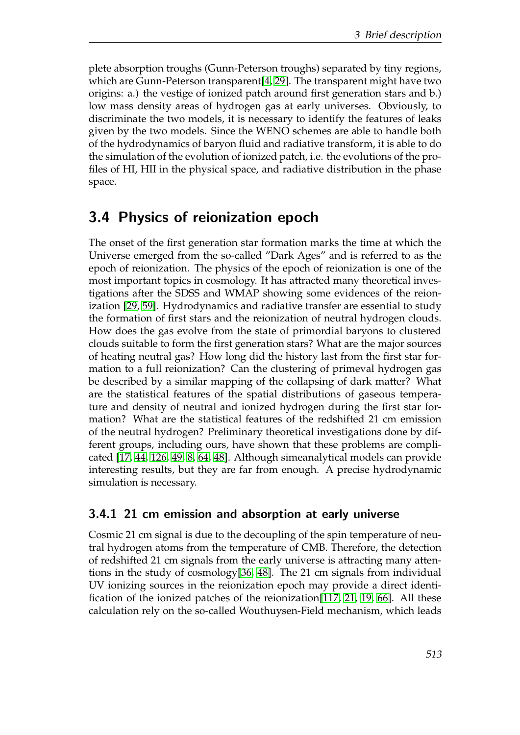plete absorption troughs (Gunn-Peterson troughs) separated by tiny regions, which are Gunn-Peterson transparent[4, 29]. The transparent might have two origins: a.) the vestige of ionized patch around first generation stars and b.) low mass density areas of hydrogen gas at early universes. Obviously, to discriminate the two models, it is necessary to identify the features of leaks given by the two models. Since the WENO schemes are able to handle both of the hydrodynamics of baryon fluid and radiative transform, it is able to do the simulation of the evolution of ionized patch, i.e. the evolutions of the profiles of HI, HII in the physical space, and radiative distribution in the phase space.

## 3.4 Physics of reionization epoch

The onset of the first generation star formation marks the time at which the Universe emerged from the so-called "Dark Ages" and is referred to as the epoch of reionization. The physics of the epoch of reionization is one of the most important topics in cosmology. It has attracted many theoretical investigations after the SDSS and WMAP showing some evidences of the reionization [29, 59]. Hydrodynamics and radiative transfer are essential to study the formation of first stars and the reionization of neutral hydrogen clouds. How does the gas evolve from the state of primordial baryons to clustered clouds suitable to form the first generation stars? What are the major sources of heating neutral gas? How long did the history last from the first star formation to a full reionization? Can the clustering of primeval hydrogen gas be described by a similar mapping of the collapsing of dark matter? What are the statistical features of the spatial distributions of gaseous temperature and density of neutral and ionized hydrogen during the first star formation? What are the statistical features of the redshifted 21 cm emission of the neutral hydrogen? Preliminary theoretical investigations done by different groups, including ours, have shown that these problems are complicated [17, 44, 126, 49, 8, 64, 48]. Although simeanalytical models can provide interesting results, but they are far from enough. A precise hydrodynamic simulation is necessary.

### 3.4.1 21 cm emission and absorption at early universe

Cosmic 21 cm signal is due to the decoupling of the spin temperature of neutral hydrogen atoms from the temperature of CMB. Therefore, the detection of redshifted 21 cm signals from the early universe is attracting many attentions in the study of cosmology[36, 48]. The 21 cm signals from individual UV ionizing sources in the reionization epoch may provide a direct identification of the ionized patches of the reionization[117, 21, 19, 66]. All these calculation rely on the so-called Wouthuysen-Field mechanism, which leads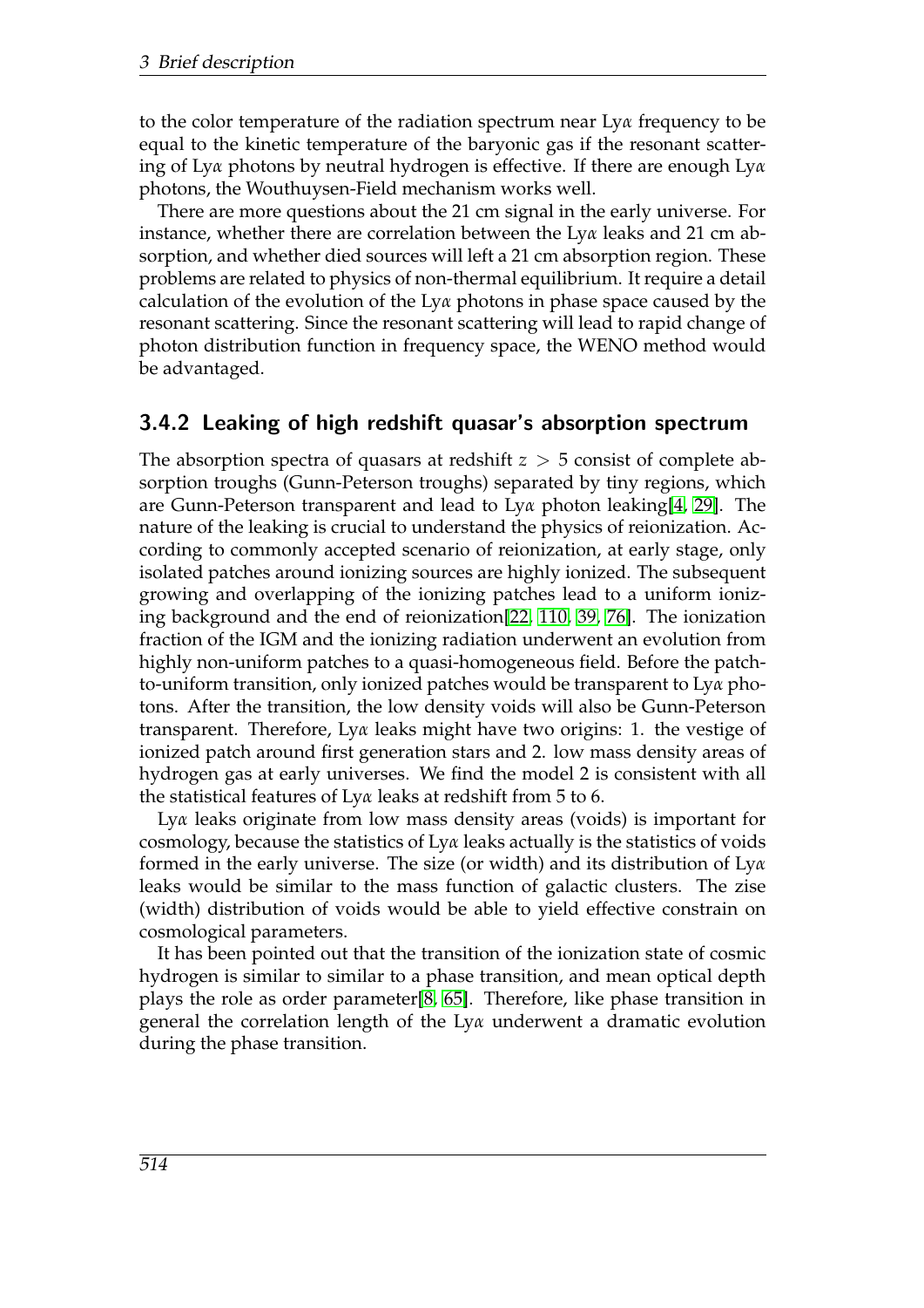to the color temperature of the radiation spectrum near Ly$\alpha$ frequency to be equal to the kinetic temperature of the baryonic gas if the resonant scattering of Ly$\alpha$ photons by neutral hydrogen is effective. If there are enough Ly$\alpha$ photons, the Wouthuysen-Field mechanism works well.

There are more questions about the 21 cm signal in the early universe. For instance, whether there are correlation between the Ly$\alpha$ leaks and 21 cm absorption, and whether died sources will left a 21 cm absorption region. These problems are related to physics of non-thermal equilibrium. It require a detail calculation of the evolution of the Ly$\alpha$ photons in phase space caused by the resonant scattering. Since the resonant scattering will lead to rapid change of photon distribution function in frequency space, the WENO method would be advantaged.

### 3.4.2 Leaking of high redshift quasar's absorption spectrum

The absorption spectra of quasars at redshift $z > 5$ consist of complete absorption troughs (Gunn-Peterson troughs) separated by tiny regions, which are Gunn-Peterson transparent and lead to Ly$\alpha$ photon leaking[4, 29]. The nature of the leaking is crucial to understand the physics of reionization. According to commonly accepted scenario of reionization, at early stage, only isolated patches around ionizing sources are highly ionized. The subsequent growing and overlapping of the ionizing patches lead to a uniform ionizing background and the end of reionization[22, 110, 39, 76]. The ionization fraction of the IGM and the ionizing radiation underwent an evolution from highly non-uniform patches to a quasi-homogeneous field. Before the patch-to-uniform transition, only ionized patches would be transparent to Ly$\alpha$ photons. After the transition, the low density voids will also be Gunn-Peterson transparent. Therefore, Ly$\alpha$ leaks might have two origins: 1. the vestige of ionized patch around first generation stars and 2. low mass density areas of hydrogen gas at early universes. We find the model 2 is consistent with all the statistical features of Ly$\alpha$ leaks at redshift from 5 to 6.

Ly$\alpha$ leaks originate from low mass density areas (voids) is important for cosmology, because the statistics of Ly$\alpha$ leaks actually is the statistics of voids formed in the early universe. The size (or width) and its distribution of Ly$\alpha$ leaks would be similar to the mass function of galactic clusters. The zise (width) distribution of voids would be able to yield effective constrain on cosmological parameters.

It has been pointed out that the transition of the ionization state of cosmic hydrogen is similar to similar to a phase transition, and mean optical depth plays the role as order parameter[8, 65]. Therefore, like phase transition in general the correlation length of the Ly$\alpha$ underwent a dramatic evolution during the phase transition.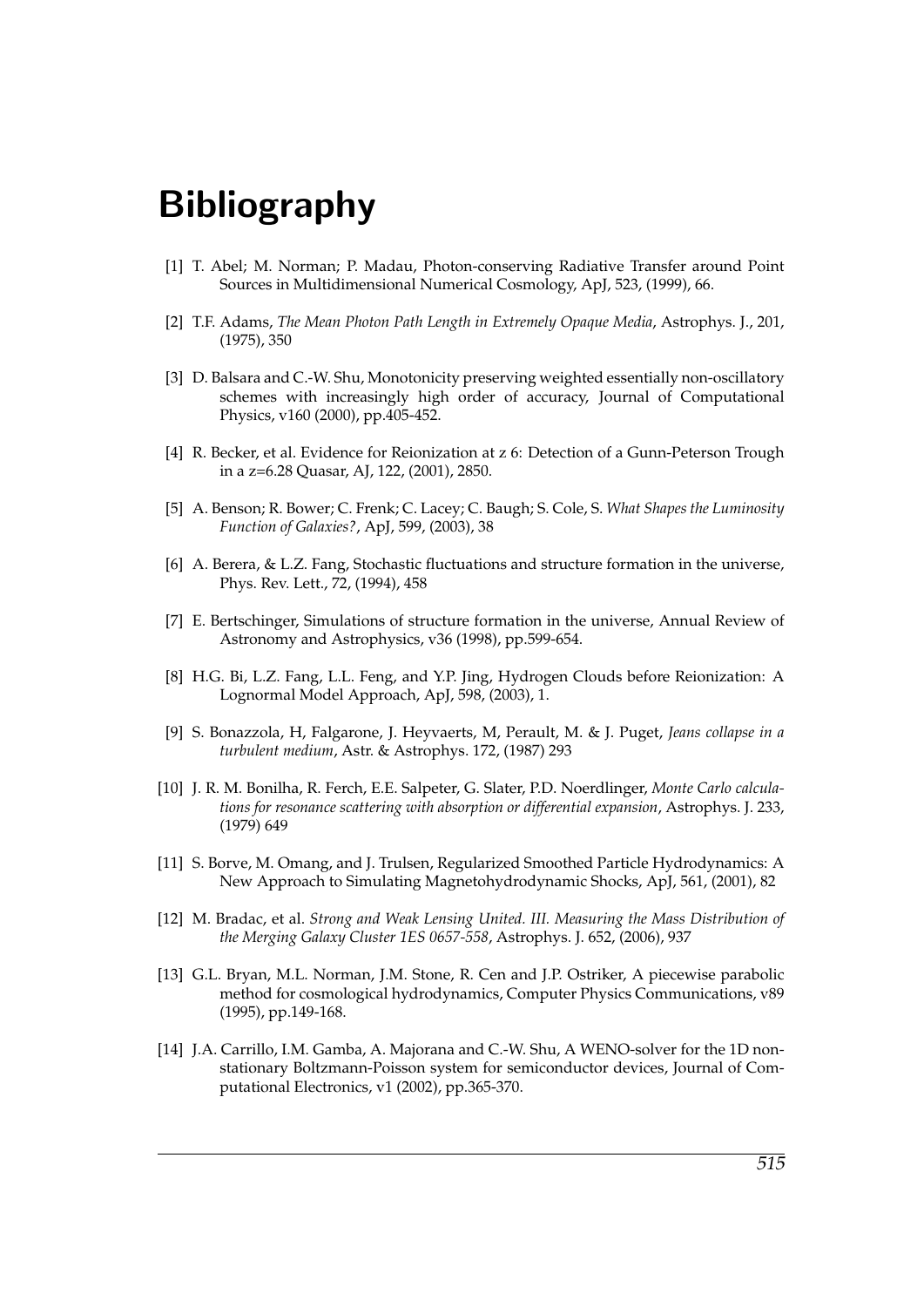# Bibliography

[1] T. Abel; M. Norman; P. Madau, Photon-conserving Radiative Transfer around Point Sources in Multidimensional Numerical Cosmology, ApJ, 523, (1999), 66.

[2] T.F. Adams, *The Mean Photon Path Length in Extremely Opaque Media*, Astrophys. J., 201, (1975), 350

[3] D. Balsara and C.-W. Shu, Monotonicity preserving weighted essentially non-oscillatory schemes with increasingly high order of accuracy, Journal of Computational Physics, v160 (2000), pp.405-452.

[4] R. Becker, et al. Evidence for Reionization at z 6: Detection of a Gunn-Peterson Trough in a z=6.28 Quasar, AJ, 122, (2001), 2850.

[5] A. Benson; R. Bower; C. Frenk; C. Lacey; C. Baugh; S. Cole, S. *What Shapes the Luminosity Function of Galaxies?*, ApJ, 599, (2003), 38

[6] A. Berera, & L.Z. Fang, Stochastic fluctuations and structure formation in the universe, Phys. Rev. Lett., 72, (1994), 458

[7] E. Bertschinger, Simulations of structure formation in the universe, Annual Review of Astronomy and Astrophysics, v36 (1998), pp.599-654.

[8] H.G. Bi, L.Z. Fang, L.L. Feng, and Y.P. Jing, Hydrogen Clouds before Reionization: A Lognormal Model Approach, ApJ, 598, (2003), 1.

[9] S. Bonazzola, H, Falgarone, J. Heyvaerts, M, Perault, M. & J. Puget, *Jeans collapse in a turbulent medium*, Astr. & Astrophys. 172, (1987) 293

[10] J. R. M. Bonilha, R. Ferch, E.E. Salpeter, G. Slater, P.D. Noerdlinger, *Monte Carlo calculations for resonance scattering with absorption or differential expansion*, Astrophys. J. 233, (1979) 649

[11] S. Borve, M. Omang, and J. Trulsen, Regularized Smoothed Particle Hydrodynamics: A New Approach to Simulating Magnetohydrodynamic Shocks, ApJ, 561, (2001), 82

[12] M. Bradac, et al. *Strong and Weak Lensing United. III. Measuring the Mass Distribution of the Merging Galaxy Cluster 1ES 0657-558*, Astrophys. J. 652, (2006), 937

[13] G.L. Bryan, M.L. Norman, J.M. Stone, R. Cen and J.P. Ostriker, A piecewise parabolic method for cosmological hydrodynamics, Computer Physics Communications, v89 (1995), pp.149-168.

[14] J.A. Carrillo, I.M. Gamba, A. Majorana and C.-W. Shu, A WENO-solver for the 1D non-stationary Boltzmann-Poisson system for semiconductor devices, Journal of Computational Electronics, v1 (2002), pp.365-370.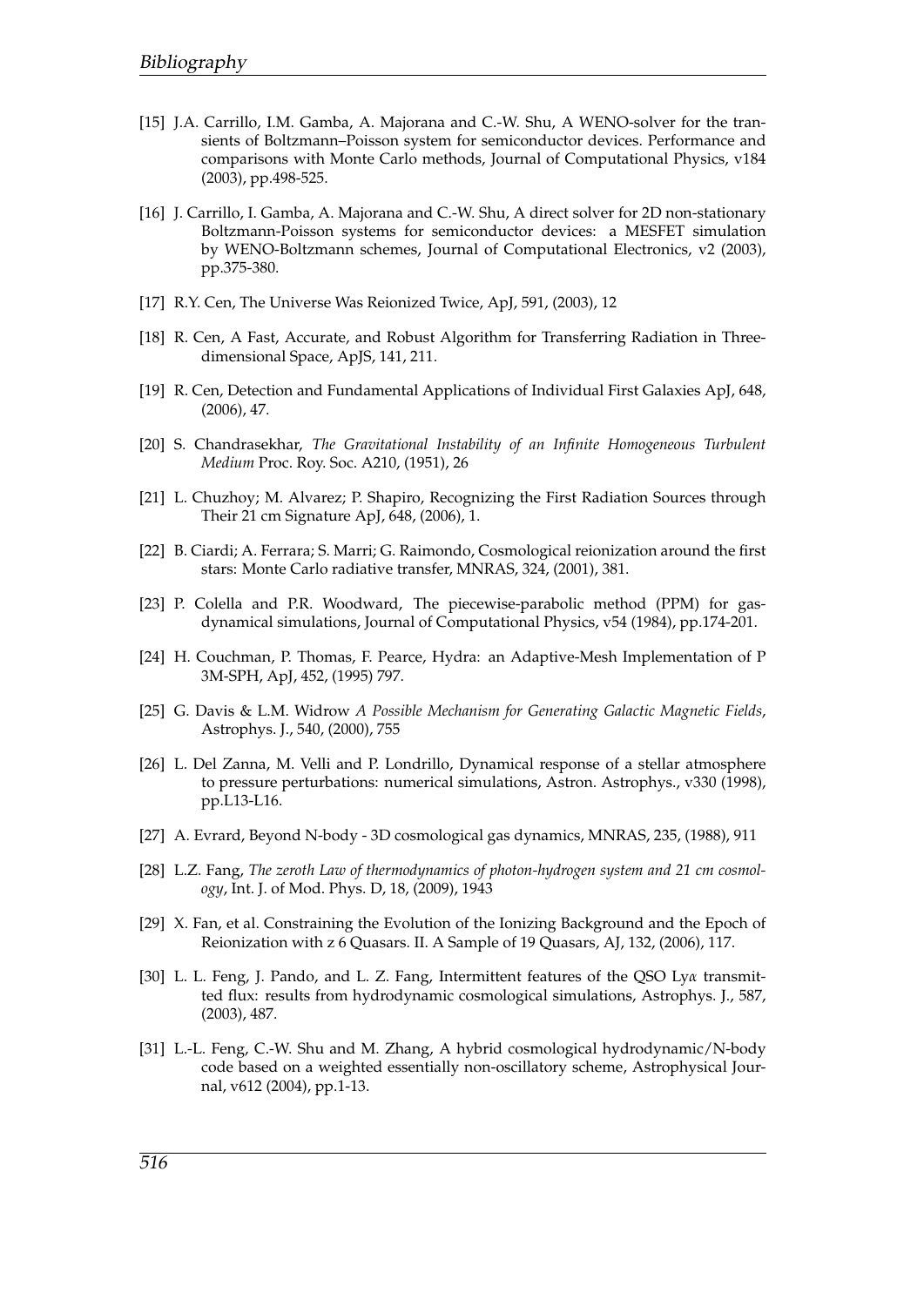[15] J.A. Carrillo, I.M. Gamba, A. Majorana and C.-W. Shu, A WENO-solver for the transients of Boltzmann–Poisson system for semiconductor devices. Performance and comparisons with Monte Carlo methods, Journal of Computational Physics, v184 (2003), pp.498-525.

[16] J. Carrillo, I. Gamba, A. Majorana and C.-W. Shu, A direct solver for 2D non-stationary Boltzmann-Poisson systems for semiconductor devices: a MESFET simulation by WENO-Boltzmann schemes, Journal of Computational Electronics, v2 (2003), pp.375-380.

[17] R.Y. Cen, The Universe Was Reionized Twice, ApJ, 591, (2003), 12

[18] R. Cen, A Fast, Accurate, and Robust Algorithm for Transferring Radiation in Three-dimensional Space, ApJS, 141, 211.

[19] R. Cen, Detection and Fundamental Applications of Individual First Galaxies ApJ, 648, (2006), 47.

[20] S. Chandrasekhar, *The Gravitational Instability of an Infinite Homogeneous Turbulent Medium* Proc. Roy. Soc. A210, (1951), 26

[21] L. Chuzhoy; M. Alvarez; P. Shapiro, Recognizing the First Radiation Sources through Their 21 cm Signature ApJ, 648, (2006), 1.

[22] B. Ciardi; A. Ferrara; S. Marri; G. Raimondo, Cosmological reionization around the first stars: Monte Carlo radiative transfer, MNRAS, 324, (2001), 381.

[23] P. Colella and P.R. Woodward, The piecewise-parabolic method (PPM) for gas-dynamical simulations, Journal of Computational Physics, v54 (1984), pp.174-201.

[24] H. Couchman, P. Thomas, F. Pearce, Hydra: an Adaptive-Mesh Implementation of P 3M-SPH, ApJ, 452, (1995) 797.

[25] G. Davis & L.M. Widrow *A Possible Mechanism for Generating Galactic Magnetic Fields*, Astrophys. J., 540, (2000), 755

[26] L. Del Zanna, M. Velli and P. Londrillo, Dynamical response of a stellar atmosphere to pressure perturbations: numerical simulations, Astron. Astrophys., v330 (1998), pp.L13-L16.

[27] A. Evrard, Beyond N-body - 3D cosmological gas dynamics, MNRAS, 235, (1988), 911

[28] L.Z. Fang, *The zeroth Law of thermodynamics of photon-hydrogen system and 21 cm cosmology*, Int. J. of Mod. Phys. D, 18, (2009), 1943

[29] X. Fan, et al. Constraining the Evolution of the Ionizing Background and the Epoch of Reionization with z 6 Quasars. II. A Sample of 19 Quasars, AJ, 132, (2006), 117.

[30] L. L. Feng, J. Pando, and L. Z. Fang, Intermittent features of the QSO Ly$\alpha$ transmitted flux: results from hydrodynamic cosmological simulations, Astrophys. J., 587, (2003), 487.

[31] L.-L. Feng, C.-W. Shu and M. Zhang, A hybrid cosmological hydrodynamic/N-body code based on a weighted essentially non-oscillatory scheme, Astrophysical Journal, v612 (2004), pp.1-13.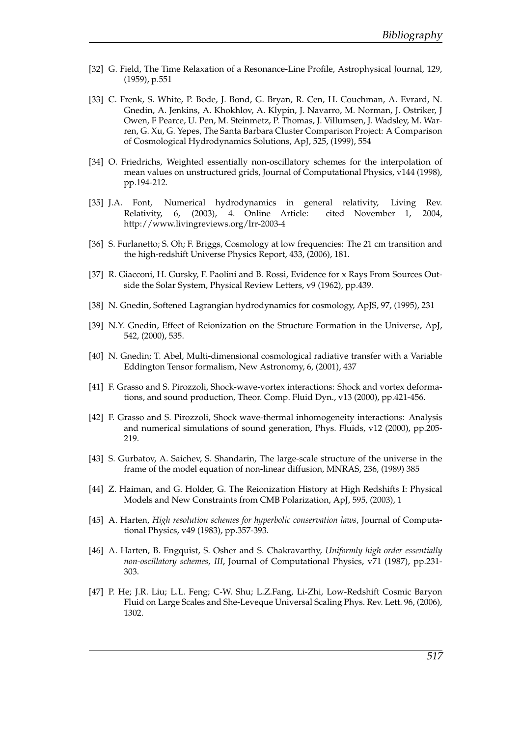[32] G. Field, The Time Relaxation of a Resonance-Line Profile, Astrophysical Journal, 129, (1959), p.551

[33] C. Frenk, S. White, P. Bode, J. Bond, G. Bryan, R. Cen, H. Couchman, A. Evrard, N. Gnedin, A. Jenkins, A. Khokhlov, A. Klypin, J. Navarro, M. Norman, J. Ostriker, J Owen, F Pearce, U. Pen, M. Steinmetz, P. Thomas, J. Villumsen, J. Wadsley, M. Warren, G. Xu, G. Yepes, The Santa Barbara Cluster Comparison Project: A Comparison of Cosmological Hydrodynamics Solutions, ApJ, 525, (1999), 554

[34] O. Friedrichs, Weighted essentially non-oscillatory schemes for the interpolation of mean values on unstructured grids, Journal of Computational Physics, v144 (1998), pp.194-212.

[35] J.A. Font, Numerical hydrodynamics in general relativity, Living Rev. Relativity, 6, (2003), 4. Online Article: cited November 1, 2004, http://www.livingreviews.org/lrr-2003-4

[36] S. Furlanetto; S. Oh; F. Briggs, Cosmology at low frequencies: The 21 cm transition and the high-redshift Universe Physics Report, 433, (2006), 181.

[37] R. Giacconi, H. Gursky, F. Paolini and B. Rossi, Evidence for x Rays From Sources Outside the Solar System, Physical Review Letters, v9 (1962), pp.439.

[38] N. Gnedin, Softened Lagrangian hydrodynamics for cosmology, ApJS, 97, (1995), 231

[39] N.Y. Gnedin, Effect of Reionization on the Structure Formation in the Universe, ApJ, 542, (2000), 535.

[40] N. Gnedin; T. Abel, Multi-dimensional cosmological radiative transfer with a Variable Eddington Tensor formalism, New Astronomy, 6, (2001), 437

[41] F. Grasso and S. Pirozzoli, Shock-wave-vortex interactions: Shock and vortex deformations, and sound production, Theor. Comp. Fluid Dyn., v13 (2000), pp.421-456.

[42] F. Grasso and S. Pirozzoli, Shock wave-thermal inhomogeneity interactions: Analysis and numerical simulations of sound generation, Phys. Fluids, v12 (2000), pp.205-219.

[43] S. Gurbatov, A. Saichev, S. Shandarin, The large-scale structure of the universe in the frame of the model equation of non-linear diffusion, MNRAS, 236, (1989) 385

[44] Z. Haiman, and G. Holder, G. The Reionization History at High Redshifts I: Physical Models and New Constraints from CMB Polarization, ApJ, 595, (2003), 1

[45] A. Harten, *High resolution schemes for hyperbolic conservation laws*, Journal of Computational Physics, v49 (1983), pp.357-393.

[46] A. Harten, B. Engquist, S. Osher and S. Chakravarthy, *Uniformly high order essentially non-oscillatory schemes, III*, Journal of Computational Physics, v71 (1987), pp.231-303.

[47] P. He; J.R. Liu; L.L. Feng; C-W. Shu; L.Z.Fang, Li-Zhi, Low-Redshift Cosmic Baryon Fluid on Large Scales and She-Leveque Universal Scaling Phys. Rev. Lett. 96, (2006), 1302.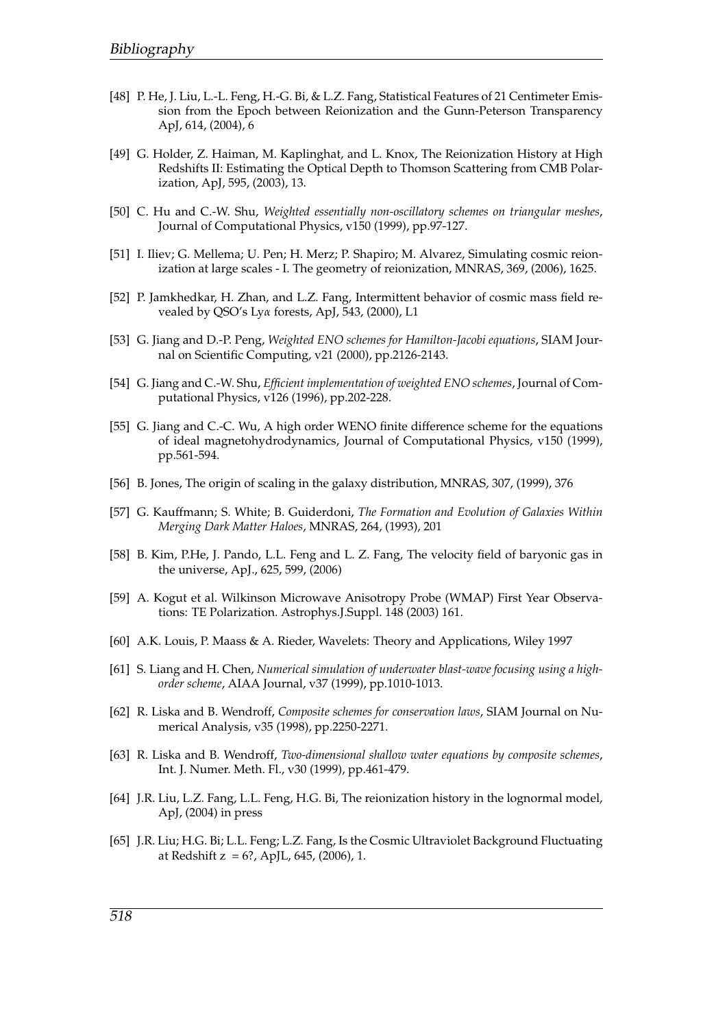[48] P. He, J. Liu, L.-L. Feng, H.-G. Bi, & L.Z. Fang, Statistical Features of 21 Centimeter Emission from the Epoch between Reionization and the Gunn-Peterson Transparency ApJ, 614, (2004), 6

[49] G. Holder, Z. Haiman, M. Kaplinghat, and L. Knox, The Reionization History at High Redshifts II: Estimating the Optical Depth to Thomson Scattering from CMB Polarization, ApJ, 595, (2003), 13.

[50] C. Hu and C.-W. Shu, *Weighted essentially non-oscillatory schemes on triangular meshes*, Journal of Computational Physics, v150 (1999), pp.97-127.

[51] I. Iliev; G. Mellema; U. Pen; H. Merz; P. Shapiro; M. Alvarez, Simulating cosmic reionization at large scales - I. The geometry of reionization, MNRAS, 369, (2006), 1625.

[52] P. Jamkhedkar, H. Zhan, and L.Z. Fang, Intermittent behavior of cosmic mass field revealed by QSO's Ly$\alpha$ forests, ApJ, 543, (2000), L1

[53] G. Jiang and D.-P. Peng, *Weighted ENO schemes for Hamilton-Jacobi equations*, SIAM Journal on Scientific Computing, v21 (2000), pp.2126-2143.

[54] G. Jiang and C.-W. Shu, *Efficient implementation of weighted ENO schemes*, Journal of Computational Physics, v126 (1996), pp.202-228.

[55] G. Jiang and C.-C. Wu, A high order WENO finite difference scheme for the equations of ideal magnetohydrodynamics, Journal of Computational Physics, v150 (1999), pp.561-594.

[56] B. Jones, The origin of scaling in the galaxy distribution, MNRAS, 307, (1999), 376

[57] G. Kauffmann; S. White; B. Guiderdoni, *The Formation and Evolution of Galaxies Within Merging Dark Matter Haloes*, MNRAS, 264, (1993), 201

[58] B. Kim, P.He, J. Pando, L.L. Feng and L. Z. Fang, The velocity field of baryonic gas in the universe, ApJ., 625, 599, (2006)

[59] A. Kogut et al. Wilkinson Microwave Anisotropy Probe (WMAP) First Year Observations: TE Polarization. Astrophys.J.Suppl. 148 (2003) 161.

[60] A.K. Louis, P. Maass & A. Rieder, Wavelets: Theory and Applications, Wiley 1997

[61] S. Liang and H. Chen, *Numerical simulation of underwater blast-wave focusing using a high-order scheme*, AIAA Journal, v37 (1999), pp.1010-1013.

[62] R. Liska and B. Wendroff, *Composite schemes for conservation laws*, SIAM Journal on Numerical Analysis, v35 (1998), pp.2250-2271.

[63] R. Liska and B. Wendroff, *Two-dimensional shallow water equations by composite schemes*, Int. J. Numer. Meth. Fl., v30 (1999), pp.461-479.

[64] J.R. Liu, L.Z. Fang, L.L. Feng, H.G. Bi, The reionization history in the lognormal model, ApJ, (2004) in press

[65] J.R. Liu; H.G. Bi; L.L. Feng; L.Z. Fang, Is the Cosmic Ultraviolet Background Fluctuating at Redshift $z = 6$?, ApJL, 645, (2006), 1.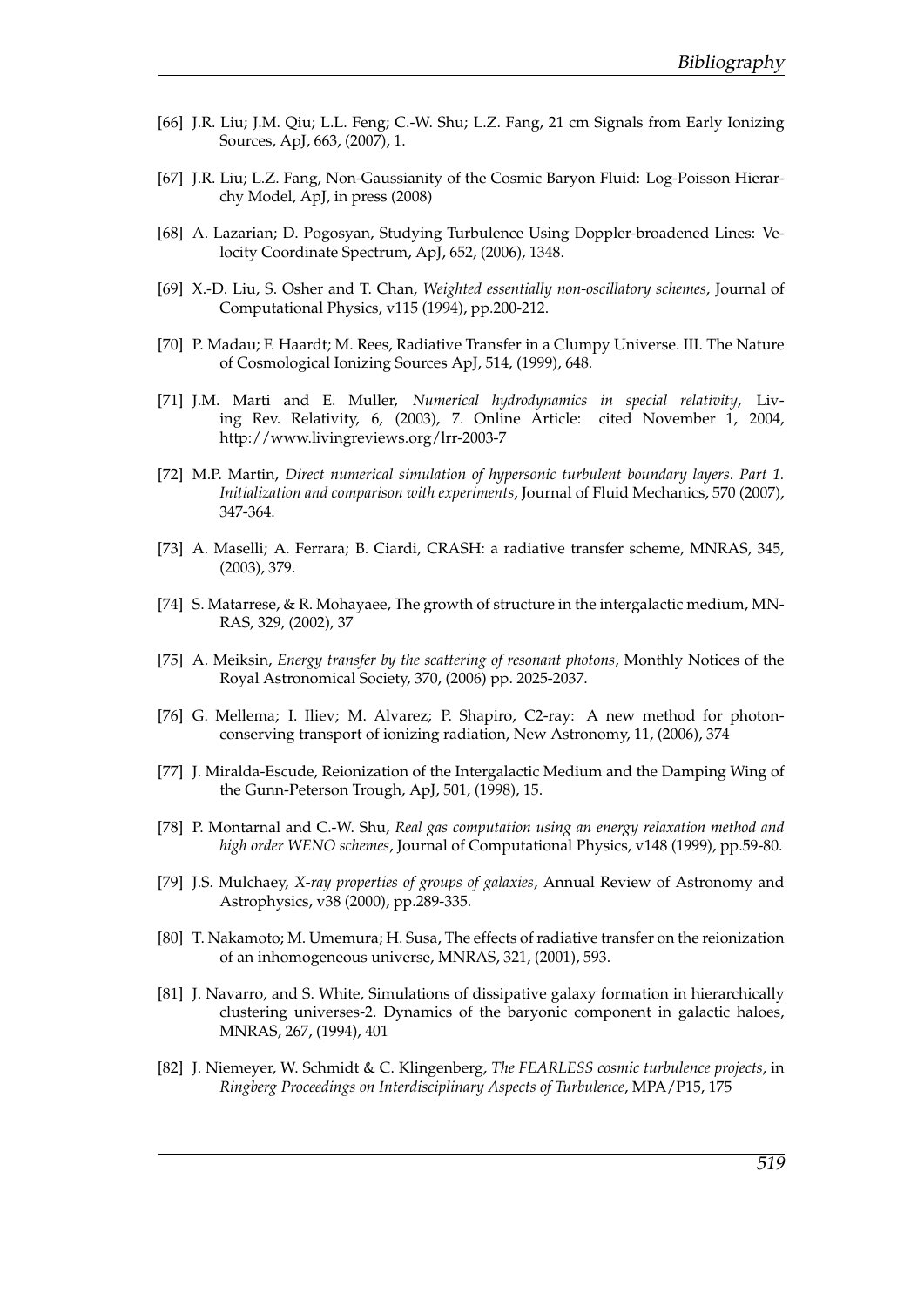[66] J.R. Liu; J.M. Qiu; L.L. Feng; C.-W. Shu; L.Z. Fang, 21 cm Signals from Early Ionizing Sources, ApJ, 663, (2007), 1.

[67] J.R. Liu; L.Z. Fang, Non-Gaussianity of the Cosmic Baryon Fluid: Log-Poisson Hierarchy Model, ApJ, in press (2008)

[68] A. Lazarian; D. Pogosyan, Studying Turbulence Using Doppler-broadened Lines: Velocity Coordinate Spectrum, ApJ, 652, (2006), 1348.

[69] X.-D. Liu, S. Osher and T. Chan, *Weighted essentially non-oscillatory schemes*, Journal of Computational Physics, v115 (1994), pp.200-212.

[70] P. Madau; F. Haardt; M. Rees, Radiative Transfer in a Clumpy Universe. III. The Nature of Cosmological Ionizing Sources ApJ, 514, (1999), 648.

[71] J.M. Marti and E. Muller, *Numerical hydrodynamics in special relativity*, Living Rev. Relativity, 6, (2003), 7. Online Article: cited November 1, 2004, http://www.livingreviews.org/lrr-2003-7

[72] M.P. Martin, *Direct numerical simulation of hypersonic turbulent boundary layers. Part 1. Initialization and comparison with experiments*, Journal of Fluid Mechanics, 570 (2007), 347-364.

[73] A. Maselli; A. Ferrara; B. Ciardi, CRASH: a radiative transfer scheme, MNRAS, 345, (2003), 379.

[74] S. Matarrese, & R. Mohayaee, The growth of structure in the intergalactic medium, MNRAS, 329, (2002), 37

[75] A. Meiksin, *Energy transfer by the scattering of resonant photons*, Monthly Notices of the Royal Astronomical Society, 370, (2006) pp. 2025-2037.

[76] G. Mellema; I. Iliev; M. Alvarez; P. Shapiro, C2-ray: A new method for photon-conserving transport of ionizing radiation, New Astronomy, 11, (2006), 374

[77] J. Miralda-Escude, Reionization of the Intergalactic Medium and the Damping Wing of the Gunn-Peterson Trough, ApJ, 501, (1998), 15.

[78] P. Montarnal and C.-W. Shu, *Real gas computation using an energy relaxation method and high order WENO schemes*, Journal of Computational Physics, v148 (1999), pp.59-80.

[79] J.S. Mulchaey, *X-ray properties of groups of galaxies*, Annual Review of Astronomy and Astrophysics, v38 (2000), pp.289-335.

[80] T. Nakamoto; M. Umemura; H. Susa, The effects of radiative transfer on the reionization of an inhomogeneous universe, MNRAS, 321, (2001), 593.

[81] J. Navarro, and S. White, Simulations of dissipative galaxy formation in hierarchically clustering universes-2. Dynamics of the baryonic component in galactic haloes, MNRAS, 267, (1994), 401

[82] J. Niemeyer, W. Schmidt & C. Klingenberg, *The FEARLESS cosmic turbulence projects*, in *Ringberg Proceedings on Interdisciplinary Aspects of Turbulence*, MPA/P15, 175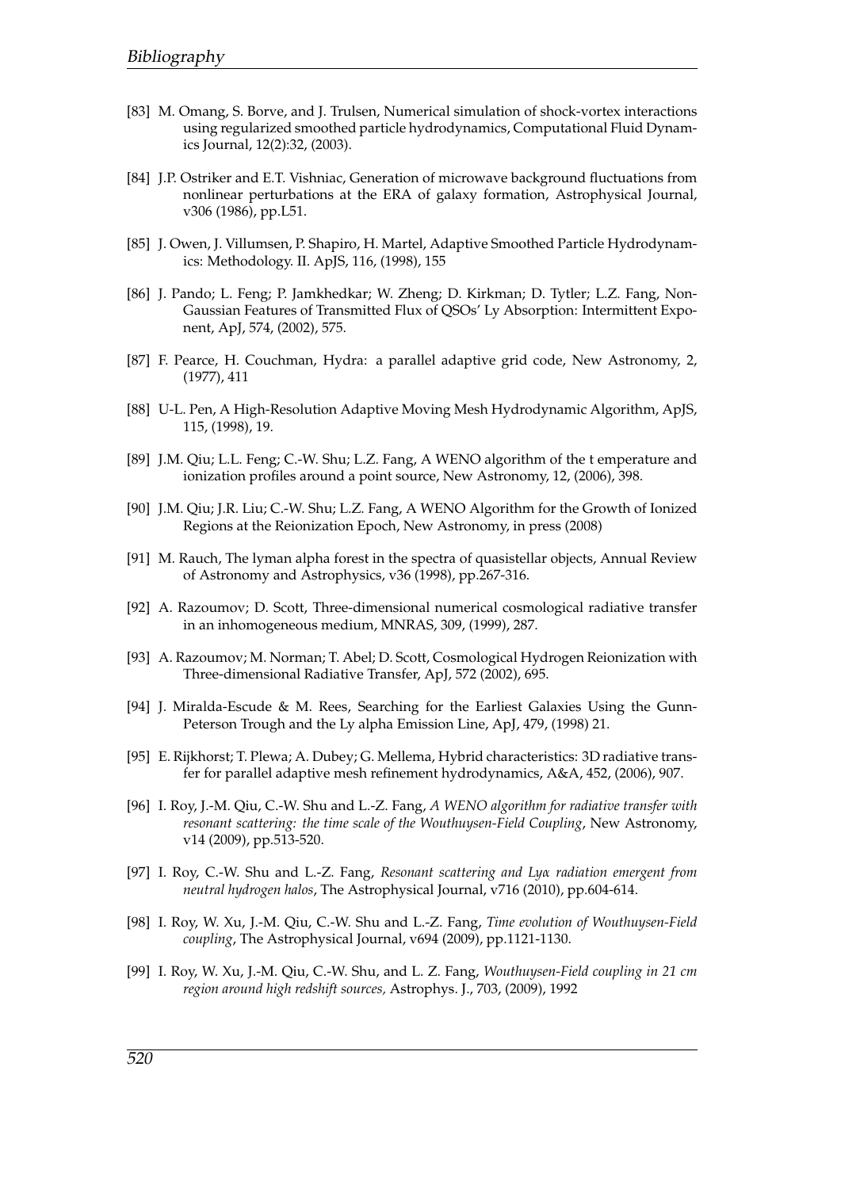[83] M. Omang, S. Borve, and J. Trulsen, Numerical simulation of shock-vortex interactions using regularized smoothed particle hydrodynamics, Computational Fluid Dynamics Journal, 12(2):32, (2003).

[84] J.P. Ostriker and E.T. Vishniac, Generation of microwave background fluctuations from nonlinear perturbations at the ERA of galaxy formation, Astrophysical Journal, v306 (1986), pp.L51.

[85] J. Owen, J. Villumsen, P. Shapiro, H. Martel, Adaptive Smoothed Particle Hydrodynamics: Methodology. II. ApJS, 116, (1998), 155

[86] J. Pando; L. Feng; P. Jamkhedkar; W. Zheng; D. Kirkman; D. Tytler; L.Z. Fang, Non-Gaussian Features of Transmitted Flux of QSOs' Ly Absorption: Intermittent Exponent, ApJ, 574, (2002), 575.

[87] F. Pearce, H. Couchman, Hydra: a parallel adaptive grid code, New Astronomy, 2, (1977), 411

[88] U-L. Pen, A High-Resolution Adaptive Moving Mesh Hydrodynamic Algorithm, ApJS, 115, (1998), 19.

[89] J.M. Qiu; L.L. Feng; C.-W. Shu; L.Z. Fang, A WENO algorithm of the t emperature and ionization profiles around a point source, New Astronomy, 12, (2006), 398.

[90] J.M. Qiu; J.R. Liu; C.-W. Shu; L.Z. Fang, A WENO Algorithm for the Growth of Ionized Regions at the Reionization Epoch, New Astronomy, in press (2008)

[91] M. Rauch, The lyman alpha forest in the spectra of quasistellar objects, Annual Review of Astronomy and Astrophysics, v36 (1998), pp.267-316.

[92] A. Razoumov; D. Scott, Three-dimensional numerical cosmological radiative transfer in an inhomogeneous medium, MNRAS, 309, (1999), 287.

[93] A. Razoumov; M. Norman; T. Abel; D. Scott, Cosmological Hydrogen Reionization with Three-dimensional Radiative Transfer, ApJ, 572 (2002), 695.

[94] J. Miralda-Escude & M. Rees, Searching for the Earliest Galaxies Using the Gunn-Peterson Trough and the Ly alpha Emission Line, ApJ, 479, (1998) 21.

[95] E. Rijkhorst; T. Plewa; A. Dubey; G. Mellema, Hybrid characteristics: 3D radiative transfer for parallel adaptive mesh refinement hydrodynamics, A&A, 452, (2006), 907.

[96] I. Roy, J.-M. Qiu, C.-W. Shu and L.-Z. Fang, *A WENO algorithm for radiative transfer with resonant scattering: the time scale of the Wouthuysen-Field Coupling*, New Astronomy, v14 (2009), pp.513-520.

[97] I. Roy, C.-W. Shu and L.-Z. Fang, *Resonant scattering and Ly$\alpha$ radiation emergent from neutral hydrogen halos*, The Astrophysical Journal, v716 (2010), pp.604-614.

[98] I. Roy, W. Xu, J.-M. Qiu, C.-W. Shu and L.-Z. Fang, *Time evolution of Wouthuysen-Field coupling*, The Astrophysical Journal, v694 (2009), pp.1121-1130.

[99] I. Roy, W. Xu, J.-M. Qiu, C.-W. Shu, and L. Z. Fang, *Wouthuysen-Field coupling in 21 cm region around high redshift sources,* Astrophys. J., 703, (2009), 1992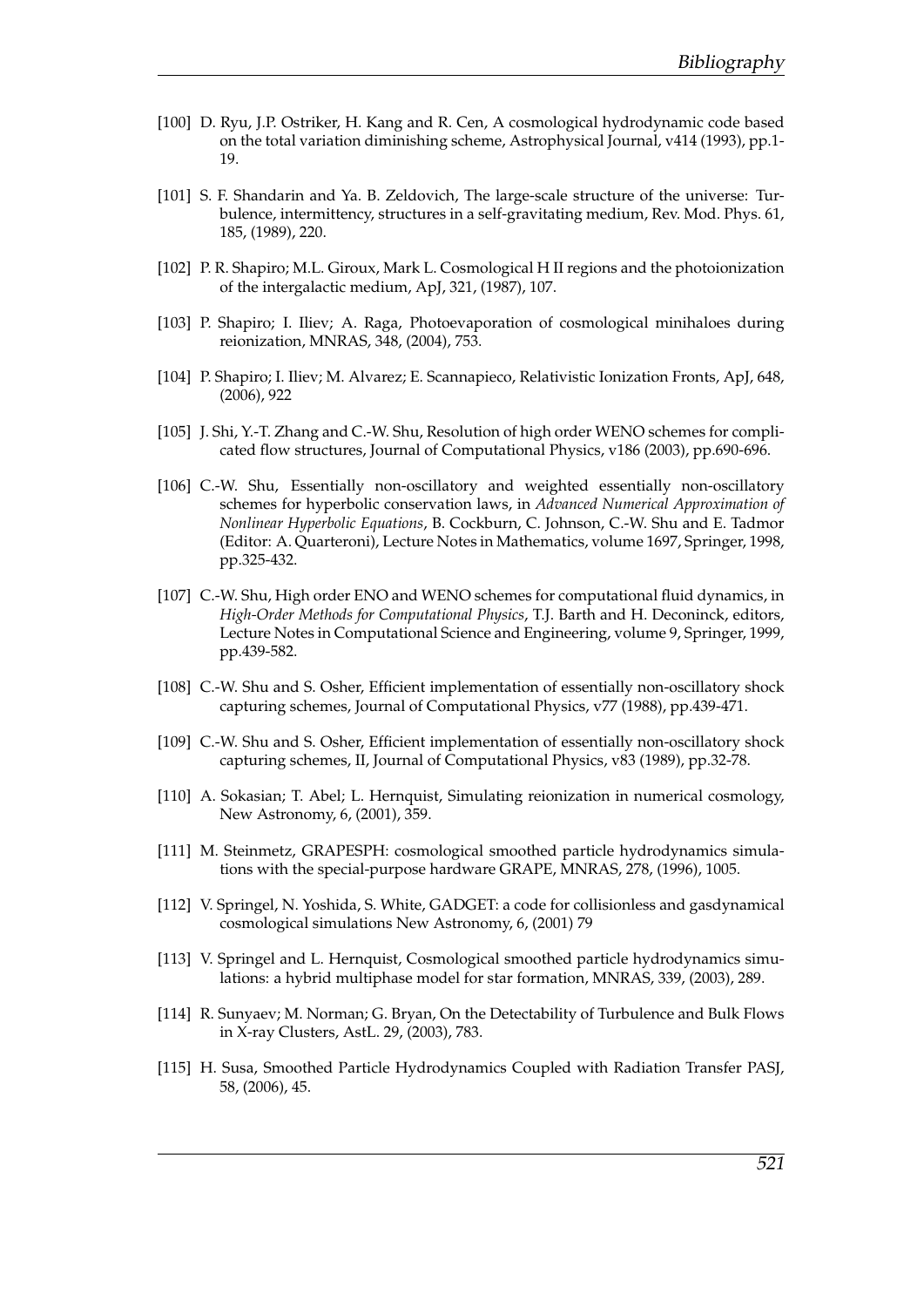[100] D. Ryu, J.P. Ostriker, H. Kang and R. Cen, A cosmological hydrodynamic code based on the total variation diminishing scheme, Astrophysical Journal, v414 (1993), pp.1-19.

[101] S. F. Shandarin and Ya. B. Zeldovich, The large-scale structure of the universe: Turbulence, intermittency, structures in a self-gravitating medium, Rev. Mod. Phys. 61, 185, (1989), 220.

[102] P. R. Shapiro; M.L. Giroux, Mark L. Cosmological H II regions and the photoionization of the intergalactic medium, ApJ, 321, (1987), 107.

[103] P. Shapiro; I. Iliev; A. Raga, Photoevaporation of cosmological minihaloes during reionization, MNRAS, 348, (2004), 753.

[104] P. Shapiro; I. Iliev; M. Alvarez; E. Scannapieco, Relativistic Ionization Fronts, ApJ, 648, (2006), 922

[105] J. Shi, Y.-T. Zhang and C.-W. Shu, Resolution of high order WENO schemes for complicated flow structures, Journal of Computational Physics, v186 (2003), pp.690-696.

[106] C.-W. Shu, Essentially non-oscillatory and weighted essentially non-oscillatory schemes for hyperbolic conservation laws, in *Advanced Numerical Approximation of Nonlinear Hyperbolic Equations*, B. Cockburn, C. Johnson, C.-W. Shu and E. Tadmor (Editor: A. Quarteroni), Lecture Notes in Mathematics, volume 1697, Springer, 1998, pp.325-432.

[107] C.-W. Shu, High order ENO and WENO schemes for computational fluid dynamics, in *High-Order Methods for Computational Physics*, T.J. Barth and H. Deconinck, editors, Lecture Notes in Computational Science and Engineering, volume 9, Springer, 1999, pp.439-582.

[108] C.-W. Shu and S. Osher, Efficient implementation of essentially non-oscillatory shock capturing schemes, Journal of Computational Physics, v77 (1988), pp.439-471.

[109] C.-W. Shu and S. Osher, Efficient implementation of essentially non-oscillatory shock capturing schemes, II, Journal of Computational Physics, v83 (1989), pp.32-78.

[110] A. Sokasian; T. Abel; L. Hernquist, Simulating reionization in numerical cosmology, New Astronomy, 6, (2001), 359.

[111] M. Steinmetz, GRAPESPH: cosmological smoothed particle hydrodynamics simulations with the special-purpose hardware GRAPE, MNRAS, 278, (1996), 1005.

[112] V. Springel, N. Yoshida, S. White, GADGET: a code for collisionless and gasdynamical cosmological simulations New Astronomy, 6, (2001) 79

[113] V. Springel and L. Hernquist, Cosmological smoothed particle hydrodynamics simulations: a hybrid multiphase model for star formation, MNRAS, 339, (2003), 289.

[114] R. Sunyaev; M. Norman; G. Bryan, On the Detectability of Turbulence and Bulk Flows in X-ray Clusters, AstL. 29, (2003), 783.

[115] H. Susa, Smoothed Particle Hydrodynamics Coupled with Radiation Transfer PASJ, 58, (2006), 45.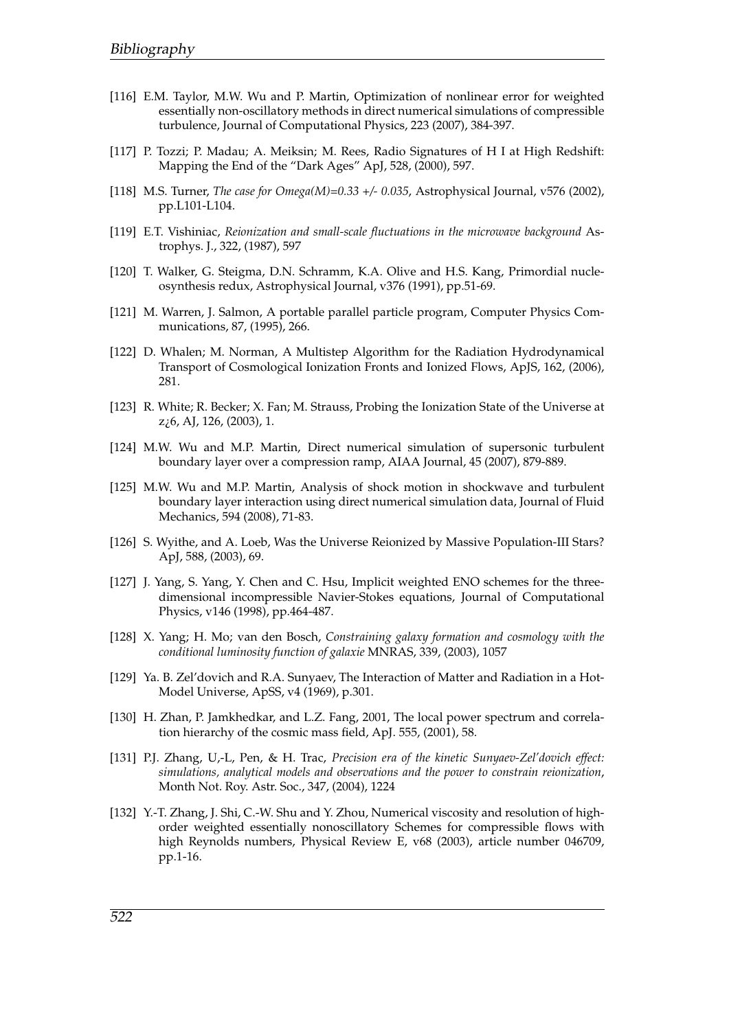[116] E.M. Taylor, M.W. Wu and P. Martin, Optimization of nonlinear error for weighted essentially non-oscillatory methods in direct numerical simulations of compressible turbulence, Journal of Computational Physics, 223 (2007), 384-397.

[117] P. Tozzi; P. Madau; A. Meiksin; M. Rees, Radio Signatures of H I at High Redshift: Mapping the End of the "Dark Ages" ApJ, 528, (2000), 597.

[118] M.S. Turner, *The case for Omega(M)=0.33 +/- 0.035*, Astrophysical Journal, v576 (2002), pp.L101-L104.

[119] E.T. Vishiniac, *Reionization and small-scale fluctuations in the microwave background* Astrophys. J., 322, (1987), 597

[120] T. Walker, G. Steigma, D.N. Schramm, K.A. Olive and H.S. Kang, Primordial nucleosynthesis redux, Astrophysical Journal, v376 (1991), pp.51-69.

[121] M. Warren, J. Salmon, A portable parallel particle program, Computer Physics Communications, 87, (1995), 266.

[122] D. Whalen; M. Norman, A Multistep Algorithm for the Radiation Hydrodynamical Transport of Cosmological Ionization Fronts and Ionized Flows, ApJS, 162, (2006), 281.

[123] R. White; R. Becker; X. Fan; M. Strauss, Probing the Ionization State of the Universe at z¿6, AJ, 126, (2003), 1.

[124] M.W. Wu and M.P. Martin, Direct numerical simulation of supersonic turbulent boundary layer over a compression ramp, AIAA Journal, 45 (2007), 879-889.

[125] M.W. Wu and M.P. Martin, Analysis of shock motion in shockwave and turbulent boundary layer interaction using direct numerical simulation data, Journal of Fluid Mechanics, 594 (2008), 71-83.

[126] S. Wyithe, and A. Loeb, Was the Universe Reionized by Massive Population-III Stars? ApJ, 588, (2003), 69.

[127] J. Yang, S. Yang, Y. Chen and C. Hsu, Implicit weighted ENO schemes for the three-dimensional incompressible Navier-Stokes equations, Journal of Computational Physics, v146 (1998), pp.464-487.

[128] X. Yang; H. Mo; van den Bosch, *Constraining galaxy formation and cosmology with the conditional luminosity function of galaxie* MNRAS, 339, (2003), 1057

[129] Ya. B. Zel'dovich and R.A. Sunyaev, The Interaction of Matter and Radiation in a Hot-Model Universe, ApSS, v4 (1969), p.301.

[130] H. Zhan, P. Jamkhedkar, and L.Z. Fang, 2001, The local power spectrum and correlation hierarchy of the cosmic mass field, ApJ. 555, (2001), 58.

[131] P.J. Zhang, U,-L, Pen, & H. Trac, *Precision era of the kinetic Sunyaev-Zel'dovich effect: simulations, analytical models and observations and the power to constrain reionization*, Month Not. Roy. Astr. Soc., 347, (2004), 1224

[132] Y.-T. Zhang, J. Shi, C.-W. Shu and Y. Zhou, Numerical viscosity and resolution of high-order weighted essentially nonoscillatory Schemes for compressible flows with high Reynolds numbers, Physical Review E, v68 (2003), article number 046709, pp.1-16.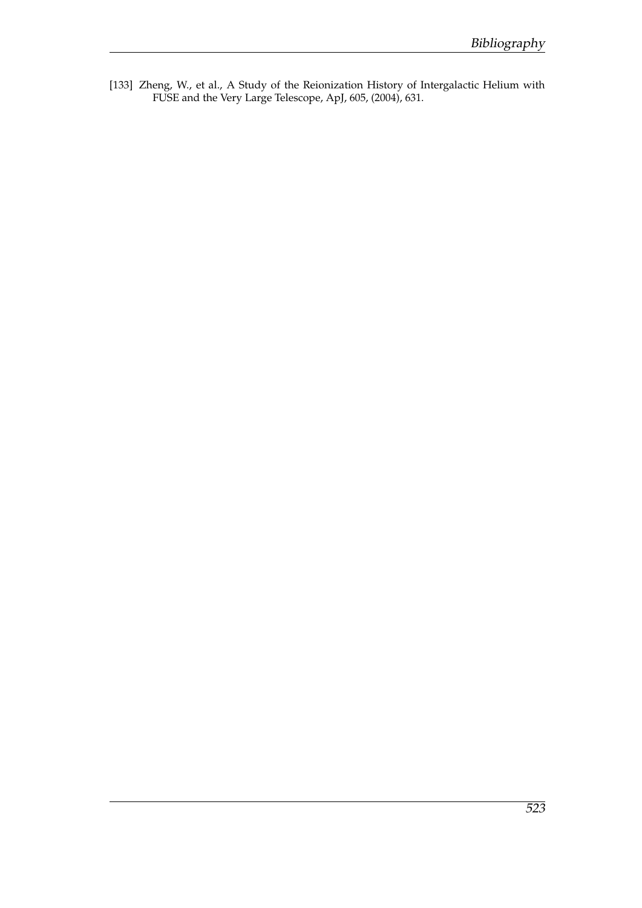[133] Zheng, W., et al., A Study of the Reionization History of Intergalactic Helium with FUSE and the Very Large Telescope, ApJ, 605, (2004), 631.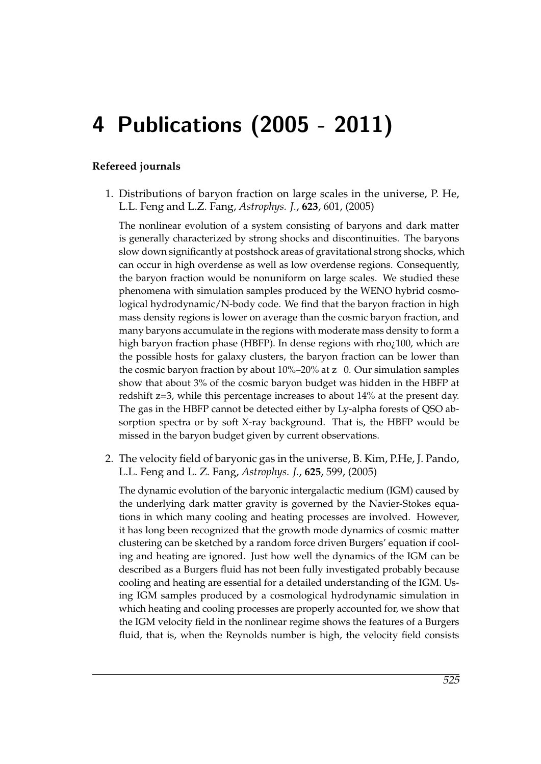# 4 Publications (2005 - 2011)

**Refereed journals**

1. Distributions of baryon fraction on large scales in the universe, P. He, L.L. Feng and L.Z. Fang, *Astrophys. J.*, **623**, 601, (2005)

   The nonlinear evolution of a system consisting of baryons and dark matter is generally characterized by strong shocks and discontinuities. The baryons slow down significantly at postshock areas of gravitational strong shocks, which can occur in high overdense as well as low overdense regions. Consequently, the baryon fraction would be nonuniform on large scales. We studied these phenomena with simulation samples produced by the WENO hybrid cosmological hydrodynamic/N-body code. We find that the baryon fraction in high mass density regions is lower on average than the cosmic baryon fraction, and many baryons accumulate in the regions with moderate mass density to form a high baryon fraction phase (HBFP). In dense regions with rho¿100, which are the possible hosts for galaxy clusters, the baryon fraction can be lower than the cosmic baryon fraction by about 10%–20% at z  0. Our simulation samples show that about 3% of the cosmic baryon budget was hidden in the HBFP at redshift z=3, while this percentage increases to about 14% at the present day. The gas in the HBFP cannot be detected either by Ly-alpha forests of QSO absorption spectra or by soft X-ray background. That is, the HBFP would be missed in the baryon budget given by current observations.

2. The velocity field of baryonic gas in the universe, B. Kim, P.He, J. Pando, L.L. Feng and L. Z. Fang, *Astrophys. J.*, **625**, 599, (2005)

   The dynamic evolution of the baryonic intergalactic medium (IGM) caused by the underlying dark matter gravity is governed by the Navier-Stokes equations in which many cooling and heating processes are involved. However, it has long been recognized that the growth mode dynamics of cosmic matter clustering can be sketched by a random force driven Burgers' equation if cooling and heating are ignored. Just how well the dynamics of the IGM can be described as a Burgers fluid has not been fully investigated probably because cooling and heating are essential for a detailed understanding of the IGM. Using IGM samples produced by a cosmological hydrodynamic simulation in which heating and cooling processes are properly accounted for, we show that the IGM velocity field in the nonlinear regime shows the features of a Burgers fluid, that is, when the Reynolds number is high, the velocity field consists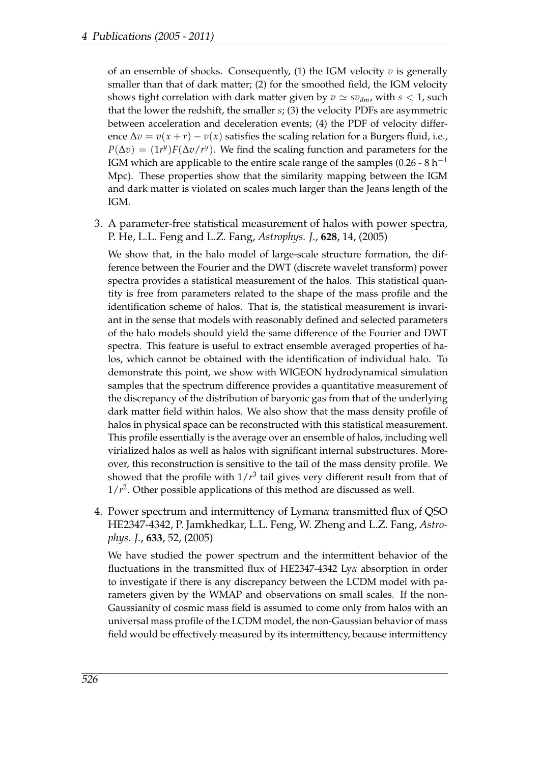of an ensemble of shocks. Consequently, (1) the IGM velocity $v$ is generally smaller than that of dark matter; (2) for the smoothed field, the IGM velocity shows tight correlation with dark matter given by $v \simeq s v_{dm}$, with $s < 1$, such that the lower the redshift, the smaller $s$; (3) the velocity PDFs are asymmetric between acceleration and deceleration events; (4) the PDF of velocity difference $\Delta v = v(x+r) - v(x)$ satisfies the scaling relation for a Burgers fluid, i.e., $P(\Delta v) = (1 r^y) F(\Delta v / r^y)$. We find the scaling function and parameters for the IGM which are applicable to the entire scale range of the samples (0.26 - 8 $h^{-1}$ Mpc). These properties show that the similarity mapping between the IGM and dark matter is violated on scales much larger than the Jeans length of the IGM.

3. A parameter-free statistical measurement of halos with power spectra, P. He, L.L. Feng and L.Z. Fang, *Astrophys. J.*, **628**, 14, (2005)

   We show that, in the halo model of large-scale structure formation, the difference between the Fourier and the DWT (discrete wavelet transform) power spectra provides a statistical measurement of the halos. This statistical quantity is free from parameters related to the shape of the mass profile and the identification scheme of halos. That is, the statistical measurement is invariant in the sense that models with reasonably defined and selected parameters of the halo models should yield the same difference of the Fourier and DWT spectra. This feature is useful to extract ensemble averaged properties of halos, which cannot be obtained with the identification of individual halo. To demonstrate this point, we show with WIGEON hydrodynamical simulation samples that the spectrum difference provides a quantitative measurement of the discrepancy of the distribution of baryonic gas from that of the underlying dark matter field within halos. We also show that the mass density profile of halos in physical space can be reconstructed with this statistical measurement. This profile essentially is the average over an ensemble of halos, including well virialized halos as well as halos with significant internal substructures. Moreover, this reconstruction is sensitive to the tail of the mass density profile. We showed that the profile with $1/r^3$ tail gives very different result from that of $1/r^2$. Other possible applications of this method are discussed as well.

4. Power spectrum and intermittency of Lyman$\alpha$ transmitted flux of QSO HE2347-4342, P. Jamkhedkar, L.L. Feng, W. Zheng and L.Z. Fang, *Astrophys. J.*, **633**, 52, (2005)

   We have studied the power spectrum and the intermittent behavior of the fluctuations in the transmitted flux of HE2347-4342 Ly$\alpha$ absorption in order to investigate if there is any discrepancy between the LCDM model with parameters given by the WMAP and observations on small scales. If the non-Gaussianity of cosmic mass field is assumed to come only from halos with an universal mass profile of the LCDM model, the non-Gaussian behavior of mass field would be effectively measured by its intermittency, because intermittency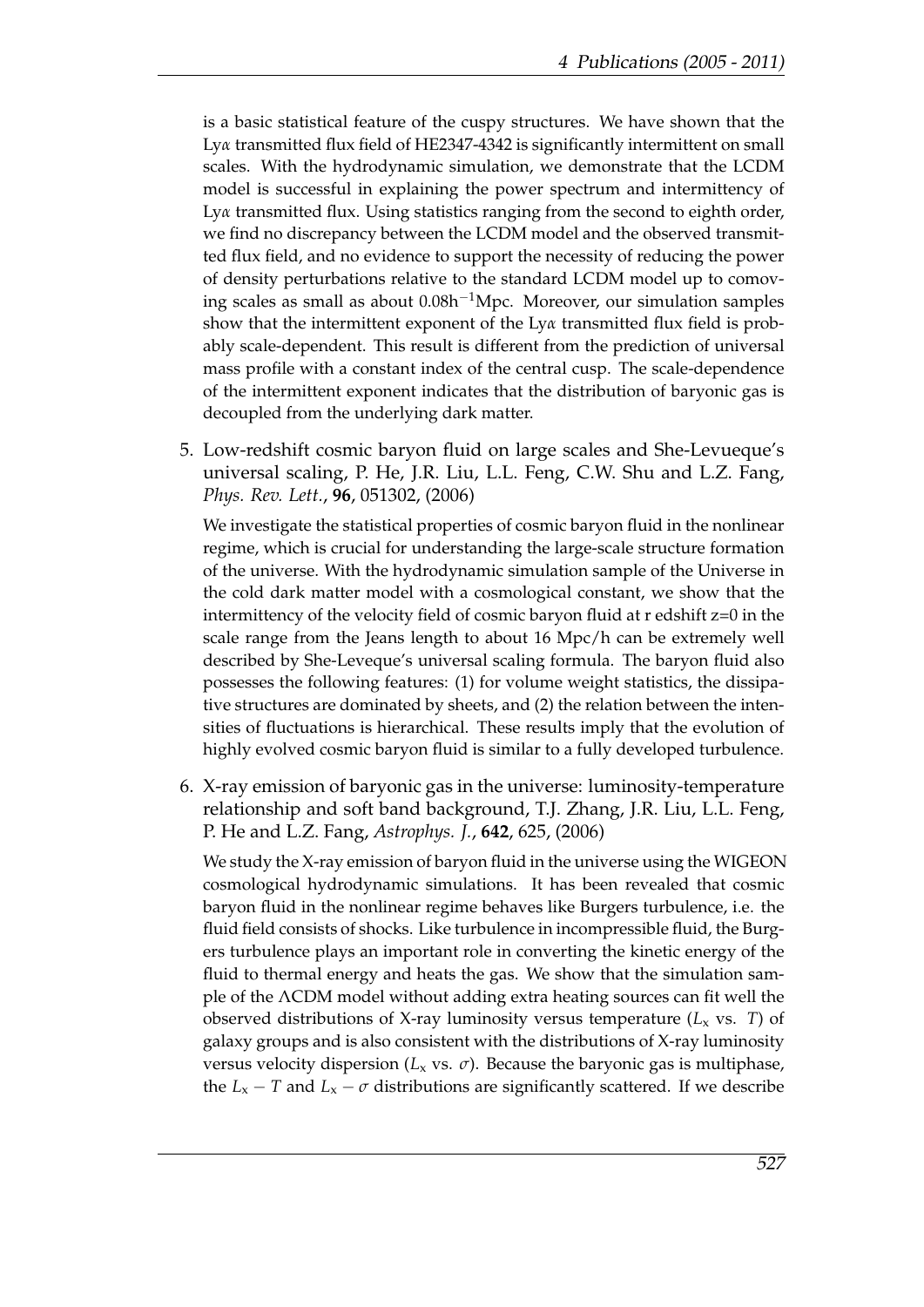is a basic statistical feature of the cuspy structures. We have shown that the Ly$\alpha$ transmitted flux field of HE2347-4342 is significantly intermittent on small scales. With the hydrodynamic simulation, we demonstrate that the LCDM model is successful in explaining the power spectrum and intermittency of Ly$\alpha$ transmitted flux. Using statistics ranging from the second to eighth order, we find no discrepancy between the LCDM model and the observed transmitted flux field, and no evidence to support the necessity of reducing the power of density perturbations relative to the standard LCDM model up to comoving scales as small as about $0.08h^{-1}$Mpc. Moreover, our simulation samples show that the intermittent exponent of the Ly$\alpha$ transmitted flux field is probably scale-dependent. This result is different from the prediction of universal mass profile with a constant index of the central cusp. The scale-dependence of the intermittent exponent indicates that the distribution of baryonic gas is decoupled from the underlying dark matter.

5. Low-redshift cosmic baryon fluid on large scales and She-Levueque's universal scaling, P. He, J.R. Liu, L.L. Feng, C.W. Shu and L.Z. Fang, *Phys. Rev. Lett.*, **96**, 051302, (2006)

   We investigate the statistical properties of cosmic baryon fluid in the nonlinear regime, which is crucial for understanding the large-scale structure formation of the universe. With the hydrodynamic simulation sample of the Universe in the cold dark matter model with a cosmological constant, we show that the intermittency of the velocity field of cosmic baryon fluid at r edshift z=0 in the scale range from the Jeans length to about 16 Mpc/h can be extremely well described by She-Leveque's universal scaling formula. The baryon fluid also possesses the following features: (1) for volume weight statistics, the dissipative structures are dominated by sheets, and (2) the relation between the intensities of fluctuations is hierarchical. These results imply that the evolution of highly evolved cosmic baryon fluid is similar to a fully developed turbulence.

6. X-ray emission of baryonic gas in the universe: luminosity-temperature relationship and soft band background, T.J. Zhang, J.R. Liu, L.L. Feng, P. He and L.Z. Fang, *Astrophys. J.*, **642**, 625, (2006)

   We study the X-ray emission of baryon fluid in the universe using the WIGEON cosmological hydrodynamic simulations. It has been revealed that cosmic baryon fluid in the nonlinear regime behaves like Burgers turbulence, i.e. the fluid field consists of shocks. Like turbulence in incompressible fluid, the Burgers turbulence plays an important role in converting the kinetic energy of the fluid to thermal energy and heats the gas. We show that the simulation sample of the $\Lambda$CDM model without adding extra heating sources can fit well the observed distributions of X-ray luminosity versus temperature ($L_x$ vs. $T$) of galaxy groups and is also consistent with the distributions of X-ray luminosity versus velocity dispersion ($L_x$ vs. $\sigma$). Because the baryonic gas is multiphase, the $L_x - T$ and $L_x - \sigma$ distributions are significantly scattered. If we describe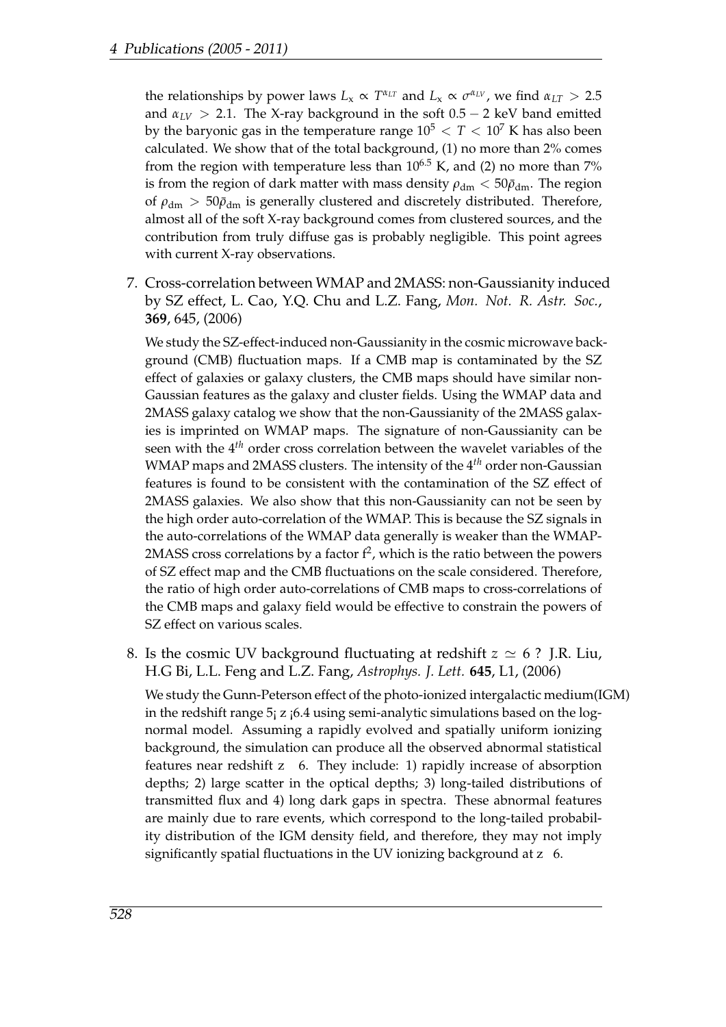the relationships by power laws $L_x \propto T^{\alpha_{LT}}$ and $L_x \propto \sigma^{\alpha_{LV}}$, we find $\alpha_{LT} > 2.5$ and $\alpha_{LV} > 2.1$. The X-ray background in the soft $0.5 - 2$ keV band emitted by the baryonic gas in the temperature range $10^5 < T < 10^7$ K has also been calculated. We show that of the total background, (1) no more than 2% comes from the region with temperature less than $10^{6.5}$ K, and (2) no more than 7% is from the region of dark matter with mass density $\rho_{\rm dm} < 50\bar{\rho}_{\rm dm}$. The region of $\rho_{\rm dm} > 50\bar{\rho}_{\rm dm}$ is generally clustered and discretely distributed. Therefore, almost all of the soft X-ray background comes from clustered sources, and the contribution from truly diffuse gas is probably negligible. This point agrees with current X-ray observations.

7. Cross-correlation between WMAP and 2MASS: non-Gaussianity induced by SZ effect, L. Cao, Y.Q. Chu and L.Z. Fang, *Mon. Not. R. Astr. Soc.*, **369**, 645, (2006)

   We study the SZ-effect-induced non-Gaussianity in the cosmic microwave background (CMB) fluctuation maps. If a CMB map is contaminated by the SZ effect of galaxies or galaxy clusters, the CMB maps should have similar non-Gaussian features as the galaxy and cluster fields. Using the WMAP data and 2MASS galaxy catalog we show that the non-Gaussianity of the 2MASS galaxies is imprinted on WMAP maps. The signature of non-Gaussianity can be seen with the $4^{th}$ order cross correlation between the wavelet variables of the WMAP maps and 2MASS clusters. The intensity of the $4^{th}$ order non-Gaussian features is found to be consistent with the contamination of the SZ effect of 2MASS galaxies. We also show that this non-Gaussianity can not be seen by the high order auto-correlation of the WMAP. This is because the SZ signals in the auto-correlations of the WMAP data generally is weaker than the WMAP-2MASS cross correlations by a factor $f^2$, which is the ratio between the powers of SZ effect map and the CMB fluctuations on the scale considered. Therefore, the ratio of high order auto-correlations of CMB maps to cross-correlations of the CMB maps and galaxy field would be effective to constrain the powers of SZ effect on various scales.

8. Is the cosmic UV background fluctuating at redshift $z \simeq 6$ ? J.R. Liu, H.G Bi, L.L. Feng and L.Z. Fang, *Astrophys. J. Lett.* **645**, L1, (2006)

   We study the Gunn-Peterson effect of the photo-ionized intergalactic medium(IGM) in the redshift range 5¡ z ¡6.4 using semi-analytic simulations based on the lognormal model. Assuming a rapidly evolved and spatially uniform ionizing background, the simulation can produce all the observed abnormal statistical features near redshift z 6. They include: 1) rapidly increase of absorption depths; 2) large scatter in the optical depths; 3) long-tailed distributions of transmitted flux and 4) long dark gaps in spectra. These abnormal features are mainly due to rare events, which correspond to the long-tailed probability distribution of the IGM density field, and therefore, they may not imply significantly spatial fluctuations in the UV ionizing background at z 6.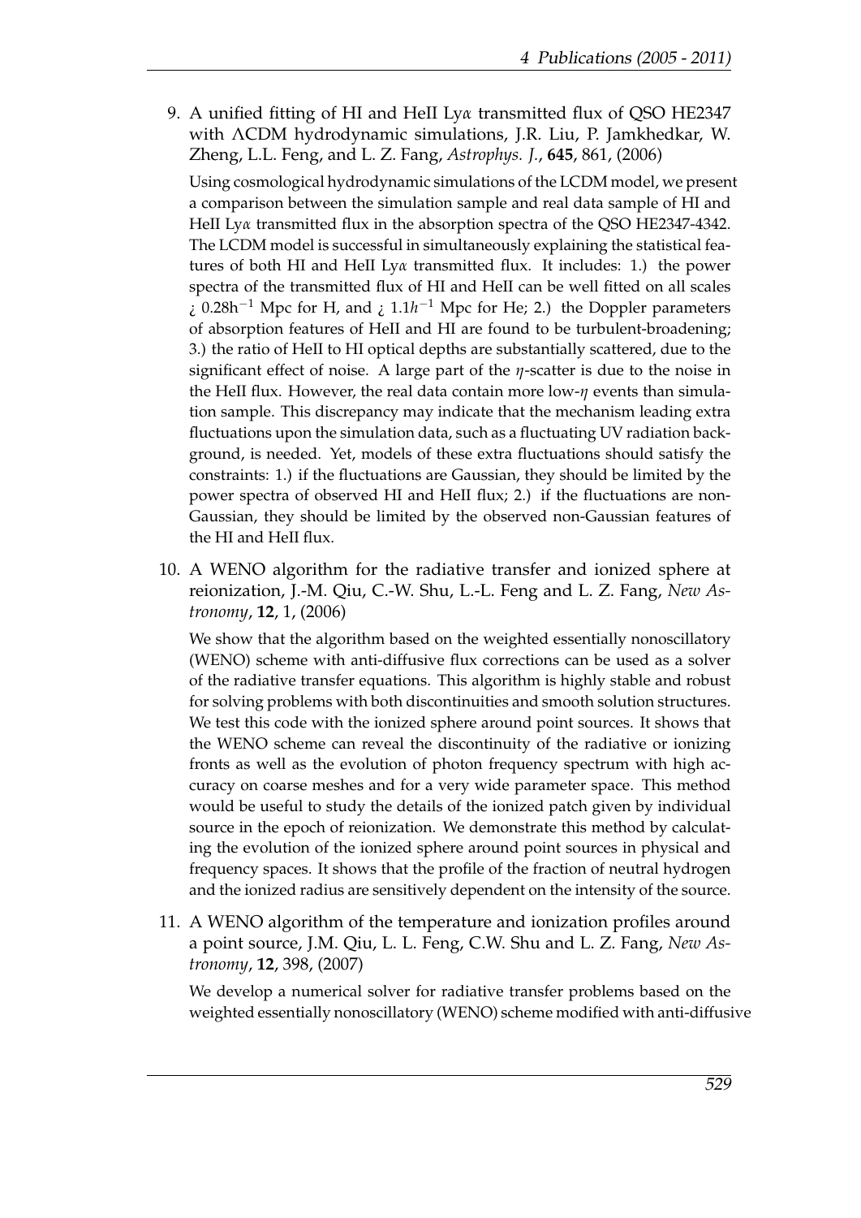9. A unified fitting of HI and HeII Ly$\alpha$ transmitted flux of QSO HE2347 with $\Lambda$CDM hydrodynamic simulations, J.R. Liu, P. Jamkhedkar, W. Zheng, L.L. Feng, and L. Z. Fang, *Astrophys. J.*, **645**, 861, (2006)

   Using cosmological hydrodynamic simulations of the LCDM model, we present a comparison between the simulation sample and real data sample of HI and HeII Ly$\alpha$ transmitted flux in the absorption spectra of the QSO HE2347-4342. The LCDM model is successful in simultaneously explaining the statistical features of both HI and HeII Ly$\alpha$ transmitted flux. It includes: 1.) the power spectra of the transmitted flux of HI and HeII can be well fitted on all scales ¿ 0.28h$^{-1}$ Mpc for H, and ¿ $1.1h^{-1}$ Mpc for He; 2.) the Doppler parameters of absorption features of HeII and HI are found to be turbulent-broadening; 3.) the ratio of HeII to HI optical depths are substantially scattered, due to the significant effect of noise. A large part of the $\eta$-scatter is due to the noise in the HeII flux. However, the real data contain more low-$\eta$ events than simulation sample. This discrepancy may indicate that the mechanism leading extra fluctuations upon the simulation data, such as a fluctuating UV radiation background, is needed. Yet, models of these extra fluctuations should satisfy the constraints: 1.) if the fluctuations are Gaussian, they should be limited by the power spectra of observed HI and HeII flux; 2.) if the fluctuations are non-Gaussian, they should be limited by the observed non-Gaussian features of the HI and HeII flux.

10. A WENO algorithm for the radiative transfer and ionized sphere at reionization, J.-M. Qiu, C.-W. Shu, L.-L. Feng and L. Z. Fang, *New Astronomy*, **12**, 1, (2006)

    We show that the algorithm based on the weighted essentially nonoscillatory (WENO) scheme with anti-diffusive flux corrections can be used as a solver of the radiative transfer equations. This algorithm is highly stable and robust for solving problems with both discontinuities and smooth solution structures. We test this code with the ionized sphere around point sources. It shows that the WENO scheme can reveal the discontinuity of the radiative or ionizing fronts as well as the evolution of photon frequency spectrum with high accuracy on coarse meshes and for a very wide parameter space. This method would be useful to study the details of the ionized patch given by individual source in the epoch of reionization. We demonstrate this method by calculating the evolution of the ionized sphere around point sources in physical and frequency spaces. It shows that the profile of the fraction of neutral hydrogen and the ionized radius are sensitively dependent on the intensity of the source.

11. A WENO algorithm of the temperature and ionization profiles around a point source, J.M. Qiu, L. L. Feng, C.W. Shu and L. Z. Fang, *New Astronomy*, **12**, 398, (2007)

    We develop a numerical solver for radiative transfer problems based on the weighted essentially nonoscillatory (WENO) scheme modified with anti-diffusive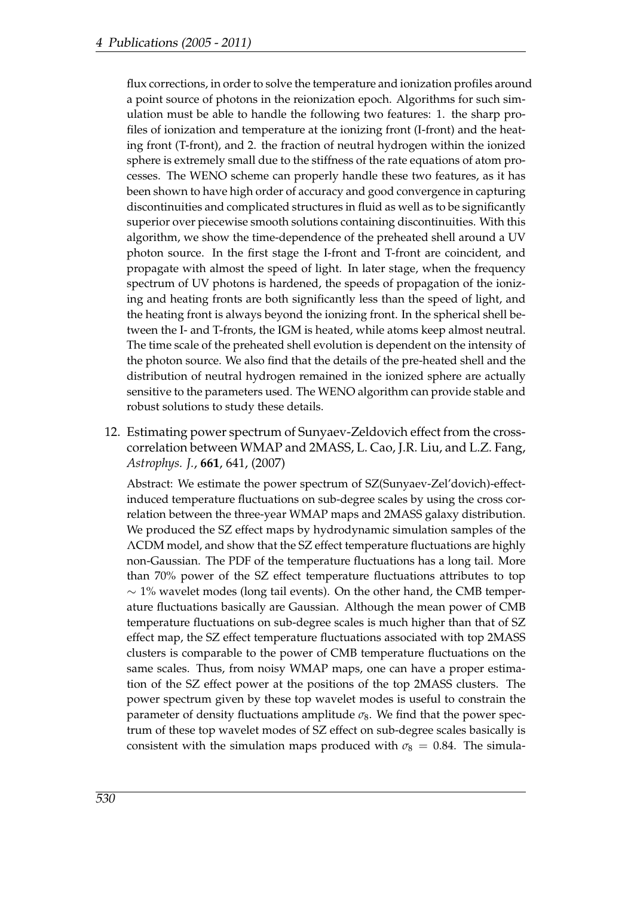flux corrections, in order to solve the temperature and ionization profiles around a point source of photons in the reionization epoch. Algorithms for such simulation must be able to handle the following two features: 1. the sharp profiles of ionization and temperature at the ionizing front (I-front) and the heating front (T-front), and 2. the fraction of neutral hydrogen within the ionized sphere is extremely small due to the stiffness of the rate equations of atom processes. The WENO scheme can properly handle these two features, as it has been shown to have high order of accuracy and good convergence in capturing discontinuities and complicated structures in fluid as well as to be significantly superior over piecewise smooth solutions containing discontinuities. With this algorithm, we show the time-dependence of the preheated shell around a UV photon source. In the first stage the I-front and T-front are coincident, and propagate with almost the speed of light. In later stage, when the frequency spectrum of UV photons is hardened, the speeds of propagation of the ionizing and heating fronts are both significantly less than the speed of light, and the heating front is always beyond the ionizing front. In the spherical shell between the I- and T-fronts, the IGM is heated, while atoms keep almost neutral. The time scale of the preheated shell evolution is dependent on the intensity of the photon source. We also find that the details of the pre-heated shell and the distribution of neutral hydrogen remained in the ionized sphere are actually sensitive to the parameters used. The WENO algorithm can provide stable and robust solutions to study these details.

12. Estimating power spectrum of Sunyaev-Zeldovich effect from the cross-correlation between WMAP and 2MASS, L. Cao, J.R. Liu, and L.Z. Fang, *Astrophys. J.*, **661**, 641, (2007)

    Abstract: We estimate the power spectrum of SZ(Sunyaev-Zel'dovich)-effect-induced temperature fluctuations on sub-degree scales by using the cross correlation between the three-year WMAP maps and 2MASS galaxy distribution. We produced the SZ effect maps by hydrodynamic simulation samples of the ΛCDM model, and show that the SZ effect temperature fluctuations are highly non-Gaussian. The PDF of the temperature fluctuations has a long tail. More than 70% power of the SZ effect temperature fluctuations attributes to top $\sim 1\%$ wavelet modes (long tail events). On the other hand, the CMB temperature fluctuations basically are Gaussian. Although the mean power of CMB temperature fluctuations on sub-degree scales is much higher than that of SZ effect map, the SZ effect temperature fluctuations associated with top 2MASS clusters is comparable to the power of CMB temperature fluctuations on the same scales. Thus, from noisy WMAP maps, one can have a proper estimation of the SZ effect power at the positions of the top 2MASS clusters. The power spectrum given by these top wavelet modes is useful to constrain the parameter of density fluctuations amplitude $\sigma_8$. We find that the power spectrum of these top wavelet modes of SZ effect on sub-degree scales basically is consistent with the simulation maps produced with $\sigma_8 = 0.84$. The simula-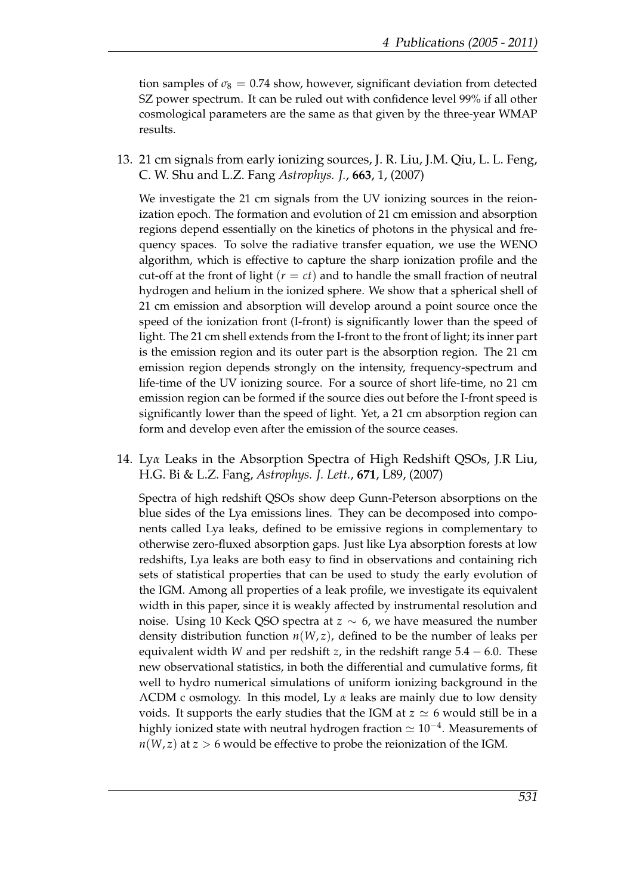tion samples of $\sigma_8 = 0.74$ show, however, significant deviation from detected SZ power spectrum. It can be ruled out with confidence level 99% if all other cosmological parameters are the same as that given by the three-year WMAP results.

13. 21 cm signals from early ionizing sources, J. R. Liu, J.M. Qiu, L. L. Feng, C. W. Shu and L.Z. Fang *Astrophys. J.*, **663**, 1, (2007)

    We investigate the 21 cm signals from the UV ionizing sources in the reionization epoch. The formation and evolution of 21 cm emission and absorption regions depend essentially on the kinetics of photons in the physical and frequency spaces. To solve the radiative transfer equation, we use the WENO algorithm, which is effective to capture the sharp ionization profile and the cut-off at the front of light ($r = ct$) and to handle the small fraction of neutral hydrogen and helium in the ionized sphere. We show that a spherical shell of 21 cm emission and absorption will develop around a point source once the speed of the ionization front (I-front) is significantly lower than the speed of light. The 21 cm shell extends from the I-front to the front of light; its inner part is the emission region and its outer part is the absorption region. The 21 cm emission region depends strongly on the intensity, frequency-spectrum and life-time of the UV ionizing source. For a source of short life-time, no 21 cm emission region can be formed if the source dies out before the I-front speed is significantly lower than the speed of light. Yet, a 21 cm absorption region can form and develop even after the emission of the source ceases.

14. Ly$\alpha$ Leaks in the Absorption Spectra of High Redshift QSOs, J.R Liu, H.G. Bi & L.Z. Fang, *Astrophys. J. Lett.*, **671**, L89, (2007)

    Spectra of high redshift QSOs show deep Gunn-Peterson absorptions on the blue sides of the Lya emissions lines. They can be decomposed into components called Lya leaks, defined to be emissive regions in complementary to otherwise zero-fluxed absorption gaps. Just like Lya absorption forests at low redshifts, Lya leaks are both easy to find in observations and containing rich sets of statistical properties that can be used to study the early evolution of the IGM. Among all properties of a leak profile, we investigate its equivalent width in this paper, since it is weakly affected by instrumental resolution and noise. Using 10 Keck QSO spectra at $z \sim 6$, we have measured the number density distribution function $n(W, z)$, defined to be the number of leaks per equivalent width $W$ and per redshift $z$, in the redshift range $5.4 - 6.0$. These new observational statistics, in both the differential and cumulative forms, fit well to hydro numerical simulations of uniform ionizing background in the $\Lambda$CDM c osmology. In this model, Ly $\alpha$ leaks are mainly due to low density voids. It supports the early studies that the IGM at $z \simeq 6$ would still be in a highly ionized state with neutral hydrogen fraction $\simeq 10^{-4}$. Measurements of $n(W, z)$ at $z > 6$ would be effective to probe the reionization of the IGM.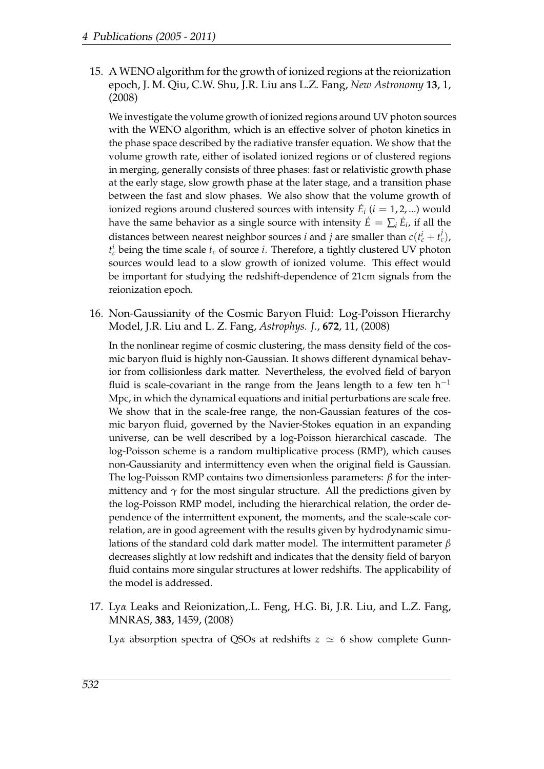15. A WENO algorithm for the growth of ionized regions at the reionization epoch, J. M. Qiu, C.W. Shu, J.R. Liu ans L.Z. Fang, *New Astronomy* **13**, 1, (2008)

    We investigate the volume growth of ionized regions around UV photon sources with the WENO algorithm, which is an effective solver of photon kinetics in the phase space described by the radiative transfer equation. We show that the volume growth rate, either of isolated ionized regions or of clustered regions in merging, generally consists of three phases: fast or relativistic growth phase at the early stage, slow growth phase at the later stage, and a transition phase between the fast and slow phases. We also show that the volume growth of ionized regions around clustered sources with intensity $\dot{E}_i$ ($i = 1, 2, ...$) would have the same behavior as a single source with intensity $\dot{E} = \sum_i \dot{E}_i$, if all the distances between nearest neighbor sources $i$ and $j$ are smaller than $c(t_c^i + t_c^j)$, $t_c^i$ being the time scale $t_c$ of source $i$. Therefore, a tightly clustered UV photon sources would lead to a slow growth of ionized volume. This effect would be important for studying the redshift-dependence of 21cm signals from the reionization epoch.

16. Non-Gaussianity of the Cosmic Baryon Fluid: Log-Poisson Hierarchy Model, J.R. Liu and L. Z. Fang, *Astrophys. J.*, **672**, 11, (2008)

    In the nonlinear regime of cosmic clustering, the mass density field of the cosmic baryon fluid is highly non-Gaussian. It shows different dynamical behavior from collisionless dark matter. Nevertheless, the evolved field of baryon fluid is scale-covariant in the range from the Jeans length to a few ten $h^{-1}$ Mpc, in which the dynamical equations and initial perturbations are scale free. We show that in the scale-free range, the non-Gaussian features of the cosmic baryon fluid, governed by the Navier-Stokes equation in an expanding universe, can be well described by a log-Poisson hierarchical cascade. The log-Poisson scheme is a random multiplicative process (RMP), which causes non-Gaussianity and intermittency even when the original field is Gaussian. The log-Poisson RMP contains two dimensionless parameters: $\beta$ for the intermittency and $\gamma$ for the most singular structure. All the predictions given by the log-Poisson RMP model, including the hierarchical relation, the order dependence of the intermittent exponent, the moments, and the scale-scale correlation, are in good agreement with the results given by hydrodynamic simulations of the standard cold dark matter model. The intermittent parameter $\beta$ decreases slightly at low redshift and indicates that the density field of baryon fluid contains more singular structures at lower redshifts. The applicability of the model is addressed.

17. Ly$\alpha$ Leaks and Reionization,.L. Feng, H.G. Bi, J.R. Liu, and L.Z. Fang, MNRAS, **383**, 1459, (2008)

    Ly$\alpha$ absorption spectra of QSOs at redshifts $z \simeq 6$ show complete Gunn-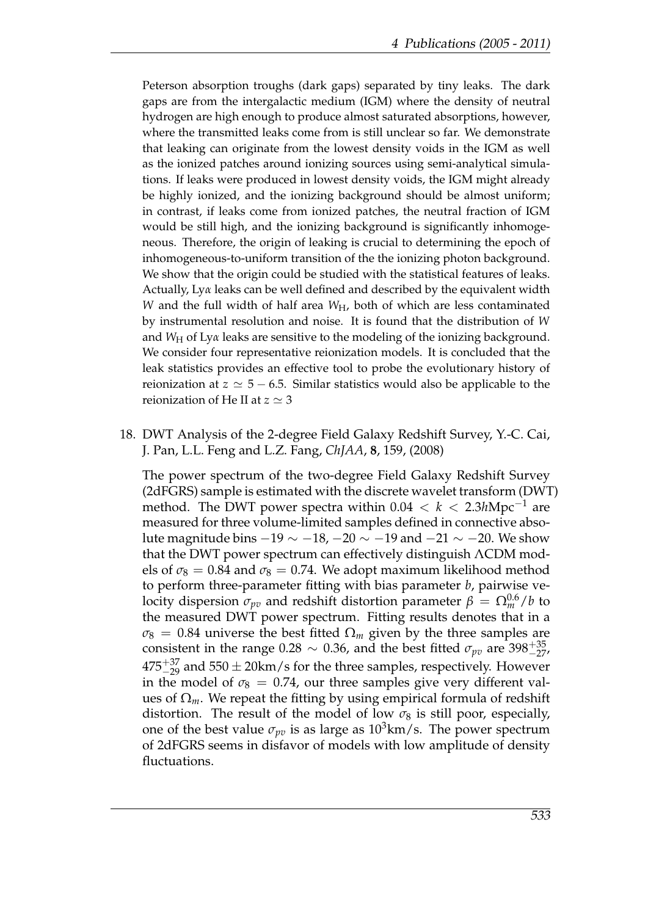Peterson absorption troughs (dark gaps) separated by tiny leaks. The dark gaps are from the intergalactic medium (IGM) where the density of neutral hydrogen are high enough to produce almost saturated absorptions, however, where the transmitted leaks come from is still unclear so far. We demonstrate that leaking can originate from the lowest density voids in the IGM as well as the ionized patches around ionizing sources using semi-analytical simulations. If leaks were produced in lowest density voids, the IGM might already be highly ionized, and the ionizing background should be almost uniform; in contrast, if leaks come from ionized patches, the neutral fraction of IGM would be still high, and the ionizing background is significantly inhomogeneous. Therefore, the origin of leaking is crucial to determining the epoch of inhomogeneous-to-uniform transition of the the ionizing photon background. We show that the origin could be studied with the statistical features of leaks. Actually, Ly$\alpha$ leaks can be well defined and described by the equivalent width $W$ and the full width of half area $W_{\rm H}$, both of which are less contaminated by instrumental resolution and noise. It is found that the distribution of $W$ and $W_{\rm H}$ of Ly$\alpha$ leaks are sensitive to the modeling of the ionizing background. We consider four representative reionization models. It is concluded that the leak statistics provides an effective tool to probe the evolutionary history of reionization at $z \simeq 5 - 6.5$. Similar statistics would also be applicable to the reionization of He II at $z \simeq 3$

18. DWT Analysis of the 2-degree Field Galaxy Redshift Survey, Y.-C. Cai, J. Pan, L.L. Feng and L.Z. Fang, *ChJAA*, **8**, 159, (2008)

    The power spectrum of the two-degree Field Galaxy Redshift Survey (2dFGRS) sample is estimated with the discrete wavelet transform (DWT) method. The DWT power spectra within $0.04 < k < 2.3h\text{Mpc}^{-1}$ are measured for three volume-limited samples defined in connective absolute magnitude bins $-19 \sim -18$, $-20 \sim -19$ and $-21 \sim -20$. We show that the DWT power spectrum can effectively distinguish $\Lambda$CDM models of $\sigma_8 = 0.84$ and $\sigma_8 = 0.74$. We adopt maximum likelihood method to perform three-parameter fitting with bias parameter $b$, pairwise velocity dispersion $\sigma_{pv}$ and redshift distortion parameter $\beta = \Omega_m^{0.6}/b$ to the measured DWT power spectrum. Fitting results denotes that in a $\sigma_8 = 0.84$ universe the best fitted $\Omega_m$ given by the three samples are consistent in the range $0.28 \sim 0.36$, and the best fitted $\sigma_{pv}$ are $398^{+35}_{-27}$, $475^{+37}_{-29}$ and $550 \pm 20$km/s for the three samples, respectively. However in the model of $\sigma_8 = 0.74$, our three samples give very different values of $\Omega_m$. We repeat the fitting by using empirical formula of redshift distortion. The result of the model of low $\sigma_8$ is still poor, especially, one of the best value $\sigma_{pv}$ is as large as $10^3$km/s. The power spectrum of 2dFGRS seems in disfavor of models with low amplitude of density fluctuations.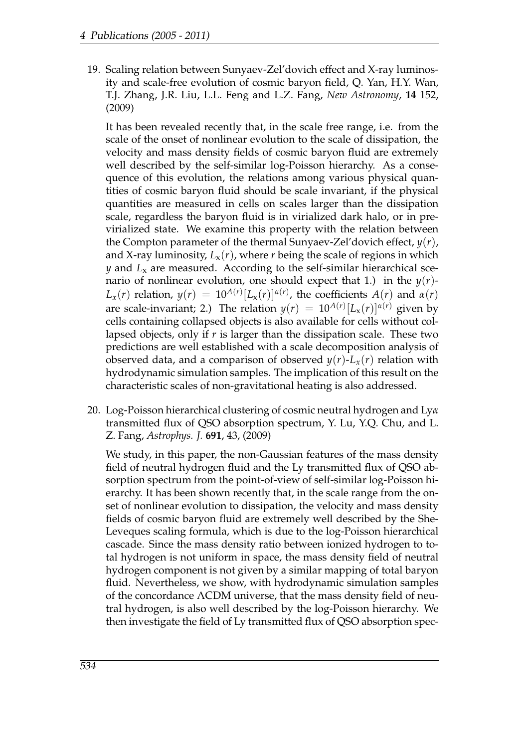19. Scaling relation between Sunyaev-Zel'dovich effect and X-ray luminosity and scale-free evolution of cosmic baryon field, Q. Yan, H.Y. Wan, T.J. Zhang, J.R. Liu, L.L. Feng and L.Z. Fang, *New Astronomy*, **14** 152, (2009)

    It has been revealed recently that, in the scale free range, i.e. from the scale of the onset of nonlinear evolution to the scale of dissipation, the velocity and mass density fields of cosmic baryon fluid are extremely well described by the self-similar log-Poisson hierarchy. As a consequence of this evolution, the relations among various physical quantities of cosmic baryon fluid should be scale invariant, if the physical quantities are measured in cells on scales larger than the dissipation scale, regardless the baryon fluid is in virialized dark halo, or in pre-virialized state. We examine this property with the relation between the Compton parameter of the thermal Sunyaev-Zel'dovich effect, $y(r)$, and X-ray luminosity, $L_x(r)$, where $r$ being the scale of regions in which $y$ and $L_x$ are measured. According to the self-similar hierarchical scenario of nonlinear evolution, one should expect that 1.) in the $y(r)$-$L_x(r)$ relation, $y(r) = 10^{A(r)}[L_x(r)]^{\alpha(r)}$, the coefficients $A(r)$ and $\alpha(r)$ are scale-invariant; 2.) The relation $y(r) = 10^{A(r)}[L_x(r)]^{\alpha(r)}$ given by cells containing collapsed objects is also available for cells without collapsed objects, only if $r$ is larger than the dissipation scale. These two predictions are well established with a scale decomposition analysis of observed data, and a comparison of observed $y(r)$-$L_x(r)$ relation with hydrodynamic simulation samples. The implication of this result on the characteristic scales of non-gravitational heating is also addressed.

20. Log-Poisson hierarchical clustering of cosmic neutral hydrogen and Ly$\alpha$ transmitted flux of QSO absorption spectrum, Y. Lu, Y.Q. Chu, and L. Z. Fang, *Astrophys. J.* **691**, 43, (2009)

    We study, in this paper, the non-Gaussian features of the mass density field of neutral hydrogen fluid and the Ly transmitted flux of QSO absorption spectrum from the point-of-view of self-similar log-Poisson hierarchy. It has been shown recently that, in the scale range from the onset of nonlinear evolution to dissipation, the velocity and mass density fields of cosmic baryon fluid are extremely well described by the She-Leveques scaling formula, which is due to the log-Poisson hierarchical cascade. Since the mass density ratio between ionized hydrogen to total hydrogen is not uniform in space, the mass density field of neutral hydrogen component is not given by a similar mapping of total baryon fluid. Nevertheless, we show, with hydrodynamic simulation samples of the concordance $\Lambda$CDM universe, that the mass density field of neutral hydrogen, is also well described by the log-Poisson hierarchy. We then investigate the field of Ly transmitted flux of QSO absorption spec-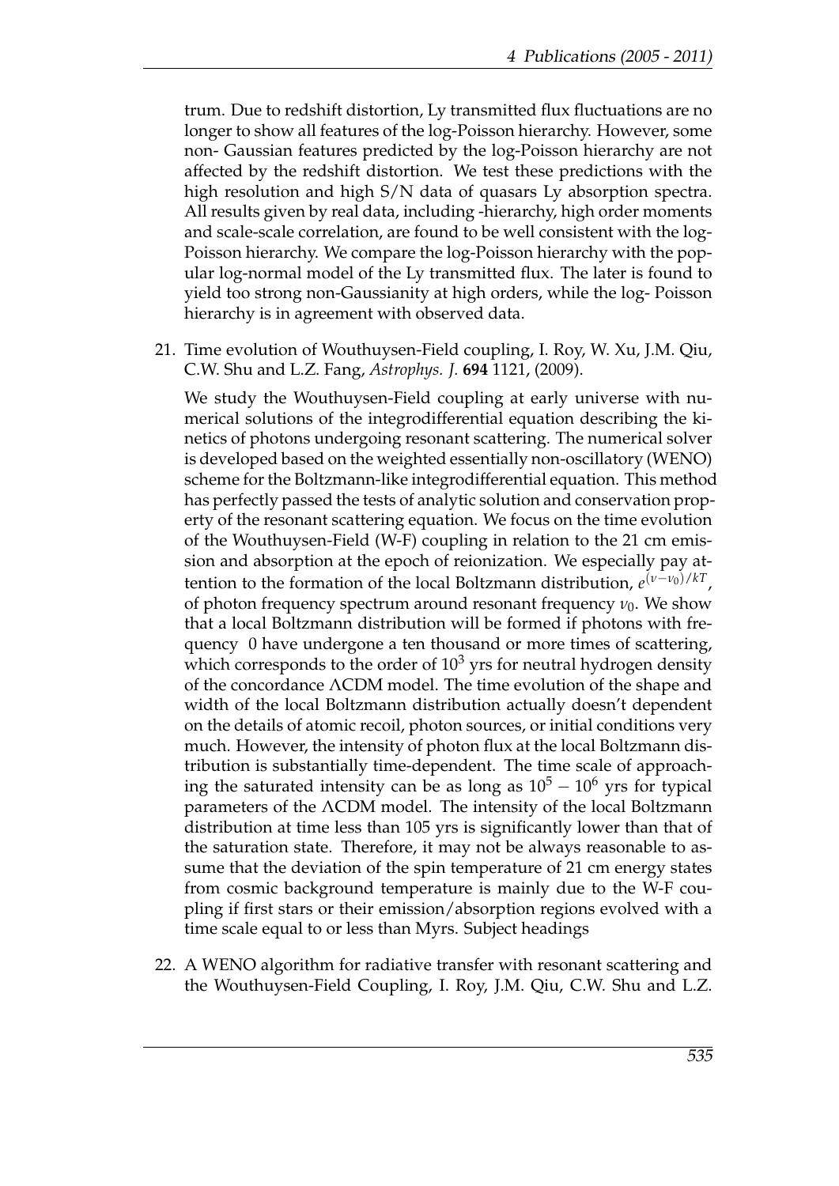trum. Due to redshift distortion, Ly transmitted flux fluctuations are no longer to show all features of the log-Poisson hierarchy. However, some non- Gaussian features predicted by the log-Poisson hierarchy are not affected by the redshift distortion. We test these predictions with the high resolution and high S/N data of quasars Ly absorption spectra. All results given by real data, including -hierarchy, high order moments and scale-scale correlation, are found to be well consistent with the log-Poisson hierarchy. We compare the log-Poisson hierarchy with the popular log-normal model of the Ly transmitted flux. The later is found to yield too strong non-Gaussianity at high orders, while the log- Poisson hierarchy is in agreement with observed data.

21. Time evolution of Wouthuysen-Field coupling, I. Roy, W. Xu, J.M. Qiu, C.W. Shu and L.Z. Fang, *Astrophys. J.* **694** 1121, (2009).

    We study the Wouthuysen-Field coupling at early universe with numerical solutions of the integrodifferential equation describing the kinetics of photons undergoing resonant scattering. The numerical solver is developed based on the weighted essentially non-oscillatory (WENO) scheme for the Boltzmann-like integrodifferential equation. This method has perfectly passed the tests of analytic solution and conservation property of the resonant scattering equation. We focus on the time evolution of the Wouthuysen-Field (W-F) coupling in relation to the 21 cm emission and absorption at the epoch of reionization. We especially pay attention to the formation of the local Boltzmann distribution, $e^{(\nu-\nu_0)/kT}$, of photon frequency spectrum around resonant frequency $\nu_0$. We show that a local Boltzmann distribution will be formed if photons with frequency 0 have undergone a ten thousand or more times of scattering, which corresponds to the order of $10^3$ yrs for neutral hydrogen density of the concordance $\Lambda$CDM model. The time evolution of the shape and width of the local Boltzmann distribution actually doesn't dependent on the details of atomic recoil, photon sources, or initial conditions very much. However, the intensity of photon flux at the local Boltzmann distribution is substantially time-dependent. The time scale of approaching the saturated intensity can be as long as $10^5 - 10^6$ yrs for typical parameters of the $\Lambda$CDM model. The intensity of the local Boltzmann distribution at time less than 105 yrs is significantly lower than that of the saturation state. Therefore, it may not be always reasonable to assume that the deviation of the spin temperature of 21 cm energy states from cosmic background temperature is mainly due to the W-F coupling if first stars or their emission/absorption regions evolved with a time scale equal to or less than Myrs. Subject headings

22. A WENO algorithm for radiative transfer with resonant scattering and the Wouthuysen-Field Coupling, I. Roy, J.M. Qiu, C.W. Shu and L.Z.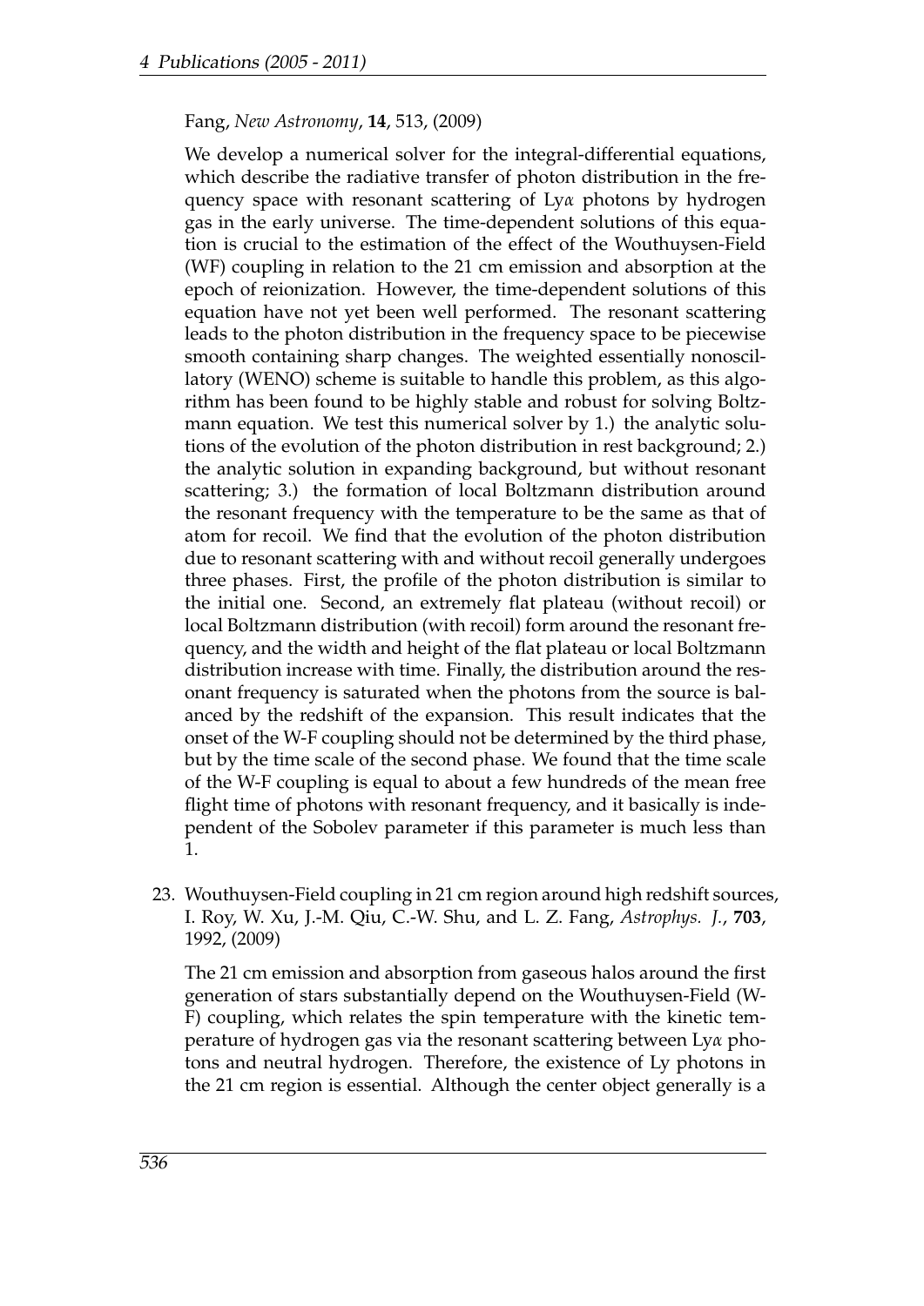Fang, *New Astronomy*, **14**, 513, (2009)

We develop a numerical solver for the integral-differential equations, which describe the radiative transfer of photon distribution in the frequency space with resonant scattering of Ly$\alpha$ photons by hydrogen gas in the early universe. The time-dependent solutions of this equation is crucial to the estimation of the effect of the Wouthuysen-Field (WF) coupling in relation to the 21 cm emission and absorption at the epoch of reionization. However, the time-dependent solutions of this equation have not yet been well performed. The resonant scattering leads to the photon distribution in the frequency space to be piecewise smooth containing sharp changes. The weighted essentially nonoscillatory (WENO) scheme is suitable to handle this problem, as this algorithm has been found to be highly stable and robust for solving Boltzmann equation. We test this numerical solver by 1.) the analytic solutions of the evolution of the photon distribution in rest background; 2.) the analytic solution in expanding background, but without resonant scattering; 3.) the formation of local Boltzmann distribution around the resonant frequency with the temperature to be the same as that of atom for recoil. We find that the evolution of the photon distribution due to resonant scattering with and without recoil generally undergoes three phases. First, the profile of the photon distribution is similar to the initial one. Second, an extremely flat plateau (without recoil) or local Boltzmann distribution (with recoil) form around the resonant frequency, and the width and height of the flat plateau or local Boltzmann distribution increase with time. Finally, the distribution around the resonant frequency is saturated when the photons from the source is balanced by the redshift of the expansion. This result indicates that the onset of the W-F coupling should not be determined by the third phase, but by the time scale of the second phase. We found that the time scale of the W-F coupling is equal to about a few hundreds of the mean free flight time of photons with resonant frequency, and it basically is independent of the Sobolev parameter if this parameter is much less than 1.

23. Wouthuysen-Field coupling in 21 cm region around high redshift sources, I. Roy, W. Xu, J.-M. Qiu, C.-W. Shu, and L. Z. Fang, *Astrophys. J.*, **703**, 1992, (2009)

    The 21 cm emission and absorption from gaseous halos around the first generation of stars substantially depend on the Wouthuysen-Field (W-F) coupling, which relates the spin temperature with the kinetic temperature of hydrogen gas via the resonant scattering between Ly$\alpha$ photons and neutral hydrogen. Therefore, the existence of Ly photons in the 21 cm region is essential. Although the center object generally is a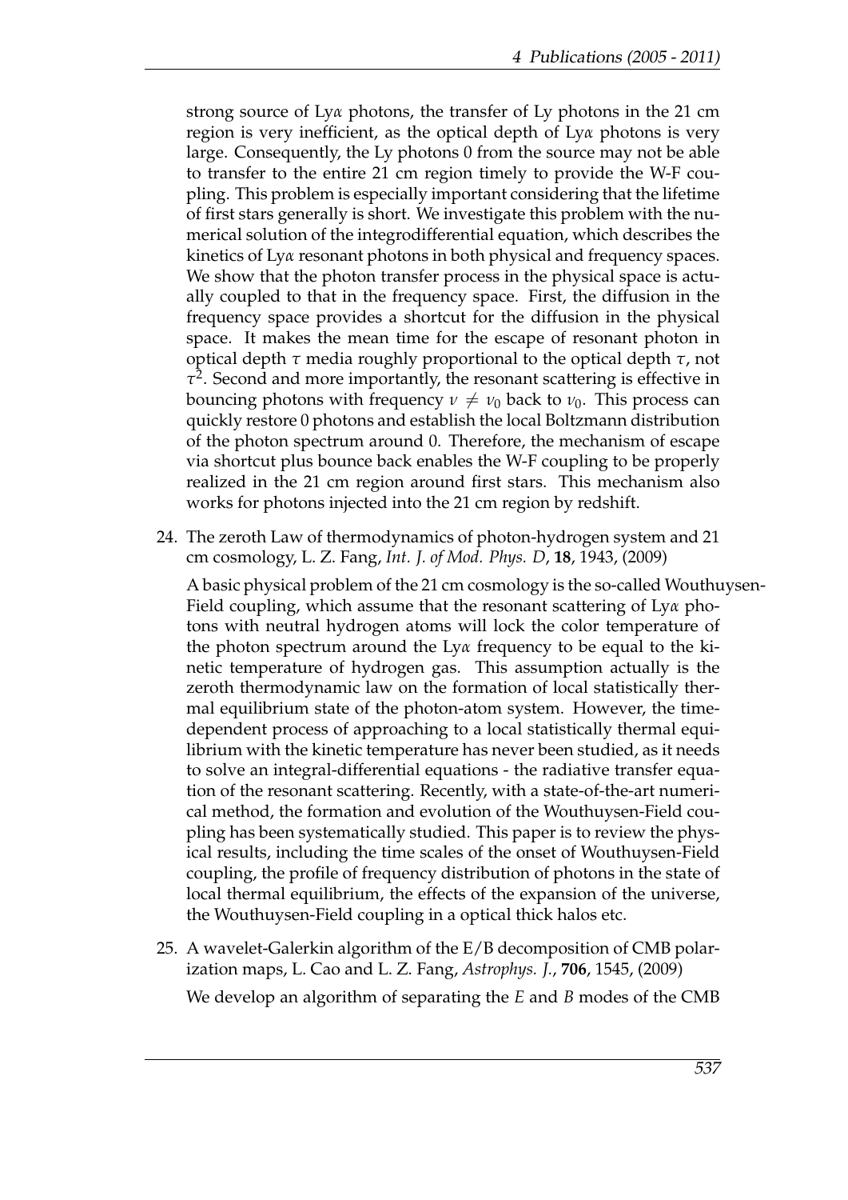strong source of Ly$\alpha$ photons, the transfer of Ly photons in the 21 cm region is very inefficient, as the optical depth of Ly$\alpha$ photons is very large. Consequently, the Ly photons 0 from the source may not be able to transfer to the entire 21 cm region timely to provide the W-F coupling. This problem is especially important considering that the lifetime of first stars generally is short. We investigate this problem with the numerical solution of the integrodifferential equation, which describes the kinetics of Ly$\alpha$ resonant photons in both physical and frequency spaces. We show that the photon transfer process in the physical space is actually coupled to that in the frequency space. First, the diffusion in the frequency space provides a shortcut for the diffusion in the physical space. It makes the mean time for the escape of resonant photon in optical depth $\tau$ media roughly proportional to the optical depth $\tau$, not $\tau^2$. Second and more importantly, the resonant scattering is effective in bouncing photons with frequency $\nu \neq \nu_0$ back to $\nu_0$. This process can quickly restore 0 photons and establish the local Boltzmann distribution of the photon spectrum around 0. Therefore, the mechanism of escape via shortcut plus bounce back enables the W-F coupling to be properly realized in the 21 cm region around first stars. This mechanism also works for photons injected into the 21 cm region by redshift.

24. The zeroth Law of thermodynamics of photon-hydrogen system and 21 cm cosmology, L. Z. Fang, *Int. J. of Mod. Phys. D*, **18**, 1943, (2009)

    A basic physical problem of the 21 cm cosmology is the so-called Wouthuysen-Field coupling, which assume that the resonant scattering of Ly$\alpha$ photons with neutral hydrogen atoms will lock the color temperature of the photon spectrum around the Ly$\alpha$ frequency to be equal to the kinetic temperature of hydrogen gas. This assumption actually is the zeroth thermodynamic law on the formation of local statistically thermal equilibrium state of the photon-atom system. However, the time-dependent process of approaching to a local statistically thermal equilibrium with the kinetic temperature has never been studied, as it needs to solve an integral-differential equations - the radiative transfer equation of the resonant scattering. Recently, with a state-of-the-art numerical method, the formation and evolution of the Wouthuysen-Field coupling has been systematically studied. This paper is to review the physical results, including the time scales of the onset of Wouthuysen-Field coupling, the profile of frequency distribution of photons in the state of local thermal equilibrium, the effects of the expansion of the universe, the Wouthuysen-Field coupling in a optical thick halos etc.

25. A wavelet-Galerkin algorithm of the E/B decomposition of CMB polarization maps, L. Cao and L. Z. Fang, *Astrophys. J.*, **706**, 1545, (2009)

    We develop an algorithm of separating the *E* and *B* modes of the CMB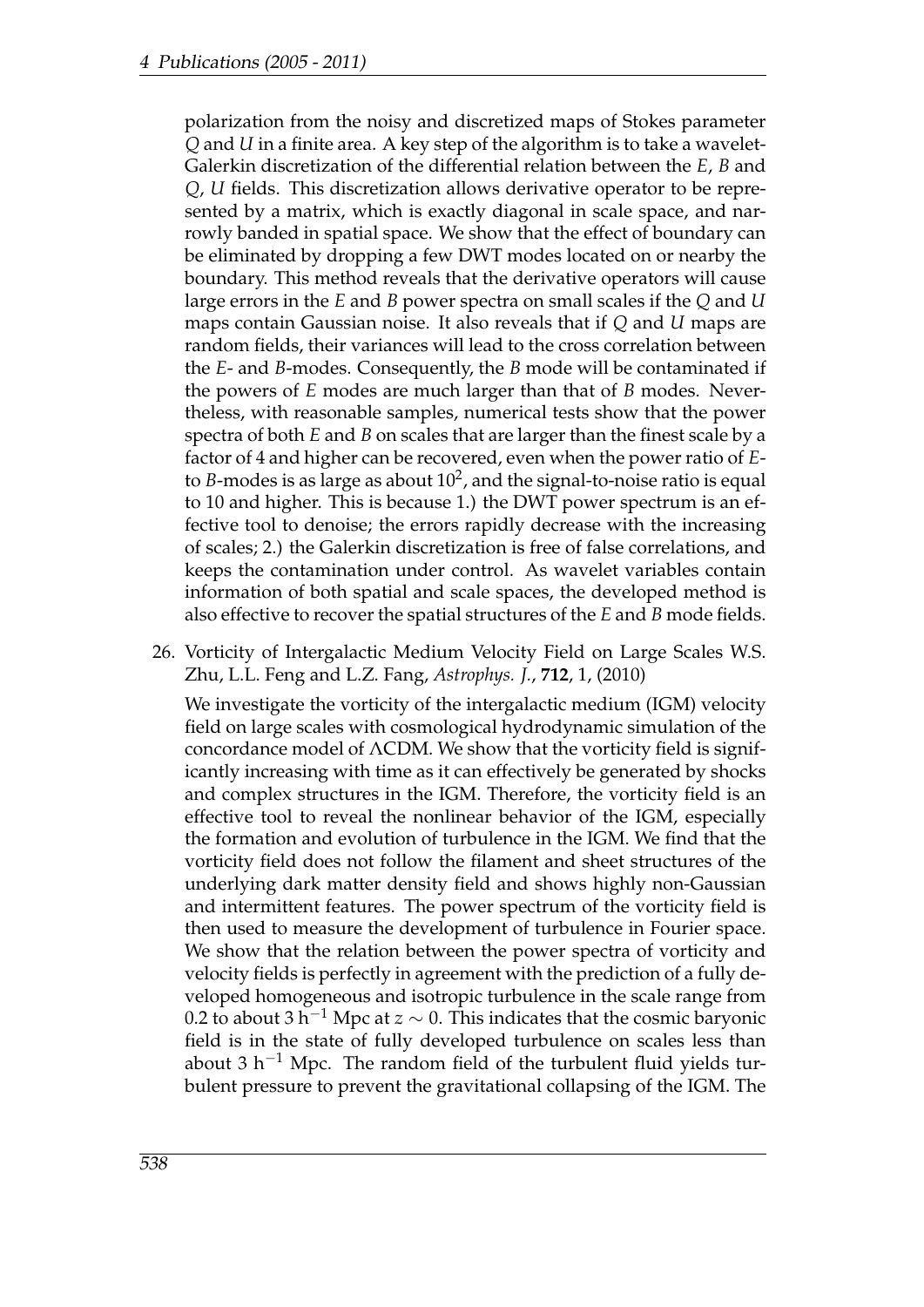polarization from the noisy and discretized maps of Stokes parameter $Q$ and $U$ in a finite area. A key step of the algorithm is to take a wavelet-Galerkin discretization of the differential relation between the $E$, $B$ and $Q$, $U$ fields. This discretization allows derivative operator to be represented by a matrix, which is exactly diagonal in scale space, and narrowly banded in spatial space. We show that the effect of boundary can be eliminated by dropping a few DWT modes located on or nearby the boundary. This method reveals that the derivative operators will cause large errors in the $E$ and $B$ power spectra on small scales if the $Q$ and $U$ maps contain Gaussian noise. It also reveals that if $Q$ and $U$ maps are random fields, their variances will lead to the cross correlation between the $E$- and $B$-modes. Consequently, the $B$ mode will be contaminated if the powers of $E$ modes are much larger than that of $B$ modes. Nevertheless, with reasonable samples, numerical tests show that the power spectra of both $E$ and $B$ on scales that are larger than the finest scale by a factor of 4 and higher can be recovered, even when the power ratio of $E$- to $B$-modes is as large as about $10^2$, and the signal-to-noise ratio is equal to 10 and higher. This is because 1.) the DWT power spectrum is an effective tool to denoise; the errors rapidly decrease with the increasing of scales; 2.) the Galerkin discretization is free of false correlations, and keeps the contamination under control. As wavelet variables contain information of both spatial and scale spaces, the developed method is also effective to recover the spatial structures of the $E$ and $B$ mode fields.

26. Vorticity of Intergalactic Medium Velocity Field on Large Scales W.S. Zhu, L.L. Feng and L.Z. Fang, *Astrophys. J.*, **712**, 1, (2010)

    We investigate the vorticity of the intergalactic medium (IGM) velocity field on large scales with cosmological hydrodynamic simulation of the concordance model of $\Lambda$CDM. We show that the vorticity field is significantly increasing with time as it can effectively be generated by shocks and complex structures in the IGM. Therefore, the vorticity field is an effective tool to reveal the nonlinear behavior of the IGM, especially the formation and evolution of turbulence in the IGM. We find that the vorticity field does not follow the filament and sheet structures of the underlying dark matter density field and shows highly non-Gaussian and intermittent features. The power spectrum of the vorticity field is then used to measure the development of turbulence in Fourier space. We show that the relation between the power spectra of vorticity and velocity fields is perfectly in agreement with the prediction of a fully developed homogeneous and isotropic turbulence in the scale range from 0.2 to about 3 $h^{-1}$ Mpc at $z \sim 0$. This indicates that the cosmic baryonic field is in the state of fully developed turbulence on scales less than about 3 $h^{-1}$ Mpc. The random field of the turbulent fluid yields turbulent pressure to prevent the gravitational collapsing of the IGM. The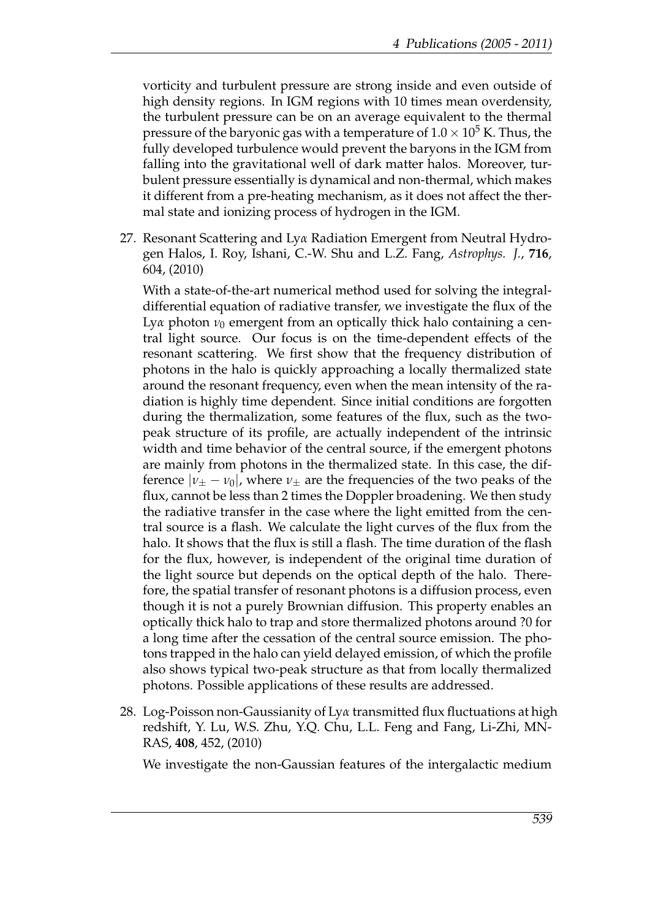vorticity and turbulent pressure are strong inside and even outside of high density regions. In IGM regions with 10 times mean overdensity, the turbulent pressure can be on an average equivalent to the thermal pressure of the baryonic gas with a temperature of $1.0 \times 10^5$ K. Thus, the fully developed turbulence would prevent the baryons in the IGM from falling into the gravitational well of dark matter halos. Moreover, turbulent pressure essentially is dynamical and non-thermal, which makes it different from a pre-heating mechanism, as it does not affect the thermal state and ionizing process of hydrogen in the IGM.

27. Resonant Scattering and Ly$\alpha$ Radiation Emergent from Neutral Hydrogen Halos, I. Roy, Ishani, C.-W. Shu and L.Z. Fang, *Astrophys. J.*, **716**, 604, (2010)

    With a state-of-the-art numerical method used for solving the integral-differential equation of radiative transfer, we investigate the flux of the Ly$\alpha$ photon $\nu_0$ emergent from an optically thick halo containing a central light source. Our focus is on the time-dependent effects of the resonant scattering. We first show that the frequency distribution of photons in the halo is quickly approaching a locally thermalized state around the resonant frequency, even when the mean intensity of the radiation is highly time dependent. Since initial conditions are forgotten during the thermalization, some features of the flux, such as the two-peak structure of its profile, are actually independent of the intrinsic width and time behavior of the central source, if the emergent photons are mainly from photons in the thermalized state. In this case, the difference $|\nu_\pm - \nu_0|$, where $\nu_\pm$ are the frequencies of the two peaks of the flux, cannot be less than 2 times the Doppler broadening. We then study the radiative transfer in the case where the light emitted from the central source is a flash. We calculate the light curves of the flux from the halo. It shows that the flux is still a flash. The time duration of the flash for the flux, however, is independent of the original time duration of the light source but depends on the optical depth of the halo. Therefore, the spatial transfer of resonant photons is a diffusion process, even though it is not a purely Brownian diffusion. This property enables an optically thick halo to trap and store thermalized photons around ?0 for a long time after the cessation of the central source emission. The photons trapped in the halo can yield delayed emission, of which the profile also shows typical two-peak structure as that from locally thermalized photons. Possible applications of these results are addressed.

28. Log-Poisson non-Gaussianity of Ly$\alpha$ transmitted flux fluctuations at high redshift, Y. Lu, W.S. Zhu, Y.Q. Chu, L.L. Feng and Fang, Li-Zhi, MNRAS, **408**, 452, (2010)

    We investigate the non-Gaussian features of the intergalactic medium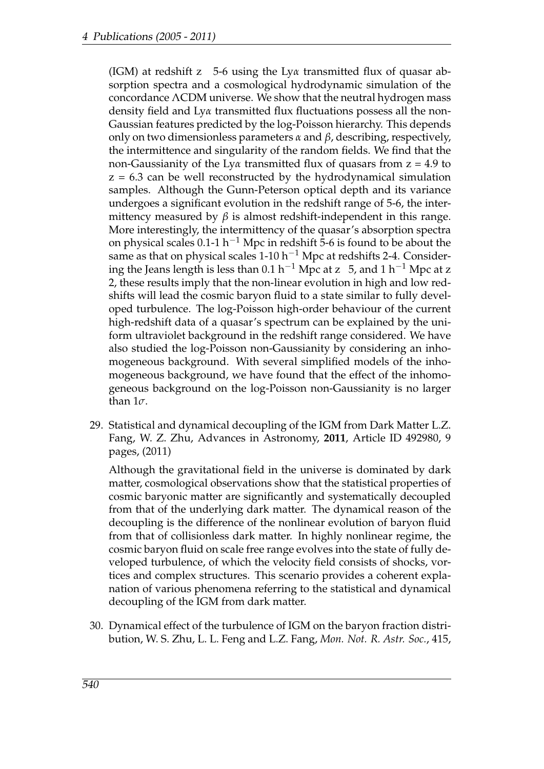(IGM) at redshift z ~ 5-6 using the Ly$\alpha$ transmitted flux of quasar absorption spectra and a cosmological hydrodynamic simulation of the concordance $\Lambda$CDM universe. We show that the neutral hydrogen mass density field and Ly$\alpha$ transmitted flux fluctuations possess all the non-Gaussian features predicted by the log-Poisson hierarchy. This depends only on two dimensionless parameters $\alpha$ and $\beta$, describing, respectively, the intermittence and singularity of the random fields. We find that the non-Gaussianity of the Ly$\alpha$ transmitted flux of quasars from z = 4.9 to z = 6.3 can be well reconstructed by the hydrodynamical simulation samples. Although the Gunn-Peterson optical depth and its variance undergoes a significant evolution in the redshift range of 5-6, the intermittency measured by $\beta$ is almost redshift-independent in this range. More interestingly, the intermittency of the quasar's absorption spectra on physical scales 0.1-1 $h^{-1}$ Mpc in redshift 5-6 is found to be about the same as that on physical scales 1-10 $h^{-1}$ Mpc at redshifts 2-4. Considering the Jeans length is less than 0.1 $h^{-1}$ Mpc at z ~ 5, and 1 $h^{-1}$ Mpc at z ~ 2, these results imply that the non-linear evolution in high and low redshifts will lead the cosmic baryon fluid to a state similar to fully developed turbulence. The log-Poisson high-order behaviour of the current high-redshift data of a quasar's spectrum can be explained by the uniform ultraviolet background in the redshift range considered. We have also studied the log-Poisson non-Gaussianity by considering an inhomogeneous background. With several simplified models of the inhomogeneous background, we have found that the effect of the inhomogeneous background on the log-Poisson non-Gaussianity is no larger than $1\sigma$.

29. Statistical and dynamical decoupling of the IGM from Dark Matter L.Z. Fang, W. Z. Zhu, Advances in Astronomy, **2011**, Article ID 492980, 9 pages, (2011)

    Although the gravitational field in the universe is dominated by dark matter, cosmological observations show that the statistical properties of cosmic baryonic matter are significantly and systematically decoupled from that of the underlying dark matter. The dynamical reason of the decoupling is the difference of the nonlinear evolution of baryon fluid from that of collisionless dark matter. In highly nonlinear regime, the cosmic baryon fluid on scale free range evolves into the state of fully developed turbulence, of which the velocity field consists of shocks, vortices and complex structures. This scenario provides a coherent explanation of various phenomena referring to the statistical and dynamical decoupling of the IGM from dark matter.

30. Dynamical effect of the turbulence of IGM on the baryon fraction distribution, W. S. Zhu, L. L. Feng and L.Z. Fang, *Mon. Not. R. Astr. Soc.*, 415,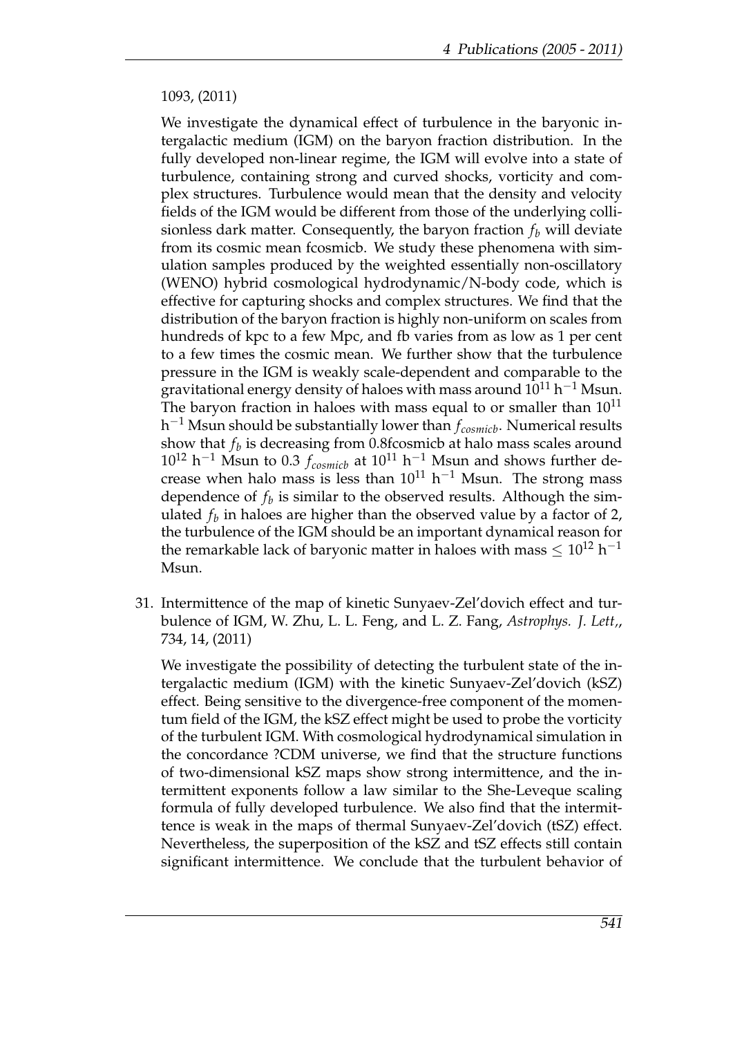1093, (2011)

We investigate the dynamical effect of turbulence in the baryonic intergalactic medium (IGM) on the baryon fraction distribution. In the fully developed non-linear regime, the IGM will evolve into a state of turbulence, containing strong and curved shocks, vorticity and complex structures. Turbulence would mean that the density and velocity fields of the IGM would be different from those of the underlying collisionless dark matter. Consequently, the baryon fraction $f_b$ will deviate from its cosmic mean fcosmicb. We study these phenomena with simulation samples produced by the weighted essentially non-oscillatory (WENO) hybrid cosmological hydrodynamic/N-body code, which is effective for capturing shocks and complex structures. We find that the distribution of the baryon fraction is highly non-uniform on scales from hundreds of kpc to a few Mpc, and fb varies from as low as 1 per cent to a few times the cosmic mean. We further show that the turbulence pressure in the IGM is weakly scale-dependent and comparable to the gravitational energy density of haloes with mass around $10^{11}$ $h^{-1}$ Msun. The baryon fraction in haloes with mass equal to or smaller than $10^{11}$ $h^{-1}$ Msun should be substantially lower than $f_{cosmicb}$. Numerical results show that $f_b$ is decreasing from 0.8fcosmicb at halo mass scales around $10^{12}$ $h^{-1}$ Msun to 0.3 $f_{cosmicb}$ at $10^{11}$ $h^{-1}$ Msun and shows further decrease when halo mass is less than $10^{11}$ $h^{-1}$ Msun. The strong mass dependence of $f_b$ is similar to the observed results. Although the simulated $f_b$ in haloes are higher than the observed value by a factor of 2, the turbulence of the IGM should be an important dynamical reason for the remarkable lack of baryonic matter in haloes with mass $\leq 10^{12}$ $h^{-1}$ Msun.

31. Intermittence of the map of kinetic Sunyaev-Zel'dovich effect and turbulence of IGM, W. Zhu, L. L. Feng, and L. Z. Fang, *Astrophys. J. Lett,*, 734, 14, (2011)

    We investigate the possibility of detecting the turbulent state of the intergalactic medium (IGM) with the kinetic Sunyaev-Zel'dovich (kSZ) effect. Being sensitive to the divergence-free component of the momentum field of the IGM, the kSZ effect might be used to probe the vorticity of the turbulent IGM. With cosmological hydrodynamical simulation in the concordance ?CDM universe, we find that the structure functions of two-dimensional kSZ maps show strong intermittence, and the intermittent exponents follow a law similar to the She-Leveque scaling formula of fully developed turbulence. We also find that the intermittence is weak in the maps of thermal Sunyaev-Zel'dovich (tSZ) effect. Nevertheless, the superposition of the kSZ and tSZ effects still contain significant intermittence. We conclude that the turbulent behavior of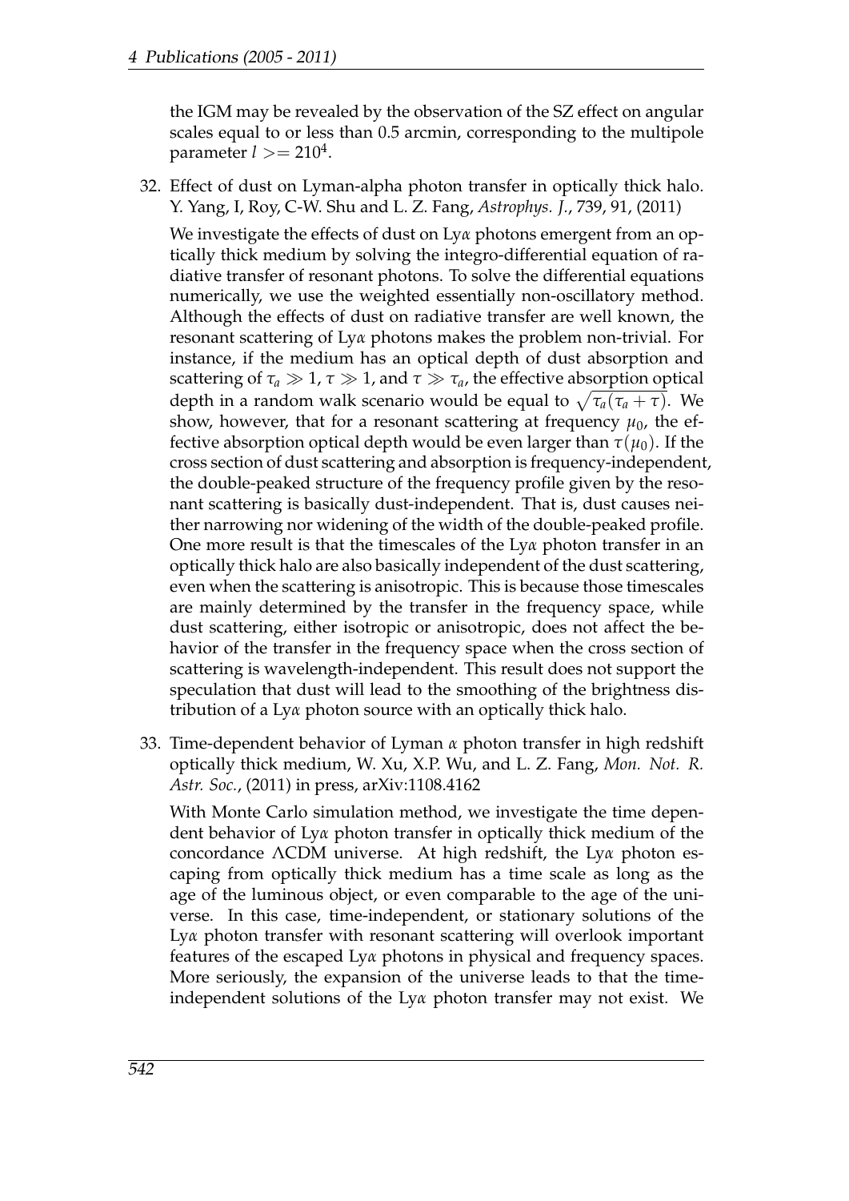the IGM may be revealed by the observation of the SZ effect on angular scales equal to or less than 0.5 arcmin, corresponding to the multipole parameter $l >= 210^4$.

32. Effect of dust on Lyman-alpha photon transfer in optically thick halo. Y. Yang, I, Roy, C-W. Shu and L. Z. Fang, *Astrophys. J.*, 739, 91, (2011)

    We investigate the effects of dust on Ly$\alpha$ photons emergent from an optically thick medium by solving the integro-differential equation of radiative transfer of resonant photons. To solve the differential equations numerically, we use the weighted essentially non-oscillatory method. Although the effects of dust on radiative transfer are well known, the resonant scattering of Ly$\alpha$ photons makes the problem non-trivial. For instance, if the medium has an optical depth of dust absorption and scattering of $\tau_a \gg 1$, $\tau \gg 1$, and $\tau \gg \tau_a$, the effective absorption optical depth in a random walk scenario would be equal to $\sqrt{\tau_a(\tau_a + \tau)}$. We show, however, that for a resonant scattering at frequency $\mu_0$, the effective absorption optical depth would be even larger than $\tau(\mu_0)$. If the cross section of dust scattering and absorption is frequency-independent, the double-peaked structure of the frequency profile given by the resonant scattering is basically dust-independent. That is, dust causes neither narrowing nor widening of the width of the double-peaked profile. One more result is that the timescales of the Ly$\alpha$ photon transfer in an optically thick halo are also basically independent of the dust scattering, even when the scattering is anisotropic. This is because those timescales are mainly determined by the transfer in the frequency space, while dust scattering, either isotropic or anisotropic, does not affect the behavior of the transfer in the frequency space when the cross section of scattering is wavelength-independent. This result does not support the speculation that dust will lead to the smoothing of the brightness distribution of a Ly$\alpha$ photon source with an optically thick halo.

33. Time-dependent behavior of Lyman $\alpha$ photon transfer in high redshift optically thick medium, W. Xu, X.P. Wu, and L. Z. Fang, *Mon. Not. R. Astr. Soc.*, (2011) in press, arXiv:1108.4162

    With Monte Carlo simulation method, we investigate the time dependent behavior of Ly$\alpha$ photon transfer in optically thick medium of the concordance $\Lambda$CDM universe. At high redshift, the Ly$\alpha$ photon escaping from optically thick medium has a time scale as long as the age of the luminous object, or even comparable to the age of the universe. In this case, time-independent, or stationary solutions of the Ly$\alpha$ photon transfer with resonant scattering will overlook important features of the escaped Ly$\alpha$ photons in physical and frequency spaces. More seriously, the expansion of the universe leads to that the time-independent solutions of the Ly$\alpha$ photon transfer may not exist. We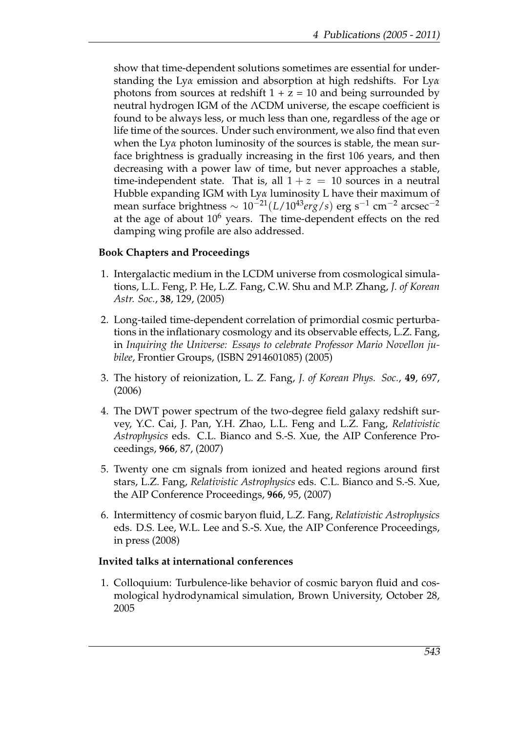show that time-dependent solutions sometimes are essential for understanding the Ly$\alpha$ emission and absorption at high redshifts. For Ly$\alpha$ photons from sources at redshift $1 + z = 10$ and being surrounded by neutral hydrogen IGM of the ΛCDM universe, the escape coefficient is found to be always less, or much less than one, regardless of the age or life time of the sources. Under such environment, we also find that even when the Ly$\alpha$ photon luminosity of the sources is stable, the mean surface brightness is gradually increasing in the first 106 years, and then decreasing with a power law of time, but never approaches a stable, time-independent state. That is, all $1 + z = 10$ sources in a neutral Hubble expanding IGM with Ly$\alpha$ luminosity L have their maximum of mean surface brightness $\sim 10^{-21}(L/10^{43} erg/s)$ erg s$^{-1}$ cm$^{-2}$ arcsec$^{-2}$ at the age of about $10^6$ years. The time-dependent effects on the red damping wing profile are also addressed.

**Book Chapters and Proceedings**

1. Intergalactic medium in the LCDM universe from cosmological simulations, L.L. Feng, P. He, L.Z. Fang, C.W. Shu and M.P. Zhang, *J. of Korean Astr. Soc.*, **38**, 129, (2005)
2. Long-tailed time-dependent correlation of primordial cosmic perturbations in the inflationary cosmology and its observable effects, L.Z. Fang, in *Inquiring the Universe: Essays to celebrate Professor Mario Novellon jubilee*, Frontier Groups, (ISBN 2914601085) (2005)
3. The history of reionization, L. Z. Fang, *J. of Korean Phys. Soc.*, **49**, 697, (2006)
4. The DWT power spectrum of the two-degree field galaxy redshift survey, Y.C. Cai, J. Pan, Y.H. Zhao, L.L. Feng and L.Z. Fang, *Relativistic Astrophysics* eds. C.L. Bianco and S.-S. Xue, the AIP Conference Proceedings, **966**, 87, (2007)
5. Twenty one cm signals from ionized and heated regions around first stars, L.Z. Fang, *Relativistic Astrophysics* eds. C.L. Bianco and S.-S. Xue, the AIP Conference Proceedings, **966**, 95, (2007)
6. Intermittency of cosmic baryon fluid, L.Z. Fang, *Relativistic Astrophysics* eds. D.S. Lee, W.L. Lee and S.-S. Xue, the AIP Conference Proceedings, in press (2008)

**Invited talks at international conferences**

1. Colloquium: Turbulence-like behavior of cosmic baryon fluid and cosmological hydrodynamical simulation, Brown University, October 28, 2005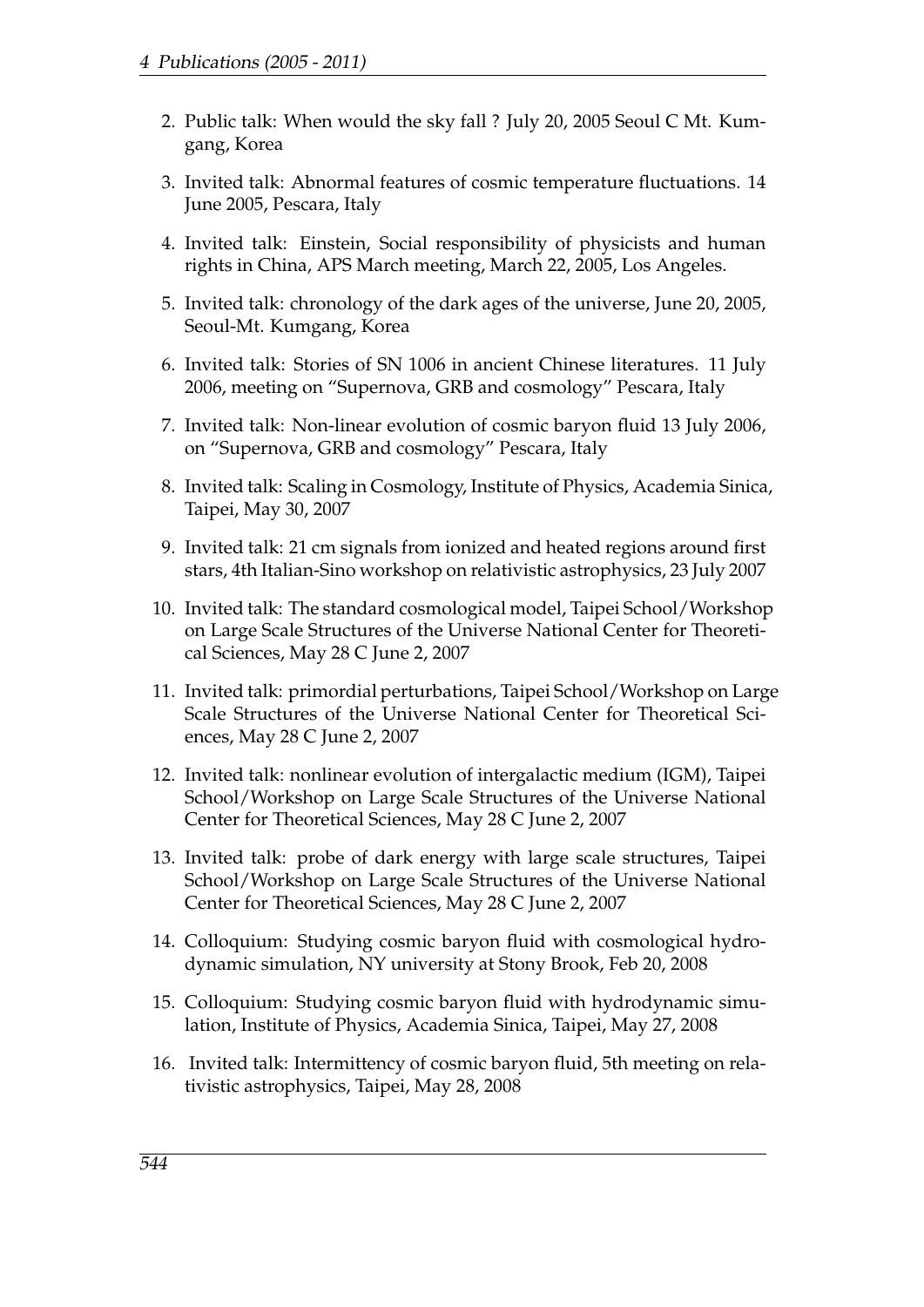2. Public talk: When would the sky fall ? July 20, 2005 Seoul C Mt. Kumgang, Korea

3. Invited talk: Abnormal features of cosmic temperature fluctuations. 14 June 2005, Pescara, Italy

4. Invited talk: Einstein, Social responsibility of physicists and human rights in China, APS March meeting, March 22, 2005, Los Angeles.

5. Invited talk: chronology of the dark ages of the universe, June 20, 2005, Seoul-Mt. Kumgang, Korea

6. Invited talk: Stories of SN 1006 in ancient Chinese literatures. 11 July 2006, meeting on "Supernova, GRB and cosmology" Pescara, Italy

7. Invited talk: Non-linear evolution of cosmic baryon fluid 13 July 2006, on "Supernova, GRB and cosmology" Pescara, Italy

8. Invited talk: Scaling in Cosmology, Institute of Physics, Academia Sinica, Taipei, May 30, 2007

9. Invited talk: 21 cm signals from ionized and heated regions around first stars, 4th Italian-Sino workshop on relativistic astrophysics, 23 July 2007

10. Invited talk: The standard cosmological model, Taipei School/Workshop on Large Scale Structures of the Universe National Center for Theoretical Sciences, May 28 C June 2, 2007

11. Invited talk: primordial perturbations, Taipei School/Workshop on Large Scale Structures of the Universe National Center for Theoretical Sciences, May 28 C June 2, 2007

12. Invited talk: nonlinear evolution of intergalactic medium (IGM), Taipei School/Workshop on Large Scale Structures of the Universe National Center for Theoretical Sciences, May 28 C June 2, 2007

13. Invited talk: probe of dark energy with large scale structures, Taipei School/Workshop on Large Scale Structures of the Universe National Center for Theoretical Sciences, May 28 C June 2, 2007

14. Colloquium: Studying cosmic baryon fluid with cosmological hydrodynamic simulation, NY university at Stony Brook, Feb 20, 2008

15. Colloquium: Studying cosmic baryon fluid with hydrodynamic simulation, Institute of Physics, Academia Sinica, Taipei, May 27, 2008

16. Invited talk: Intermittency of cosmic baryon fluid, 5th meeting on relativistic astrophysics, Taipei, May 28, 2008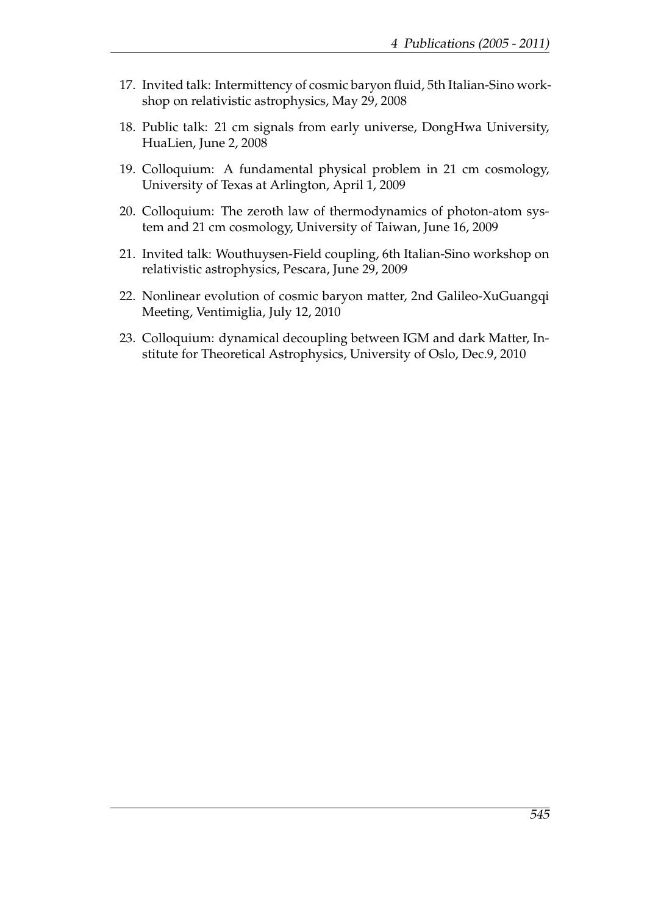17. Invited talk: Intermittency of cosmic baryon fluid, 5th Italian-Sino workshop on relativistic astrophysics, May 29, 2008

18. Public talk: 21 cm signals from early universe, DongHwa University, HuaLien, June 2, 2008

19. Colloquium: A fundamental physical problem in 21 cm cosmology, University of Texas at Arlington, April 1, 2009

20. Colloquium: The zeroth law of thermodynamics of photon-atom system and 21 cm cosmology, University of Taiwan, June 16, 2009

21. Invited talk: Wouthuysen-Field coupling, 6th Italian-Sino workshop on relativistic astrophysics, Pescara, June 29, 2009

22. Nonlinear evolution of cosmic baryon matter, 2nd Galileo-XuGuangqi Meeting, Ventimiglia, July 12, 2010

23. Colloquium: dynamical decoupling between IGM and dark Matter, Institute for Theoretical Astrophysics, University of Oslo, Dec.9, 2010